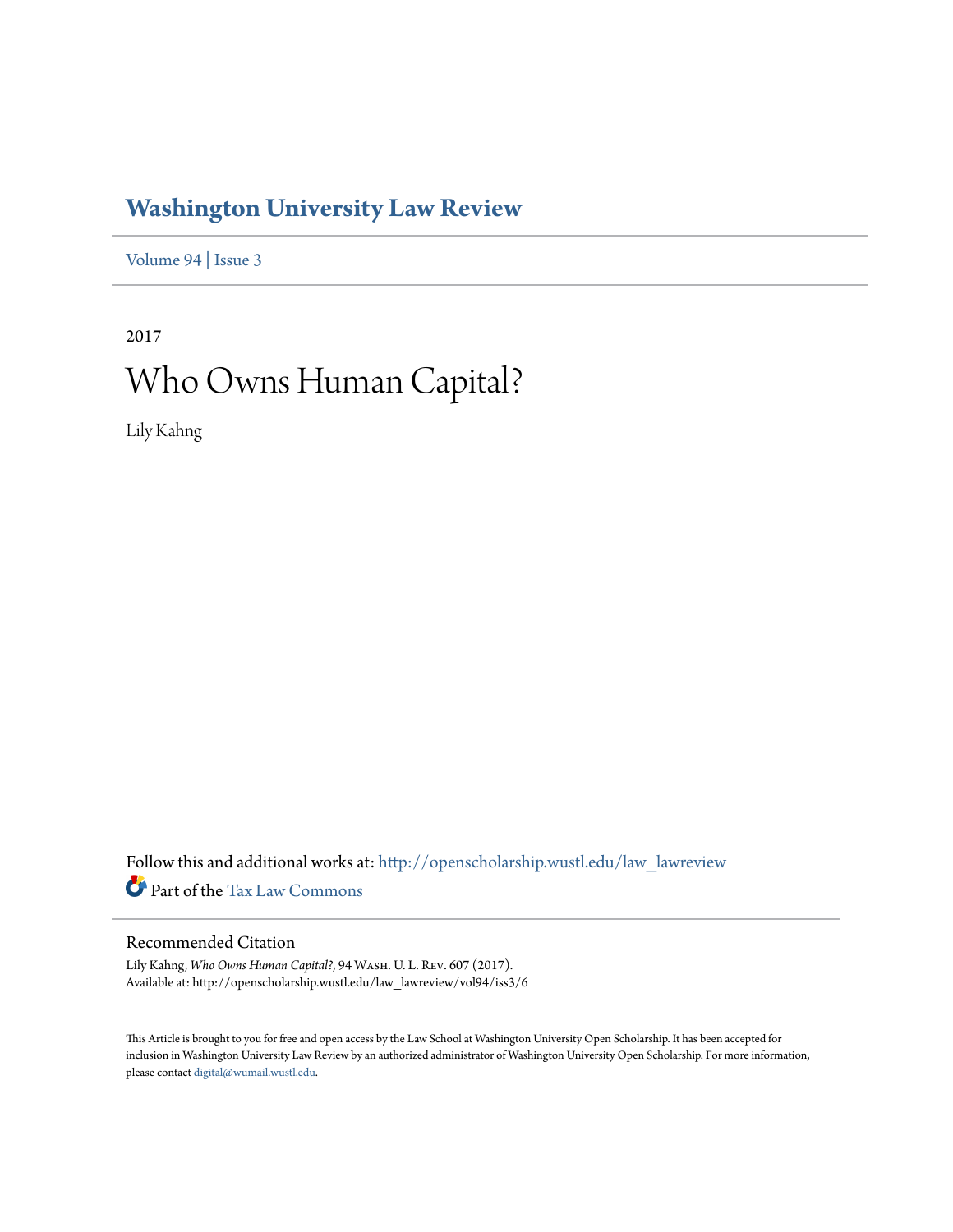# Washington University Law Review

Volume 94 | Issue 3

2017

# Who Owns Human Capital?

Lily Kahng

Follow this and additional works at: http://openscholarship.wustl.edu/law_lawreview

Part of the Tax Law Commons

## Recommended Citation

Lily Kahng, *Who Owns Human Capital?*, 94 Wash. U. L. Rev. 607 (2017).
Available at: http://openscholarship.wustl.edu/law_lawreview/vol94/iss3/6

This Article is brought to you for free and open access by the Law School at Washington University Open Scholarship. It has been accepted for inclusion in Washington University Law Review by an authorized administrator of Washington University Open Scholarship. For more information, please contact digital@wumail.wustl.edu.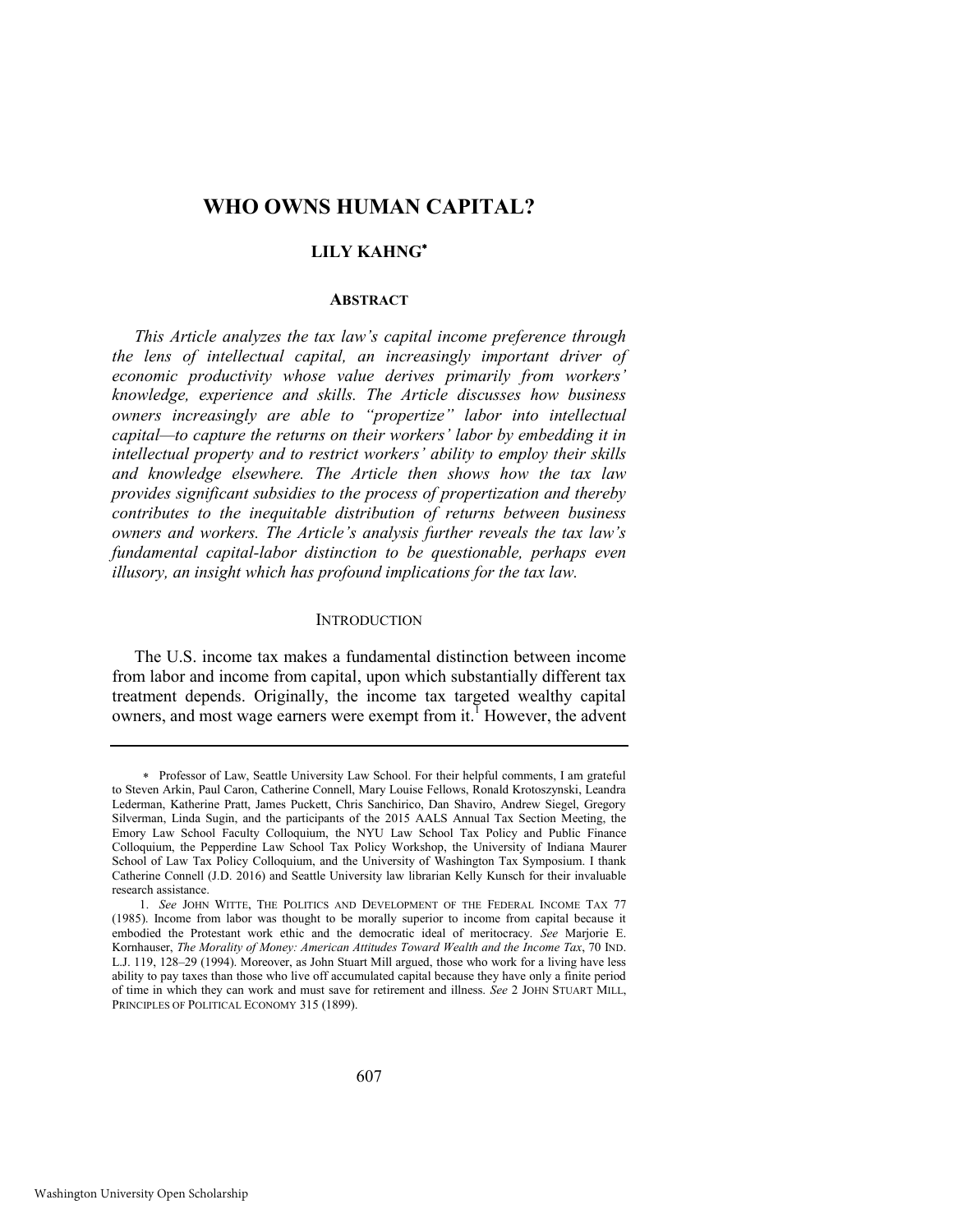# WHO OWNS HUMAN CAPITAL?

## LILY KAHNG*

### ABSTRACT

*This Article analyzes the tax law's capital income preference through the lens of intellectual capital, an increasingly important driver of economic productivity whose value derives primarily from workers' knowledge, experience and skills. The Article discusses how business owners increasingly are able to "propertize" labor into intellectual capital—to capture the returns on their workers' labor by embedding it in intellectual property and to restrict workers' ability to employ their skills and knowledge elsewhere. The Article then shows how the tax law provides significant subsidies to the process of propertization and thereby contributes to the inequitable distribution of returns between business owners and workers. The Article's analysis further reveals the tax law's fundamental capital-labor distinction to be questionable, perhaps even illusory, an insight which has profound implications for the tax law.*

### INTRODUCTION

The U.S. income tax makes a fundamental distinction between income from labor and income from capital, upon which substantially different tax treatment depends. Originally, the income tax targeted wealthy capital owners, and most wage earners were exempt from it.[1] However, the advent

---

\* Professor of Law, Seattle University Law School. For their helpful comments, I am grateful to Steven Arkin, Paul Caron, Catherine Connell, Mary Louise Fellows, Ronald Krotoszynski, Leandra Lederman, Katherine Pratt, James Puckett, Chris Sanchirico, Dan Shaviro, Andrew Siegel, Gregory Silverman, Linda Sugin, and the participants of the 2015 AALS Annual Tax Section Meeting, the Emory Law School Faculty Colloquium, the NYU Law School Tax Policy and Public Finance Colloquium, the Pepperdine Law School Tax Policy Workshop, the University of Indiana Maurer School of Law Tax Policy Colloquium, and the University of Washington Tax Symposium. I thank Catherine Connell (J.D. 2016) and Seattle University law librarian Kelly Kunsch for their invaluable research assistance.

1. *See* JOHN WITTE, THE POLITICS AND DEVELOPMENT OF THE FEDERAL INCOME TAX 77 (1985). Income from labor was thought to be morally superior to income from capital because it embodied the Protestant work ethic and the democratic ideal of meritocracy. *See* Marjorie E. Kornhauser, *The Morality of Money: American Attitudes Toward Wealth and the Income Tax*, 70 IND. L.J. 119, 128–29 (1994). Moreover, as John Stuart Mill argued, those who work for a living have less ability to pay taxes than those who live off accumulated capital because they have only a finite period of time in which they can work and must save for retirement and illness. *See* 2 JOHN STUART MILL, PRINCIPLES OF POLITICAL ECONOMY 315 (1899).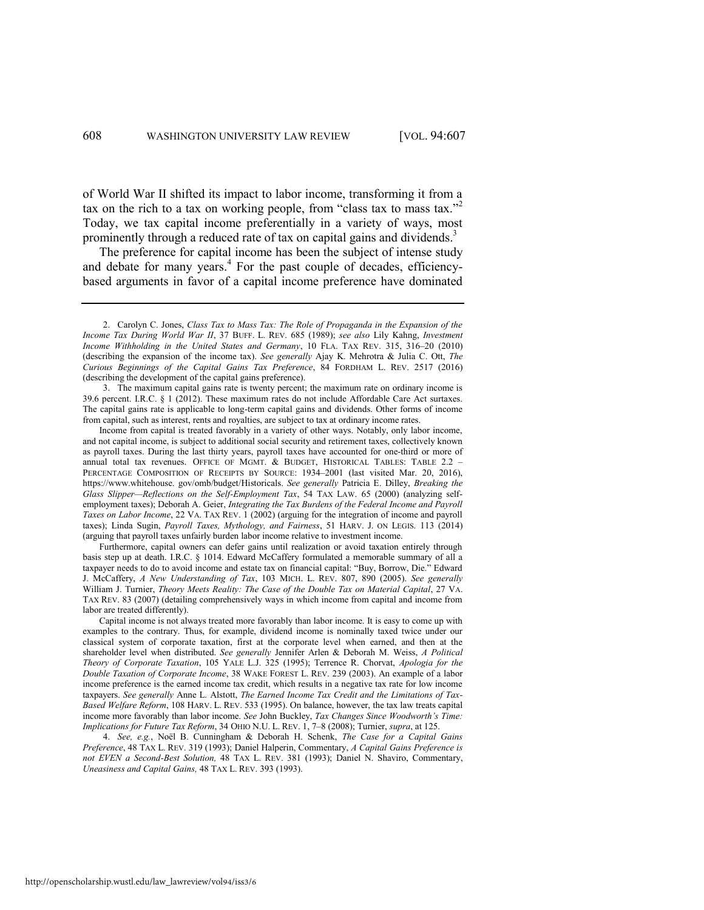of World War II shifted its impact to labor income, transforming it from a tax on the rich to a tax on working people, from "class tax to mass tax."[2] Today, we tax capital income preferentially in a variety of ways, most prominently through a reduced rate of tax on capital gains and dividends.[3]

The preference for capital income has been the subject of intense study and debate for many years.[4] For the past couple of decades, efficiency-based arguments in favor of a capital income preference have dominated

---

2. Carolyn C. Jones, *Class Tax to Mass Tax: The Role of Propaganda in the Expansion of the Income Tax During World War II*, 37 BUFF. L. REV. 685 (1989); *see also* Lily Kahng, *Investment Income Withholding in the United States and Germany*, 10 FLA. TAX REV. 315, 316–20 (2010) (describing the expansion of the income tax). *See generally* Ajay K. Mehrotra & Julia C. Ott, *The Curious Beginnings of the Capital Gains Tax Preference*, 84 FORDHAM L. REV. 2517 (2016) (describing the development of the capital gains preference).

3. The maximum capital gains rate is twenty percent; the maximum rate on ordinary income is 39.6 percent. I.R.C. § 1 (2012). These maximum rates do not include Affordable Care Act surtaxes. The capital gains rate is applicable to long-term capital gains and dividends. Other forms of income from capital, such as interest, rents and royalties, are subject to tax at ordinary income rates.

Income from capital is treated favorably in a variety of other ways. Notably, only labor income, and not capital income, is subject to additional social security and retirement taxes, collectively known as payroll taxes. During the last thirty years, payroll taxes have accounted for one-third or more of annual total tax revenues. OFFICE OF MGMT. & BUDGET, HISTORICAL TABLES: TABLE 2.2 – PERCENTAGE COMPOSITION OF RECEIPTS BY SOURCE: 1934–2001 (last visited Mar. 20, 2016), https://www.whitehouse. gov/omb/budget/Historicals. *See generally* Patricia E. Dilley, *Breaking the Glass Slipper—Reflections on the Self-Employment Tax*, 54 TAX LAW. 65 (2000) (analyzing self-employment taxes); Deborah A. Geier, *Integrating the Tax Burdens of the Federal Income and Payroll Taxes on Labor Income*, 22 VA. TAX REV. 1 (2002) (arguing for the integration of income and payroll taxes); Linda Sugin, *Payroll Taxes, Mythology, and Fairness*, 51 HARV. J. ON LEGIS. 113 (2014) (arguing that payroll taxes unfairly burden labor income relative to investment income.

Furthermore, capital owners can defer gains until realization or avoid taxation entirely through basis step up at death. I.R.C. § 1014. Edward McCaffery formulated a memorable summary of all a taxpayer needs to do to avoid income and estate tax on financial capital: "Buy, Borrow, Die." Edward J. McCaffery, *A New Understanding of Tax*, 103 MICH. L. REV. 807, 890 (2005). *See generally* William J. Turnier, *Theory Meets Reality: The Case of the Double Tax on Material Capital*, 27 VA. TAX REV. 83 (2007) (detailing comprehensively ways in which income from capital and income from labor are treated differently).

Capital income is not always treated more favorably than labor income. It is easy to come up with examples to the contrary. Thus, for example, dividend income is nominally taxed twice under our classical system of corporate taxation, first at the corporate level when earned, and then at the shareholder level when distributed. *See generally* Jennifer Arlen & Deborah M. Weiss, *A Political Theory of Corporate Taxation*, 105 YALE L.J. 325 (1995); Terrence R. Chorvat, *Apologia for the Double Taxation of Corporate Income*, 38 WAKE FOREST L. REV. 239 (2003). An example of a labor income preference is the earned income tax credit, which results in a negative tax rate for low income taxpayers. *See generally* Anne L. Alstott, *The Earned Income Tax Credit and the Limitations of Tax-Based Welfare Reform*, 108 HARV. L. REV. 533 (1995). On balance, however, the tax law treats capital income more favorably than labor income. *See* John Buckley, *Tax Changes Since Woodworth's Time: Implications for Future Tax Reform*, 34 OHIO N.U. L. REV. 1, 7–8 (2008); Turnier, *supra*, at 125.

4. *See, e.g.*, Noël B. Cunningham & Deborah H. Schenk, *The Case for a Capital Gains Preference*, 48 TAX L. REV. 319 (1993); Daniel Halperin, Commentary, *A Capital Gains Preference is not EVEN a Second-Best Solution,* 48 TAX L. REV. 381 (1993); Daniel N. Shaviro, Commentary, *Uneasiness and Capital Gains,* 48 TAX L. REV. 393 (1993).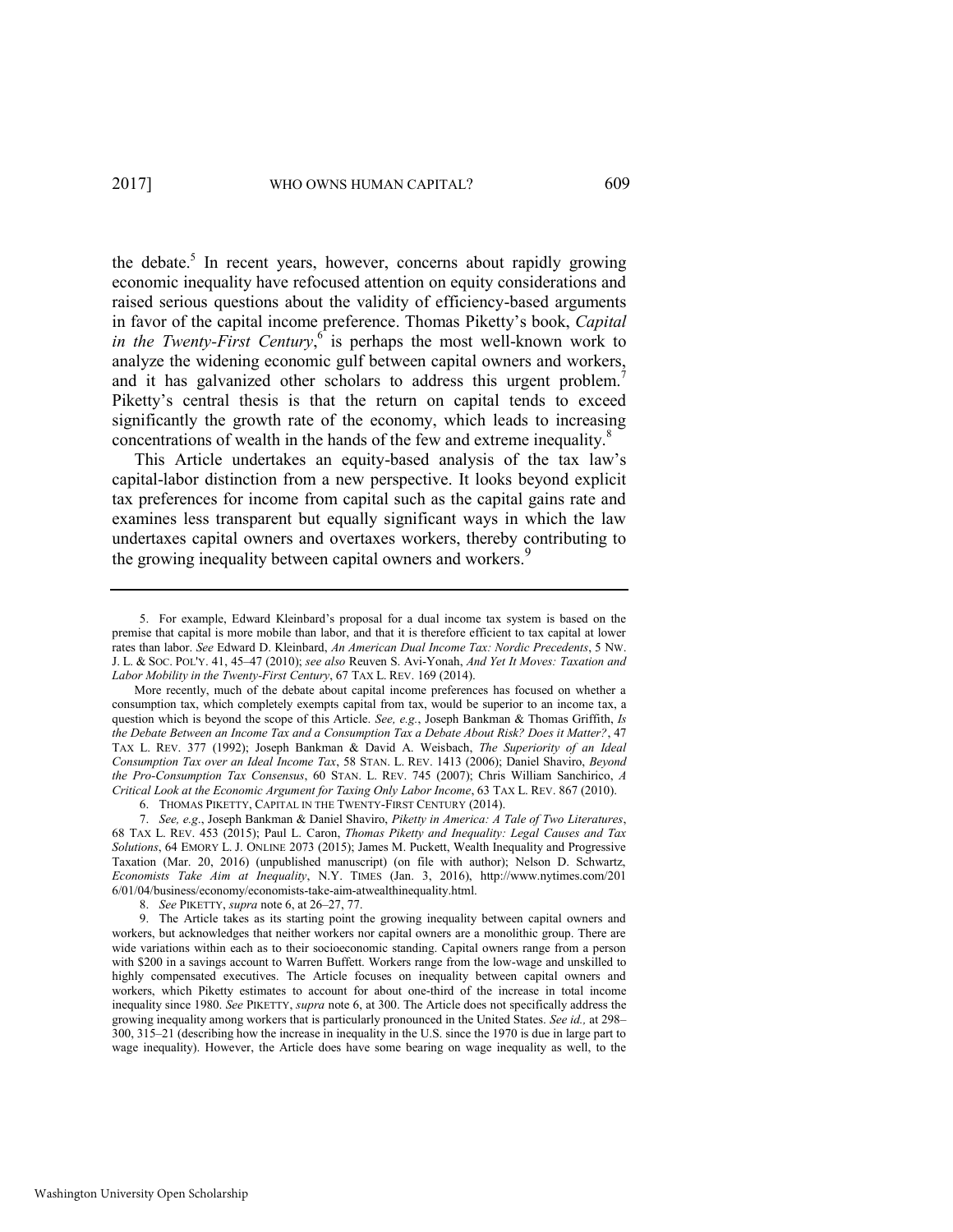the debate.[5] In recent years, however, concerns about rapidly growing economic inequality have refocused attention on equity considerations and raised serious questions about the validity of efficiency-based arguments in favor of the capital income preference. Thomas Piketty's book, *Capital in the Twenty-First Century*,[6] is perhaps the most well-known work to analyze the widening economic gulf between capital owners and workers, and it has galvanized other scholars to address this urgent problem.[7] Piketty's central thesis is that the return on capital tends to exceed significantly the growth rate of the economy, which leads to increasing concentrations of wealth in the hands of the few and extreme inequality.[8]

This Article undertakes an equity-based analysis of the tax law's capital-labor distinction from a new perspective. It looks beyond explicit tax preferences for income from capital such as the capital gains rate and examines less transparent but equally significant ways in which the law undertaxes capital owners and overtaxes workers, thereby contributing to the growing inequality between capital owners and workers.[9]

---

5. For example, Edward Kleinbard's proposal for a dual income tax system is based on the premise that capital is more mobile than labor, and that it is therefore efficient to tax capital at lower rates than labor. *See* Edward D. Kleinbard, *An American Dual Income Tax: Nordic Precedents*, 5 NW. J. L. & SOC. POL'Y. 41, 45–47 (2010); *see also* Reuven S. Avi-Yonah, *And Yet It Moves: Taxation and Labor Mobility in the Twenty-First Century*, 67 TAX L. REV. 169 (2014).

More recently, much of the debate about capital income preferences has focused on whether a consumption tax, which completely exempts capital from tax, would be superior to an income tax, a question which is beyond the scope of this Article. *See, e.g.*, Joseph Bankman & Thomas Griffith, *Is the Debate Between an Income Tax and a Consumption Tax a Debate About Risk? Does it Matter?*, 47 TAX L. REV. 377 (1992); Joseph Bankman & David A. Weisbach, *The Superiority of an Ideal Consumption Tax over an Ideal Income Tax*, 58 STAN. L. REV. 1413 (2006); Daniel Shaviro, *Beyond the Pro-Consumption Tax Consensus*, 60 STAN. L. REV. 745 (2007); Chris William Sanchirico, *A Critical Look at the Economic Argument for Taxing Only Labor Income*, 63 TAX L. REV. 867 (2010).

6. THOMAS PIKETTY, CAPITAL IN THE TWENTY-FIRST CENTURY (2014).

7. *See, e.g.*, Joseph Bankman & Daniel Shaviro, *Piketty in America: A Tale of Two Literatures*, 68 TAX L. REV. 453 (2015); Paul L. Caron, *Thomas Piketty and Inequality: Legal Causes and Tax Solutions*, 64 EMORY L. J. ONLINE 2073 (2015); James M. Puckett, Wealth Inequality and Progressive Taxation (Mar. 20, 2016) (unpublished manuscript) (on file with author); Nelson D. Schwartz, *Economists Take Aim at Inequality*, N.Y. TIMES (Jan. 3, 2016), http://www.nytimes.com/2016/01/04/business/economy/economists-take-aim-atwealthinequality.html.

8. *See* PIKETTY, *supra* note 6, at 26–27, 77.

9. The Article takes as its starting point the growing inequality between capital owners and workers, but acknowledges that neither workers nor capital owners are a monolithic group. There are wide variations within each as to their socioeconomic standing. Capital owners range from a person with $200 in a savings account to Warren Buffett. Workers range from the low-wage and unskilled to highly compensated executives. The Article focuses on inequality between capital owners and workers, which Piketty estimates to account for about one-third of the increase in total income inequality since 1980. *See* PIKETTY, *supra* note 6, at 300. The Article does not specifically address the growing inequality among workers that is particularly pronounced in the United States. *See id.,* at 298–300, 315–21 (describing how the increase in inequality in the U.S. since the 1970 is due in large part to wage inequality). However, the Article does have some bearing on wage inequality as well, to the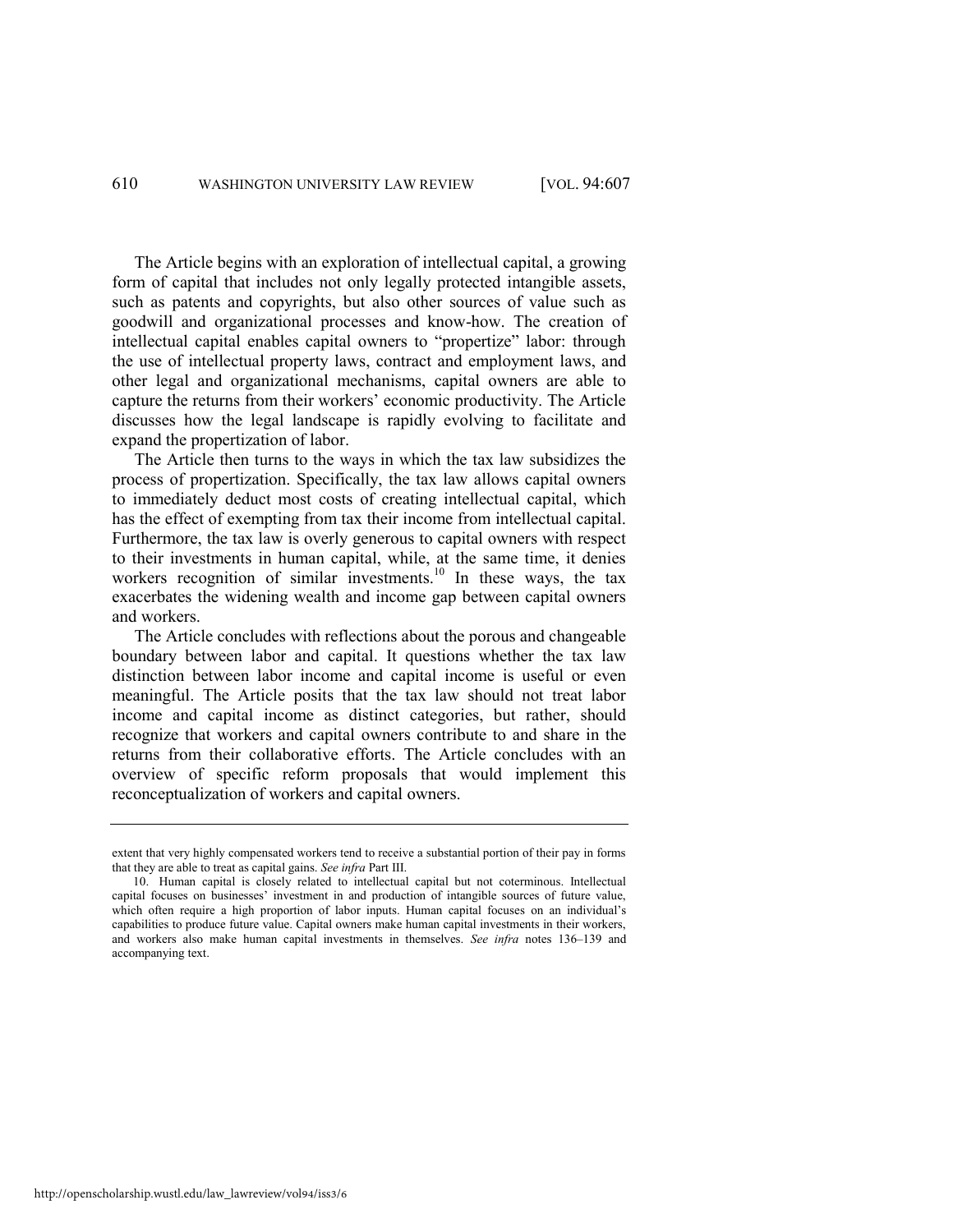The Article begins with an exploration of intellectual capital, a growing form of capital that includes not only legally protected intangible assets, such as patents and copyrights, but also other sources of value such as goodwill and organizational processes and know-how. The creation of intellectual capital enables capital owners to "propertize" labor: through the use of intellectual property laws, contract and employment laws, and other legal and organizational mechanisms, capital owners are able to capture the returns from their workers' economic productivity. The Article discusses how the legal landscape is rapidly evolving to facilitate and expand the propertization of labor.

The Article then turns to the ways in which the tax law subsidizes the process of propertization. Specifically, the tax law allows capital owners to immediately deduct most costs of creating intellectual capital, which has the effect of exempting from tax their income from intellectual capital. Furthermore, the tax law is overly generous to capital owners with respect to their investments in human capital, while, at the same time, it denies workers recognition of similar investments.[10] In these ways, the tax exacerbates the widening wealth and income gap between capital owners and workers.

The Article concludes with reflections about the porous and changeable boundary between labor and capital. It questions whether the tax law distinction between labor income and capital income is useful or even meaningful. The Article posits that the tax law should not treat labor income and capital income as distinct categories, but rather, should recognize that workers and capital owners contribute to and share in the returns from their collaborative efforts. The Article concludes with an overview of specific reform proposals that would implement this reconceptualization of workers and capital owners.

---

extent that very highly compensated workers tend to receive a substantial portion of their pay in forms that they are able to treat as capital gains. *See infra* Part III.

10. Human capital is closely related to intellectual capital but not coterminous. Intellectual capital focuses on businesses' investment in and production of intangible sources of future value, which often require a high proportion of labor inputs. Human capital focuses on an individual's capabilities to produce future value. Capital owners make human capital investments in their workers, and workers also make human capital investments in themselves. *See infra* notes 136–139 and accompanying text.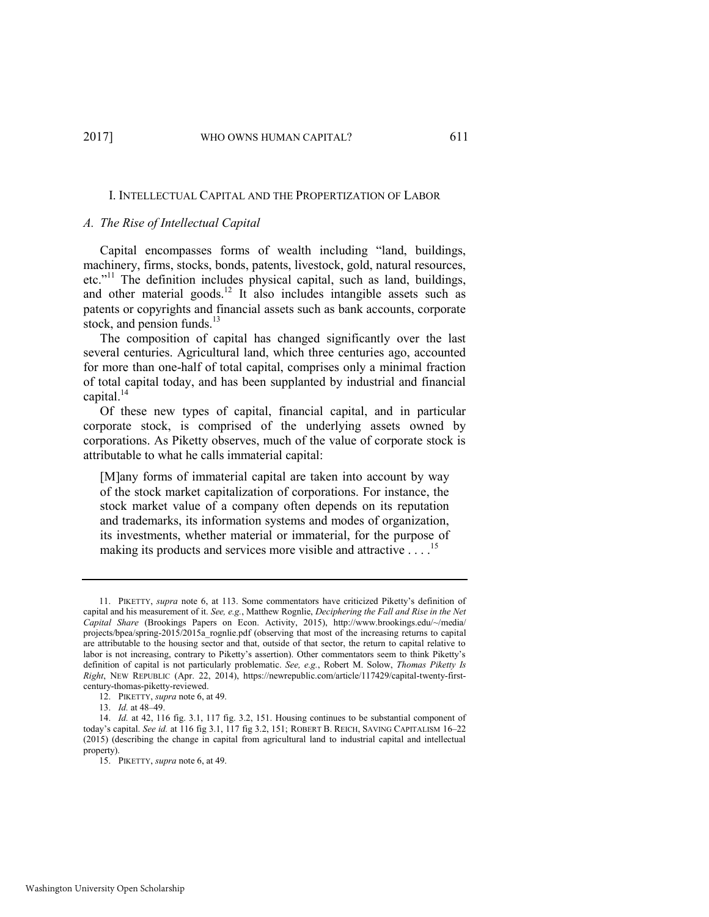## I. INTELLECTUAL CAPITAL AND THE PROPERTIZATION OF LABOR

### *A. The Rise of Intellectual Capital*

Capital encompasses forms of wealth including "land, buildings, machinery, firms, stocks, bonds, patents, livestock, gold, natural resources, etc."[11] The definition includes physical capital, such as land, buildings, and other material goods.[12] It also includes intangible assets such as patents or copyrights and financial assets such as bank accounts, corporate stock, and pension funds.[13]

The composition of capital has changed significantly over the last several centuries. Agricultural land, which three centuries ago, accounted for more than one-half of total capital, comprises only a minimal fraction of total capital today, and has been supplanted by industrial and financial capital.[14]

Of these new types of capital, financial capital, and in particular corporate stock, is comprised of the underlying assets owned by corporations. As Piketty observes, much of the value of corporate stock is attributable to what he calls immaterial capital:

> [M]any forms of immaterial capital are taken into account by way of the stock market capitalization of corporations. For instance, the stock market value of a company often depends on its reputation and trademarks, its information systems and modes of organization, its investments, whether material or immaterial, for the purpose of making its products and services more visible and attractive . . . .[15]

---

11. PIKETTY, *supra* note 6, at 113. Some commentators have criticized Piketty's definition of capital and his measurement of it. *See, e.g.*, Matthew Rognlie, *Deciphering the Fall and Rise in the Net Capital Share* (Brookings Papers on Econ. Activity, 2015), http://www.brookings.edu/~/media/projects/bpea/spring-2015/2015a_rognlie.pdf (observing that most of the increasing returns to capital are attributable to the housing sector and that, outside of that sector, the return to capital relative to labor is not increasing, contrary to Piketty's assertion). Other commentators seem to think Piketty's definition of capital is not particularly problematic. *See, e.g.*, Robert M. Solow, *Thomas Piketty Is Right*, NEW REPUBLIC (Apr. 22, 2014), https://newrepublic.com/article/117429/capital-twenty-first-century-thomas-piketty-reviewed.

12. PIKETTY, *supra* note 6, at 49.

13. *Id.* at 48–49.

14. *Id.* at 42, 116 fig. 3.1, 117 fig. 3.2, 151. Housing continues to be substantial component of today's capital. *See id.* at 116 fig 3.1, 117 fig 3.2, 151; ROBERT B. REICH, SAVING CAPITALISM 16–22 (2015) (describing the change in capital from agricultural land to industrial capital and intellectual property).

15. PIKETTY, *supra* note 6, at 49.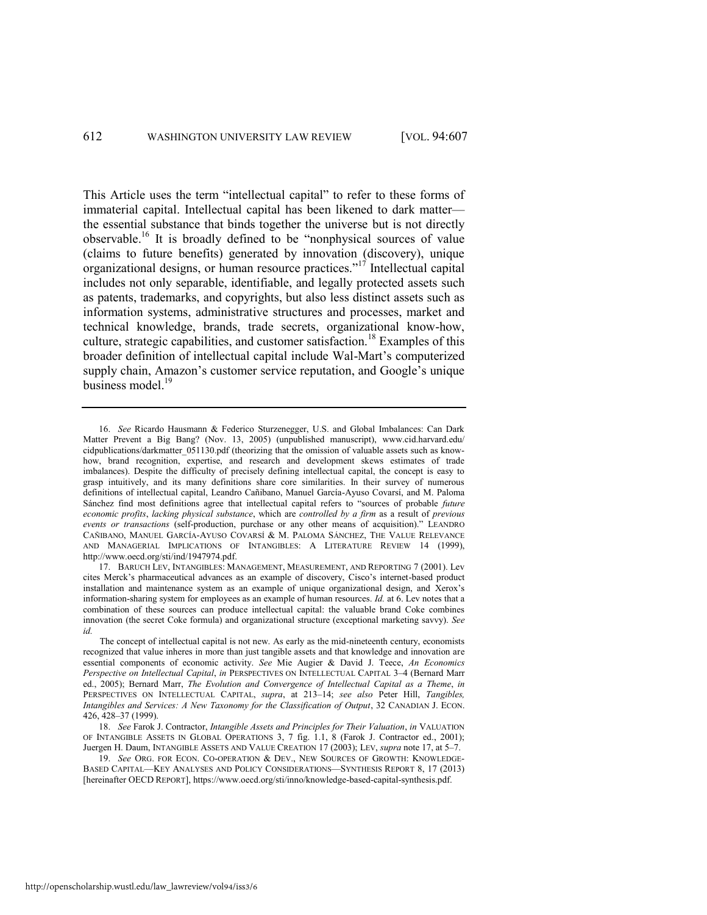This Article uses the term "intellectual capital" to refer to these forms of immaterial capital. Intellectual capital has been likened to dark matter—the essential substance that binds together the universe but is not directly observable.[16] It is broadly defined to be "nonphysical sources of value (claims to future benefits) generated by innovation (discovery), unique organizational designs, or human resource practices."[17] Intellectual capital includes not only separable, identifiable, and legally protected assets such as patents, trademarks, and copyrights, but also less distinct assets such as information systems, administrative structures and processes, market and technical knowledge, brands, trade secrets, organizational know-how, culture, strategic capabilities, and customer satisfaction.[18] Examples of this broader definition of intellectual capital include Wal-Mart's computerized supply chain, Amazon's customer service reputation, and Google's unique business model.[19]

---

16. *See* Ricardo Hausmann & Federico Sturzenegger, U.S. and Global Imbalances: Can Dark Matter Prevent a Big Bang? (Nov. 13, 2005) (unpublished manuscript), www.cid.harvard.edu/cidpublications/darkmatter_051130.pdf (theorizing that the omission of valuable assets such as know-how, brand recognition, expertise, and research and development skews estimates of trade imbalances). Despite the difficulty of precisely defining intellectual capital, the concept is easy to grasp intuitively, and its many definitions share core similarities. In their survey of numerous definitions of intellectual capital, Leandro Cañibano, Manuel García-Ayuso Covarsí, and M. Paloma Sánchez find most definitions agree that intellectual capital refers to "sources of probable *future economic profits*, *lacking physical substance*, which are *controlled by a firm* as a result of *previous events or transactions* (self-production, purchase or any other means of acquisition)." LEANDRO CAÑIBANO, MANUEL GARCÍA-AYUSO COVARSÍ & M. PALOMA SÁNCHEZ, THE VALUE RELEVANCE AND MANAGERIAL IMPLICATIONS OF INTANGIBLES: A LITERATURE REVIEW 14 (1999), http://www.oecd.org/sti/ind/1947974.pdf.

17. BARUCH LEV, INTANGIBLES: MANAGEMENT, MEASUREMENT, AND REPORTING 7 (2001). Lev cites Merck's pharmaceutical advances as an example of discovery, Cisco's internet-based product installation and maintenance system as an example of unique organizational design, and Xerox's information-sharing system for employees as an example of human resources. *Id.* at 6. Lev notes that a combination of these sources can produce intellectual capital: the valuable brand Coke combines innovation (the secret Coke formula) and organizational structure (exceptional marketing savvy). *See id.*

The concept of intellectual capital is not new. As early as the mid-nineteenth century, economists recognized that value inheres in more than just tangible assets and that knowledge and innovation are essential components of economic activity. *See* Mie Augier & David J. Teece, *An Economics Perspective on Intellectual Capital*, *in* PERSPECTIVES ON INTELLECTUAL CAPITAL 3–4 (Bernard Marr ed., 2005); Bernard Marr, *The Evolution and Convergence of Intellectual Capital as a Theme*, *in* PERSPECTIVES ON INTELLECTUAL CAPITAL, *supra*, at 213–14; *see also* Peter Hill, *Tangibles, Intangibles and Services: A New Taxonomy for the Classification of Output*, 32 CANADIAN J. ECON. 426, 428–37 (1999).

18. *See* Farok J. Contractor, *Intangible Assets and Principles for Their Valuation*, *in* VALUATION OF INTANGIBLE ASSETS IN GLOBAL OPERATIONS 3, 7 fig. 1.1, 8 (Farok J. Contractor ed., 2001); Juergen H. Daum, INTANGIBLE ASSETS AND VALUE CREATION 17 (2003); LEV, *supra* note 17, at 5–7.

19. *See* ORG. FOR ECON. CO-OPERATION & DEV., NEW SOURCES OF GROWTH: KNOWLEDGE-BASED CAPITAL—KEY ANALYSES AND POLICY CONSIDERATIONS—SYNTHESIS REPORT 8, 17 (2013) [hereinafter OECD REPORT], https://www.oecd.org/sti/inno/knowledge-based-capital-synthesis.pdf.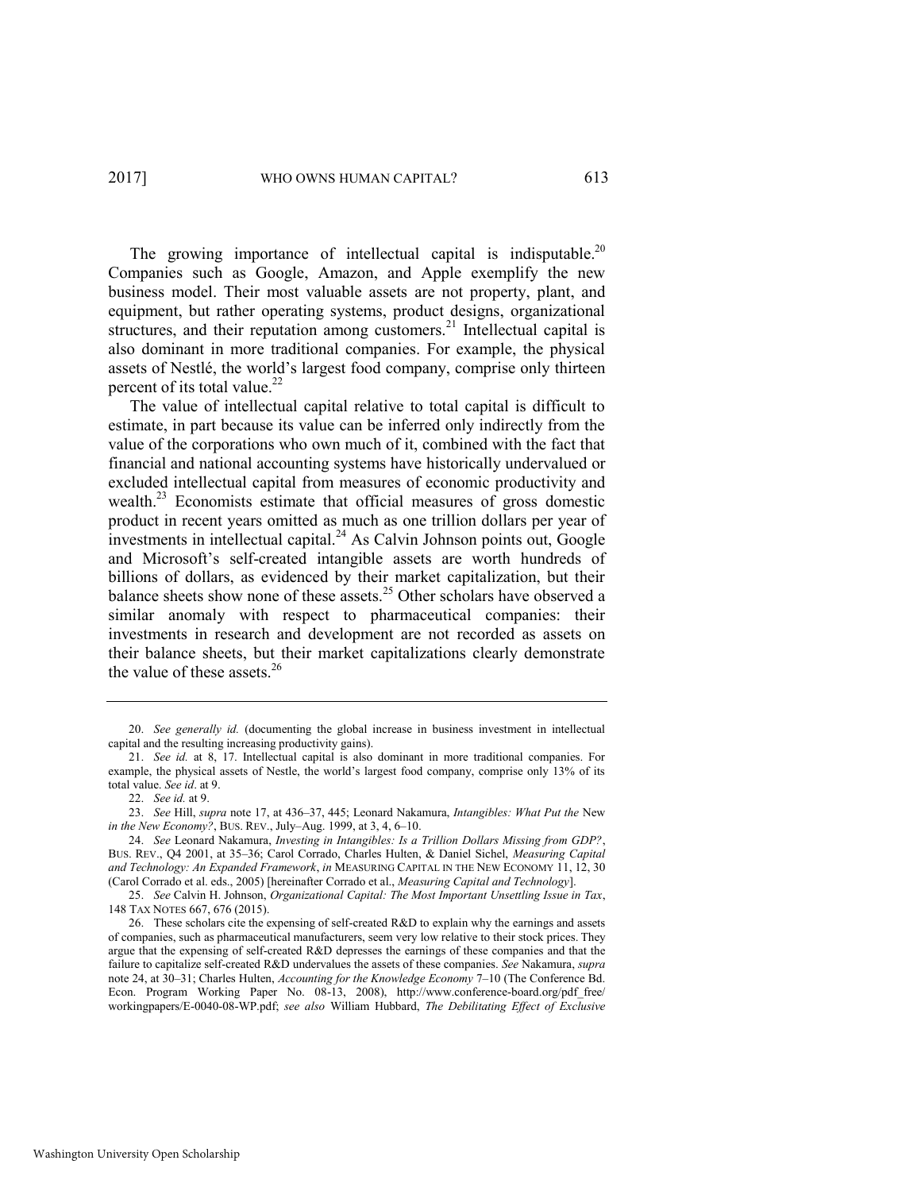The growing importance of intellectual capital is indisputable.[20] Companies such as Google, Amazon, and Apple exemplify the new business model. Their most valuable assets are not property, plant, and equipment, but rather operating systems, product designs, organizational structures, and their reputation among customers.[21] Intellectual capital is also dominant in more traditional companies. For example, the physical assets of Nestlé, the world's largest food company, comprise only thirteen percent of its total value.[22]

The value of intellectual capital relative to total capital is difficult to estimate, in part because its value can be inferred only indirectly from the value of the corporations who own much of it, combined with the fact that financial and national accounting systems have historically undervalued or excluded intellectual capital from measures of economic productivity and wealth.[23] Economists estimate that official measures of gross domestic product in recent years omitted as much as one trillion dollars per year of investments in intellectual capital.[24] As Calvin Johnson points out, Google and Microsoft's self-created intangible assets are worth hundreds of billions of dollars, as evidenced by their market capitalization, but their balance sheets show none of these assets.[25] Other scholars have observed a similar anomaly with respect to pharmaceutical companies: their investments in research and development are not recorded as assets on their balance sheets, but their market capitalizations clearly demonstrate the value of these assets.[26]

---

20. *See generally id.* (documenting the global increase in business investment in intellectual capital and the resulting increasing productivity gains).

21. *See id.* at 8, 17. Intellectual capital is also dominant in more traditional companies. For example, the physical assets of Nestle, the world's largest food company, comprise only 13% of its total value. *See id*. at 9.

22. *See id.* at 9.

23. *See* Hill, *supra* note 17, at 436–37, 445; Leonard Nakamura, *Intangibles: What Put the* New *in the New Economy?*, BUS. REV., July–Aug. 1999, at 3, 4, 6–10.

24. *See* Leonard Nakamura, *Investing in Intangibles: Is a Trillion Dollars Missing from GDP?*, BUS. REV., Q4 2001, at 35–36; Carol Corrado, Charles Hulten, & Daniel Sichel, *Measuring Capital and Technology: An Expanded Framework*, *in* MEASURING CAPITAL IN THE NEW ECONOMY 11, 12, 30 (Carol Corrado et al. eds., 2005) [hereinafter Corrado et al., *Measuring Capital and Technology*].

25. *See* Calvin H. Johnson, *Organizational Capital: The Most Important Unsettling Issue in Tax*, 148 TAX NOTES 667, 676 (2015).

26. These scholars cite the expensing of self-created R&D to explain why the earnings and assets of companies, such as pharmaceutical manufacturers, seem very low relative to their stock prices. They argue that the expensing of self-created R&D depresses the earnings of these companies and that the failure to capitalize self-created R&D undervalues the assets of these companies. *See* Nakamura, *supra* note 24, at 30–31; Charles Hulten, *Accounting for the Knowledge Economy* 7–10 (The Conference Bd. Econ. Program Working Paper No. 08-13, 2008), http://www.conference-board.org/pdf_free/workingpapers/E-0040-08-WP.pdf; *see also* William Hubbard, *The Debilitating Effect of Exclusive*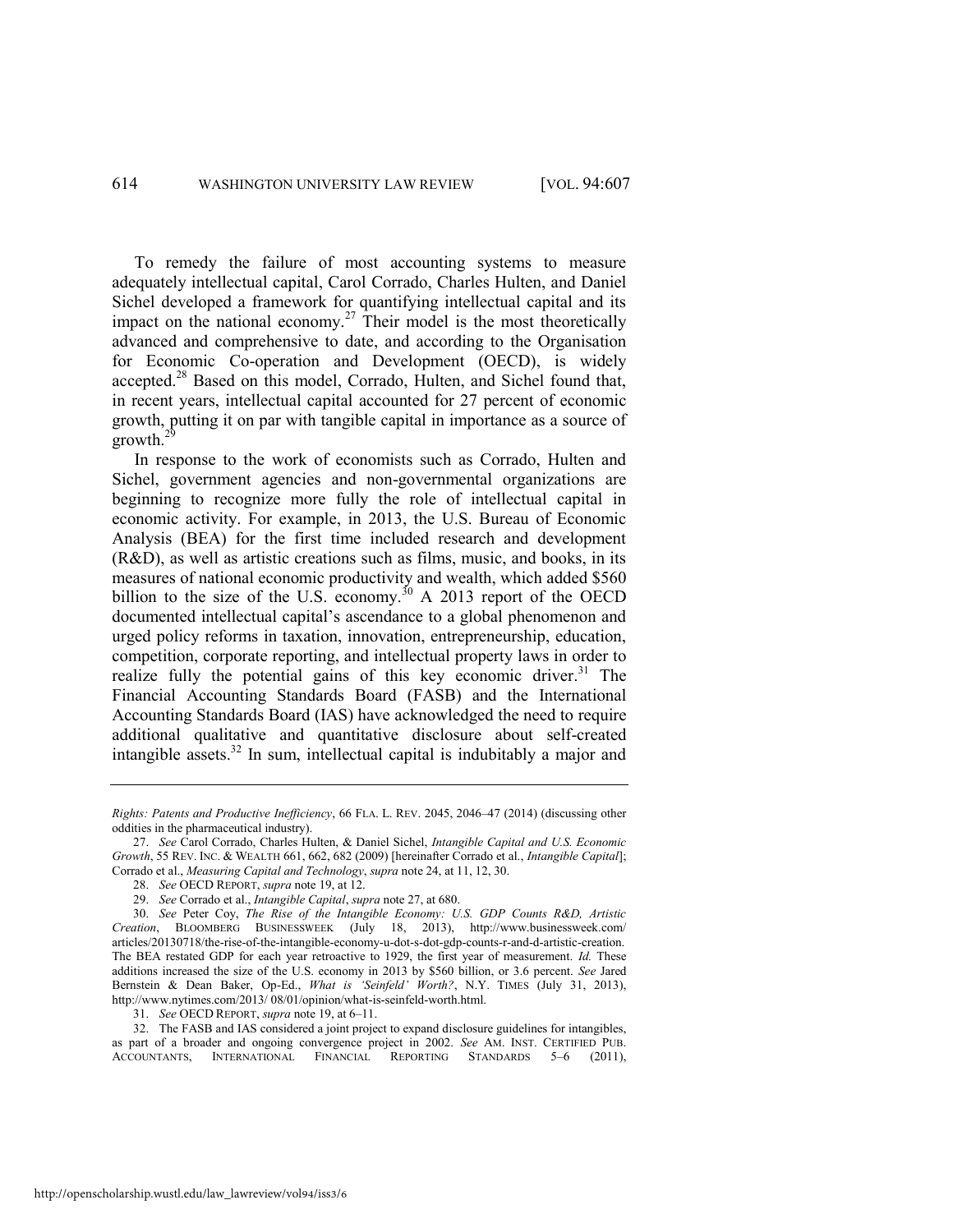To remedy the failure of most accounting systems to measure adequately intellectual capital, Carol Corrado, Charles Hulten, and Daniel Sichel developed a framework for quantifying intellectual capital and its impact on the national economy.[27] Their model is the most theoretically advanced and comprehensive to date, and according to the Organisation for Economic Co-operation and Development (OECD), is widely accepted.[28] Based on this model, Corrado, Hulten, and Sichel found that, in recent years, intellectual capital accounted for 27 percent of economic growth, putting it on par with tangible capital in importance as a source of growth.[29]

In response to the work of economists such as Corrado, Hulten and Sichel, government agencies and non-governmental organizations are beginning to recognize more fully the role of intellectual capital in economic activity. For example, in 2013, the U.S. Bureau of Economic Analysis (BEA) for the first time included research and development (R&D), as well as artistic creations such as films, music, and books, in its measures of national economic productivity and wealth, which added $560 billion to the size of the U.S. economy.[30] A 2013 report of the OECD documented intellectual capital's ascendance to a global phenomenon and urged policy reforms in taxation, innovation, entrepreneurship, education, competition, corporate reporting, and intellectual property laws in order to realize fully the potential gains of this key economic driver.[31] The Financial Accounting Standards Board (FASB) and the International Accounting Standards Board (IAS) have acknowledged the need to require additional qualitative and quantitative disclosure about self-created intangible assets.[32] In sum, intellectual capital is indubitably a major and

---

*Rights: Patents and Productive Inefficiency*, 66 FLA. L. REV. 2045, 2046–47 (2014) (discussing other oddities in the pharmaceutical industry).

27. *See* Carol Corrado, Charles Hulten, & Daniel Sichel, *Intangible Capital and U.S. Economic Growth*, 55 REV. INC. & WEALTH 661, 662, 682 (2009) [hereinafter Corrado et al., *Intangible Capital*]; Corrado et al., *Measuring Capital and Technology*, *supra* note 24, at 11, 12, 30.

28. *See* OECD REPORT, *supra* note 19, at 12.

29. *See* Corrado et al., *Intangible Capital*, *supra* note 27, at 680.

30. *See* Peter Coy, *The Rise of the Intangible Economy: U.S. GDP Counts R&D, Artistic Creation*, BLOOMBERG BUSINESSWEEK (July 18, 2013), http://www.businessweek.com/articles/20130718/the-rise-of-the-intangible-economy-u-dot-s-dot-gdp-counts-r-and-d-artistic-creation. The BEA restated GDP for each year retroactive to 1929, the first year of measurement. *Id.* These additions increased the size of the U.S. economy in 2013 by $560 billion, or 3.6 percent. *See* Jared Bernstein & Dean Baker, Op-Ed., *What is 'Seinfeld' Worth?*, N.Y. TIMES (July 31, 2013), http://www.nytimes.com/2013/ 08/01/opinion/what-is-seinfeld-worth.html.

31. *See* OECD REPORT, *supra* note 19, at 6–11.

32. The FASB and IAS considered a joint project to expand disclosure guidelines for intangibles, as part of a broader and ongoing convergence project in 2002. *See* AM. INST. CERTIFIED PUB. ACCOUNTANTS, INTERNATIONAL FINANCIAL REPORTING STANDARDS 5–6 (2011),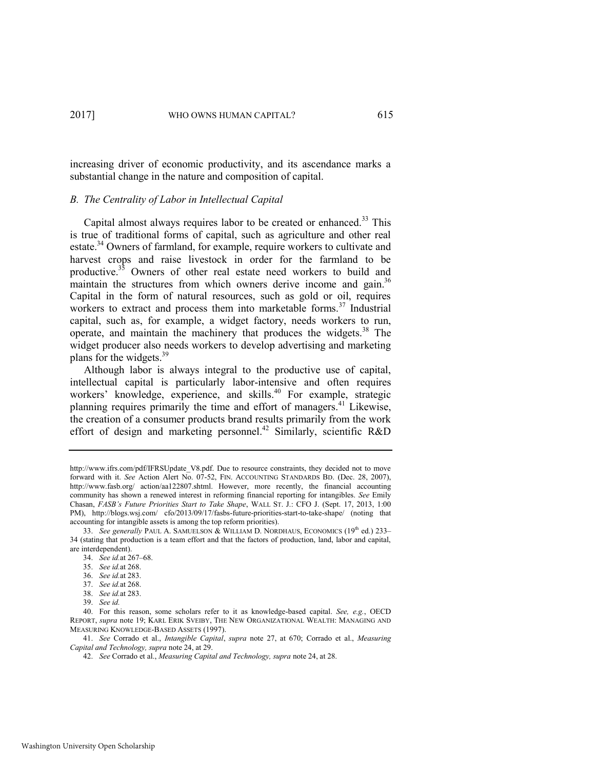increasing driver of economic productivity, and its ascendance marks a substantial change in the nature and composition of capital.

### *B. The Centrality of Labor in Intellectual Capital*

Capital almost always requires labor to be created or enhanced.[33] This is true of traditional forms of capital, such as agriculture and other real estate.[34] Owners of farmland, for example, require workers to cultivate and harvest crops and raise livestock in order for the farmland to be productive.[35] Owners of other real estate need workers to build and maintain the structures from which owners derive income and gain.[36] Capital in the form of natural resources, such as gold or oil, requires workers to extract and process them into marketable forms.[37] Industrial capital, such as, for example, a widget factory, needs workers to run, operate, and maintain the machinery that produces the widgets.[38] The widget producer also needs workers to develop advertising and marketing plans for the widgets.[39]

Although labor is always integral to the productive use of capital, intellectual capital is particularly labor-intensive and often requires workers' knowledge, experience, and skills.[40] For example, strategic planning requires primarily the time and effort of managers.[41] Likewise, the creation of a consumer products brand results primarily from the work effort of design and marketing personnel.[42] Similarly, scientific R&D

---

http://www.ifrs.com/pdf/IFRSUpdate_V8.pdf. Due to resource constraints, they decided not to move forward with it. *See* Action Alert No. 07-52, FIN. ACCOUNTING STANDARDS BD. (Dec. 28, 2007), http://www.fasb.org/ action/aa122807.shtml. However, more recently, the financial accounting community has shown a renewed interest in reforming financial reporting for intangibles. *See* Emily Chasan, *FASB's Future Priorities Start to Take Shape*, WALL ST. J.: CFO J. (Sept. 17, 2013, 1:00 PM), http://blogs.wsj.com/ cfo/2013/09/17/fasbs-future-priorities-start-to-take-shape/ (noting that accounting for intangible assets is among the top reform priorities).

33. *See generally* PAUL A. SAMUELSON & WILLIAM D. NORDHAUS, ECONOMICS (19th ed.) 233–34 (stating that production is a team effort and that the factors of production, land, labor and capital, are interdependent).

34. *See id.* at 267–68.

35. *See id.* at 268.

36. *See id.* at 283.

37. *See id.* at 268.

38. *See id.* at 283.

39. *See id.*

40. For this reason, some scholars refer to it as knowledge-based capital. *See, e.g.*, OECD REPORT, *supra* note 19; KARL ERIK SVEIBY, THE NEW ORGANIZATIONAL WEALTH: MANAGING AND MEASURING KNOWLEDGE-BASED ASSETS (1997).

41. *See* Corrado et al., *Intangible Capital*, *supra* note 27, at 670; Corrado et al., *Measuring Capital and Technology, supra* note 24, at 29.

42. *See* Corrado et al., *Measuring Capital and Technology, supra* note 24, at 28.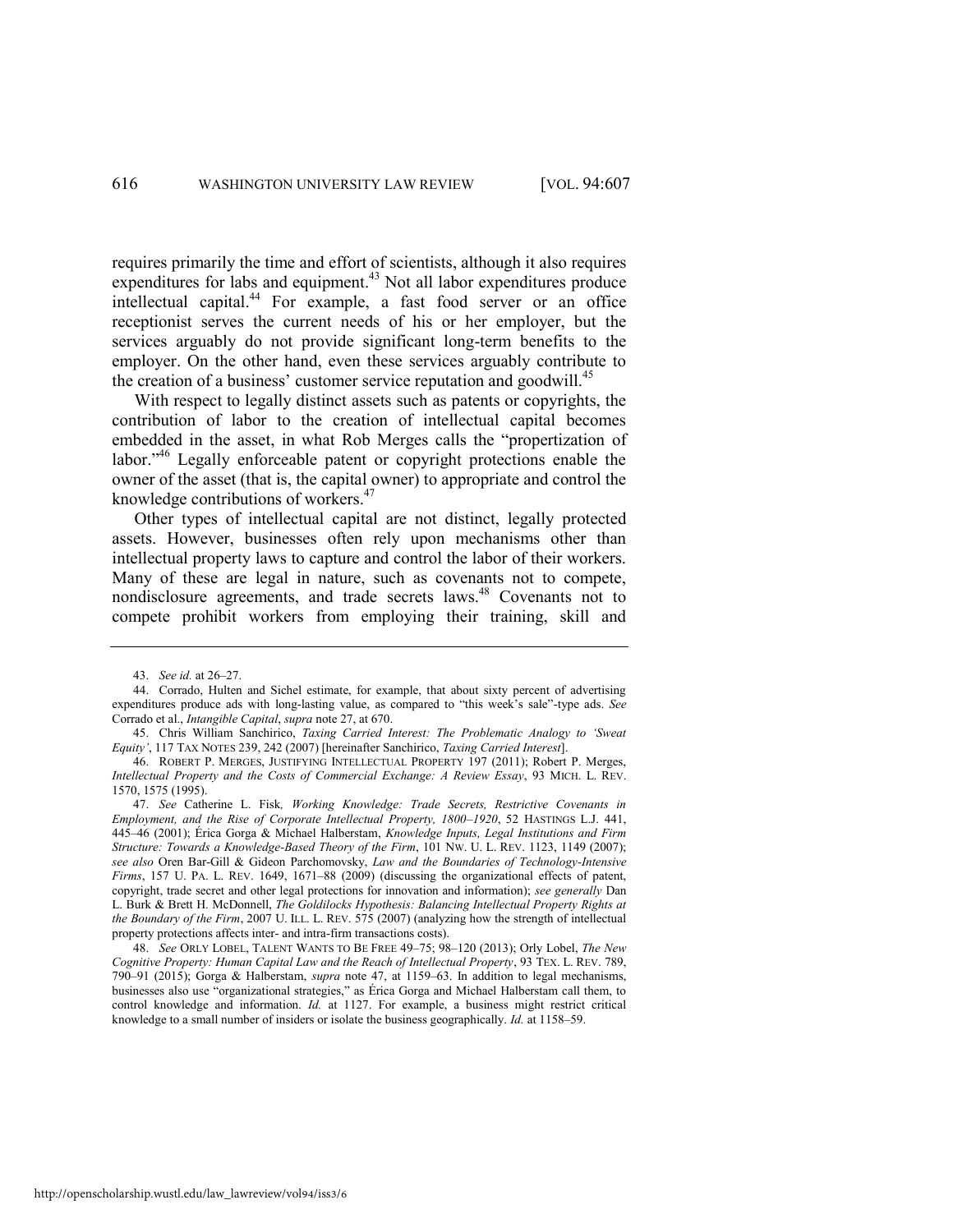requires primarily the time and effort of scientists, although it also requires expenditures for labs and equipment.[43] Not all labor expenditures produce intellectual capital.[44] For example, a fast food server or an office receptionist serves the current needs of his or her employer, but the services arguably do not provide significant long-term benefits to the employer. On the other hand, even these services arguably contribute to the creation of a business' customer service reputation and goodwill.[45]

With respect to legally distinct assets such as patents or copyrights, the contribution of labor to the creation of intellectual capital becomes embedded in the asset, in what Rob Merges calls the "propertization of labor."[46] Legally enforceable patent or copyright protections enable the owner of the asset (that is, the capital owner) to appropriate and control the knowledge contributions of workers.[47]

Other types of intellectual capital are not distinct, legally protected assets. However, businesses often rely upon mechanisms other than intellectual property laws to capture and control the labor of their workers. Many of these are legal in nature, such as covenants not to compete, nondisclosure agreements, and trade secrets laws.[48] Covenants not to compete prohibit workers from employing their training, skill and

---

43. *See id.* at 26–27.

44. Corrado, Hulten and Sichel estimate, for example, that about sixty percent of advertising expenditures produce ads with long-lasting value, as compared to "this week's sale"-type ads. *See* Corrado et al., *Intangible Capital*, *supra* note 27, at 670.

45. Chris William Sanchirico, *Taxing Carried Interest: The Problematic Analogy to 'Sweat Equity'*, 117 TAX NOTES 239, 242 (2007) [hereinafter Sanchirico, *Taxing Carried Interest*].

46. ROBERT P. MERGES, JUSTIFYING INTELLECTUAL PROPERTY 197 (2011); Robert P. Merges, *Intellectual Property and the Costs of Commercial Exchange: A Review Essay*, 93 MICH. L. REV. 1570, 1575 (1995).

47. *See* Catherine L. Fisk, *Working Knowledge: Trade Secrets, Restrictive Covenants in Employment, and the Rise of Corporate Intellectual Property, 1800–1920*, 52 HASTINGS L.J. 441, 445–46 (2001); Érica Gorga & Michael Halberstam, *Knowledge Inputs, Legal Institutions and Firm Structure: Towards a Knowledge-Based Theory of the Firm*, 101 NW. U. L. REV. 1123, 1149 (2007); *see also* Oren Bar-Gill & Gideon Parchomovsky, *Law and the Boundaries of Technology-Intensive Firms*, 157 U. PA. L. REV. 1649, 1671–88 (2009) (discussing the organizational effects of patent, copyright, trade secret and other legal protections for innovation and information); *see generally* Dan L. Burk & Brett H. McDonnell, *The Goldilocks Hypothesis: Balancing Intellectual Property Rights at the Boundary of the Firm*, 2007 U. ILL. L. REV. 575 (2007) (analyzing how the strength of intellectual property protections affects inter- and intra-firm transactions costs).

48. *See* ORLY LOBEL, TALENT WANTS TO BE FREE 49–75; 98–120 (2013); Orly Lobel, *The New Cognitive Property: Human Capital Law and the Reach of Intellectual Property*, 93 TEX. L. REV. 789, 790–91 (2015); Gorga & Halberstam, *supra* note 47, at 1159–63. In addition to legal mechanisms, businesses also use "organizational strategies," as Érica Gorga and Michael Halberstam call them, to control knowledge and information. *Id.* at 1127. For example, a business might restrict critical knowledge to a small number of insiders or isolate the business geographically. *Id.* at 1158–59.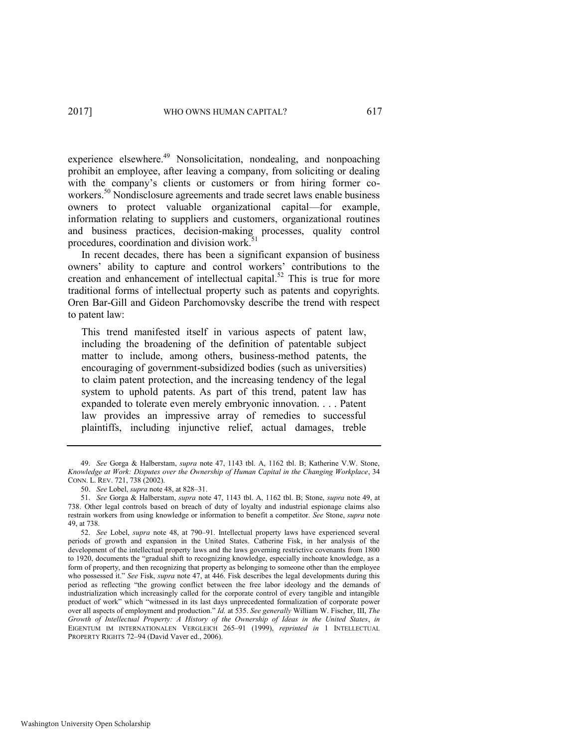experience elsewhere.[49] Nonsolicitation, nondealing, and nonpoaching prohibit an employee, after leaving a company, from soliciting or dealing with the company's clients or customers or from hiring former co-workers.[50] Nondisclosure agreements and trade secret laws enable business owners to protect valuable organizational capital—for example, information relating to suppliers and customers, organizational routines and business practices, decision-making processes, quality control procedures, coordination and division work.[51]

In recent decades, there has been a significant expansion of business owners' ability to capture and control workers' contributions to the creation and enhancement of intellectual capital.[52] This is true for more traditional forms of intellectual property such as patents and copyrights. Oren Bar-Gill and Gideon Parchomovsky describe the trend with respect to patent law:

> This trend manifested itself in various aspects of patent law, including the broadening of the definition of patentable subject matter to include, among others, business-method patents, the encouraging of government-subsidized bodies (such as universities) to claim patent protection, and the increasing tendency of the legal system to uphold patents. As part of this trend, patent law has expanded to tolerate even merely embryonic innovation. . . . Patent law provides an impressive array of remedies to successful plaintiffs, including injunctive relief, actual damages, treble

---

49. *See* Gorga & Halberstam, *supra* note 47, 1143 tbl. A, 1162 tbl. B; Katherine V.W. Stone, *Knowledge at Work: Disputes over the Ownership of Human Capital in the Changing Workplace*, 34 CONN. L. REV. 721, 738 (2002).

50. *See* Lobel, *supra* note 48, at 828–31.

51. *See* Gorga & Halberstam, *supra* note 47, 1143 tbl. A, 1162 tbl. B; Stone, *supra* note 49, at 738. Other legal controls based on breach of duty of loyalty and industrial espionage claims also restrain workers from using knowledge or information to benefit a competitor. *See* Stone, *supra* note 49, at 738.

52. *See* Lobel, *supra* note 48, at 790–91. Intellectual property laws have experienced several periods of growth and expansion in the United States. Catherine Fisk, in her analysis of the development of the intellectual property laws and the laws governing restrictive covenants from 1800 to 1920, documents the "gradual shift to recognizing knowledge, especially inchoate knowledge, as a form of property, and then recognizing that property as belonging to someone other than the employee who possessed it." *See* Fisk, *supra* note 47, at 446. Fisk describes the legal developments during this period as reflecting "the growing conflict between the free labor ideology and the demands of industrialization which increasingly called for the corporate control of every tangible and intangible product of work" which "witnessed in its last days unprecedented formalization of corporate power over all aspects of employment and production." *Id.* at 535. *See generally* William W. Fischer, III, *The Growth of Intellectual Property: A History of the Ownership of Ideas in the United States*, *in* EIGENTUM IM INTERNATIONALEN VERGLEICH 265–91 (1999), *reprinted in* 1 INTELLECTUAL PROPERTY RIGHTS 72–94 (David Vaver ed., 2006).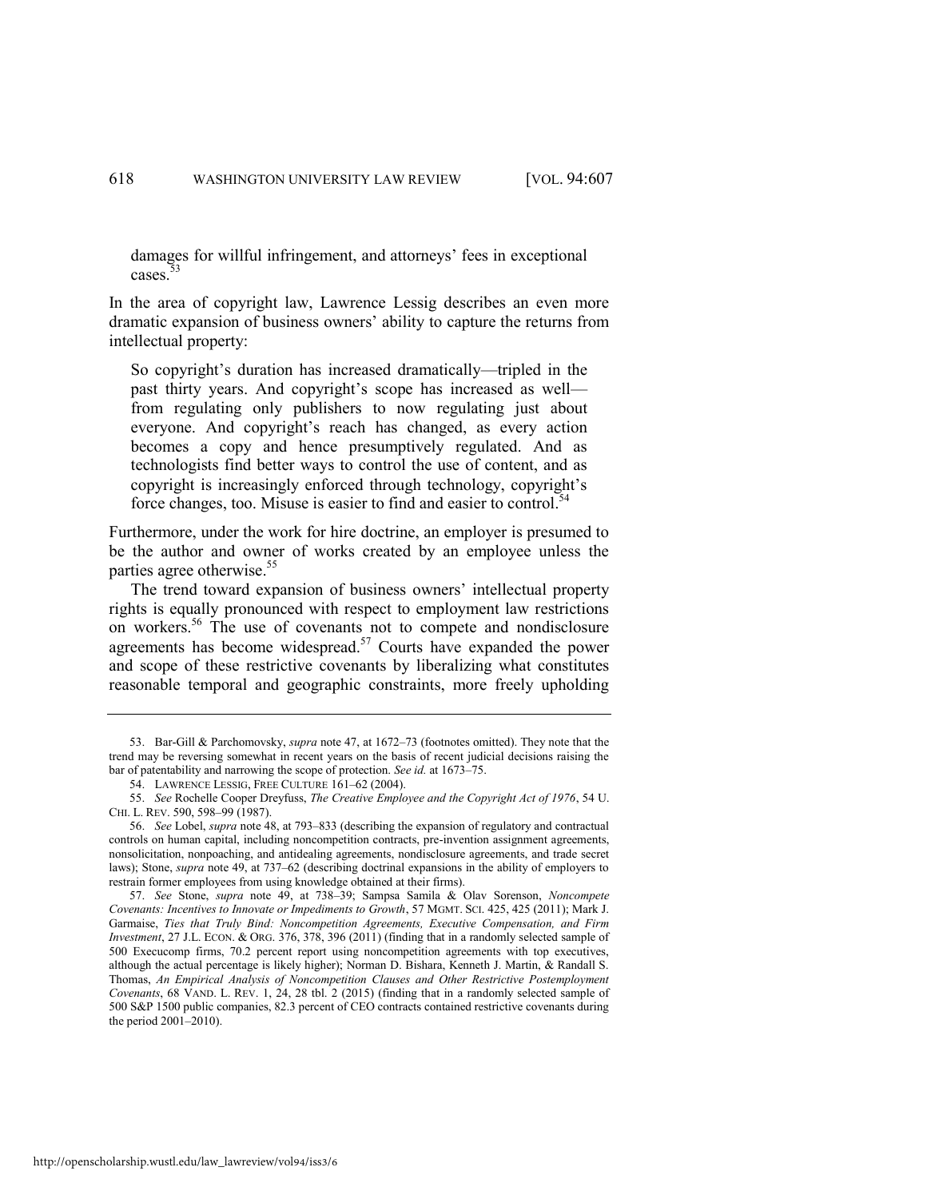damages for willful infringement, and attorneys' fees in exceptional cases.[53]

In the area of copyright law, Lawrence Lessig describes an even more dramatic expansion of business owners' ability to capture the returns from intellectual property:

> So copyright's duration has increased dramatically—tripled in the past thirty years. And copyright's scope has increased as well—from regulating only publishers to now regulating just about everyone. And copyright's reach has changed, as every action becomes a copy and hence presumptively regulated. And as technologists find better ways to control the use of content, and as copyright is increasingly enforced through technology, copyright's force changes, too. Misuse is easier to find and easier to control.[54]

Furthermore, under the work for hire doctrine, an employer is presumed to be the author and owner of works created by an employee unless the parties agree otherwise.[55]

The trend toward expansion of business owners' intellectual property rights is equally pronounced with respect to employment law restrictions on workers.[56] The use of covenants not to compete and nondisclosure agreements has become widespread.[57] Courts have expanded the power and scope of these restrictive covenants by liberalizing what constitutes reasonable temporal and geographic constraints, more freely upholding

---

53. Bar-Gill & Parchomovsky, *supra* note 47, at 1672–73 (footnotes omitted). They note that the trend may be reversing somewhat in recent years on the basis of recent judicial decisions raising the bar of patentability and narrowing the scope of protection. *See id.* at 1673–75.

54. LAWRENCE LESSIG, FREE CULTURE 161–62 (2004).

55. *See* Rochelle Cooper Dreyfuss, *The Creative Employee and the Copyright Act of 1976*, 54 U. CHI. L. REV. 590, 598–99 (1987).

56. *See* Lobel, *supra* note 48, at 793–833 (describing the expansion of regulatory and contractual controls on human capital, including noncompetition contracts, pre-invention assignment agreements, nonsolicitation, nonpoaching, and antidealing agreements, nondisclosure agreements, and trade secret laws); Stone, *supra* note 49, at 737–62 (describing doctrinal expansions in the ability of employers to restrain former employees from using knowledge obtained at their firms).

57. *See* Stone, *supra* note 49, at 738–39; Sampsa Samila & Olav Sorenson, *Noncompete Covenants: Incentives to Innovate or Impediments to Growth*, 57 MGMT. SCI. 425, 425 (2011); Mark J. Garmaise, *Ties that Truly Bind: Noncompetition Agreements, Executive Compensation, and Firm Investment*, 27 J.L. ECON. & ORG. 376, 378, 396 (2011) (finding that in a randomly selected sample of 500 Execucomp firms, 70.2 percent report using noncompetition agreements with top executives, although the actual percentage is likely higher); Norman D. Bishara, Kenneth J. Martin, & Randall S. Thomas, *An Empirical Analysis of Noncompetition Clauses and Other Restrictive Postemployment Covenants*, 68 VAND. L. REV. 1, 24, 28 tbl. 2 (2015) (finding that in a randomly selected sample of 500 S&P 1500 public companies, 82.3 percent of CEO contracts contained restrictive covenants during the period 2001–2010).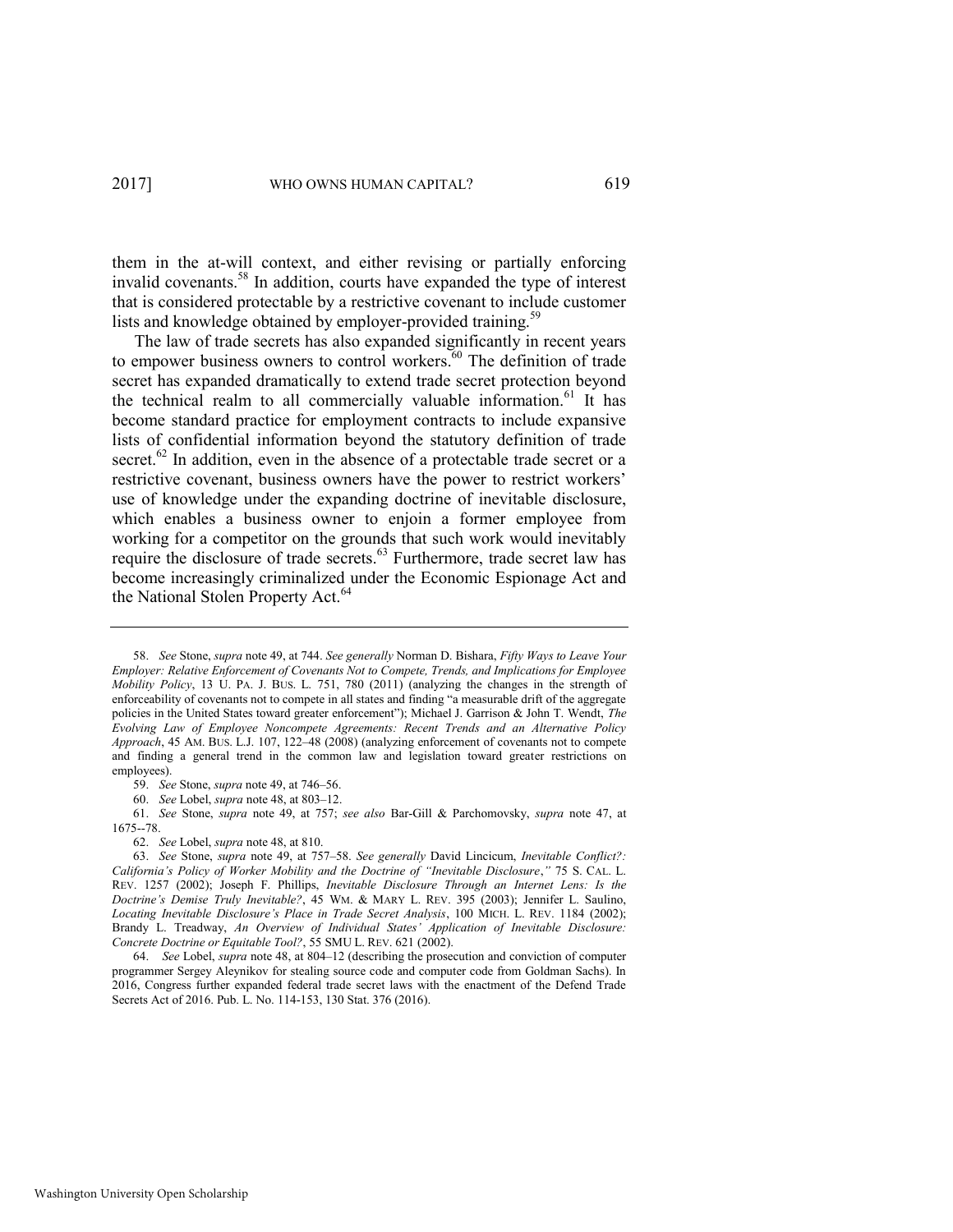them in the at-will context, and either revising or partially enforcing invalid covenants.[58] In addition, courts have expanded the type of interest that is considered protectable by a restrictive covenant to include customer lists and knowledge obtained by employer-provided training.[59]

The law of trade secrets has also expanded significantly in recent years to empower business owners to control workers.[60] The definition of trade secret has expanded dramatically to extend trade secret protection beyond the technical realm to all commercially valuable information.[61] It has become standard practice for employment contracts to include expansive lists of confidential information beyond the statutory definition of trade secret.[62] In addition, even in the absence of a protectable trade secret or a restrictive covenant, business owners have the power to restrict workers' use of knowledge under the expanding doctrine of inevitable disclosure, which enables a business owner to enjoin a former employee from working for a competitor on the grounds that such work would inevitably require the disclosure of trade secrets.[63] Furthermore, trade secret law has become increasingly criminalized under the Economic Espionage Act and the National Stolen Property Act.[64]

---

58. *See* Stone, *supra* note 49, at 744. *See generally* Norman D. Bishara, *Fifty Ways to Leave Your Employer: Relative Enforcement of Covenants Not to Compete, Trends, and Implications for Employee Mobility Policy*, 13 U. PA. J. BUS. L. 751, 780 (2011) (analyzing the changes in the strength of enforceability of covenants not to compete in all states and finding "a measurable drift of the aggregate policies in the United States toward greater enforcement"); Michael J. Garrison & John T. Wendt, *The Evolving Law of Employee Noncompete Agreements: Recent Trends and an Alternative Policy Approach*, 45 AM. BUS. L.J. 107, 122–48 (2008) (analyzing enforcement of covenants not to compete and finding a general trend in the common law and legislation toward greater restrictions on employees).

59. *See* Stone, *supra* note 49, at 746–56.

60. *See* Lobel, *supra* note 48, at 803–12.

61. *See* Stone, *supra* note 49, at 757; *see also* Bar-Gill & Parchomovsky, *supra* note 47, at 1675--78.

62. *See* Lobel, *supra* note 48, at 810.

63. *See* Stone, *supra* note 49, at 757–58. *See generally* David Lincicum, *Inevitable Conflict?: California's Policy of Worker Mobility and the Doctrine of "Inevitable Disclosure*,*"* 75 S. CAL. L. REV. 1257 (2002); Joseph F. Phillips, *Inevitable Disclosure Through an Internet Lens: Is the Doctrine's Demise Truly Inevitable?*, 45 WM. & MARY L. REV. 395 (2003); Jennifer L. Saulino, *Locating Inevitable Disclosure's Place in Trade Secret Analysis*, 100 MICH. L. REV. 1184 (2002); Brandy L. Treadway, *An Overview of Individual States' Application of Inevitable Disclosure: Concrete Doctrine or Equitable Tool?*, 55 SMU L. REV. 621 (2002).

64. *See* Lobel, *supra* note 48, at 804–12 (describing the prosecution and conviction of computer programmer Sergey Aleynikov for stealing source code and computer code from Goldman Sachs). In 2016, Congress further expanded federal trade secret laws with the enactment of the Defend Trade Secrets Act of 2016. Pub. L. No. 114-153, 130 Stat. 376 (2016).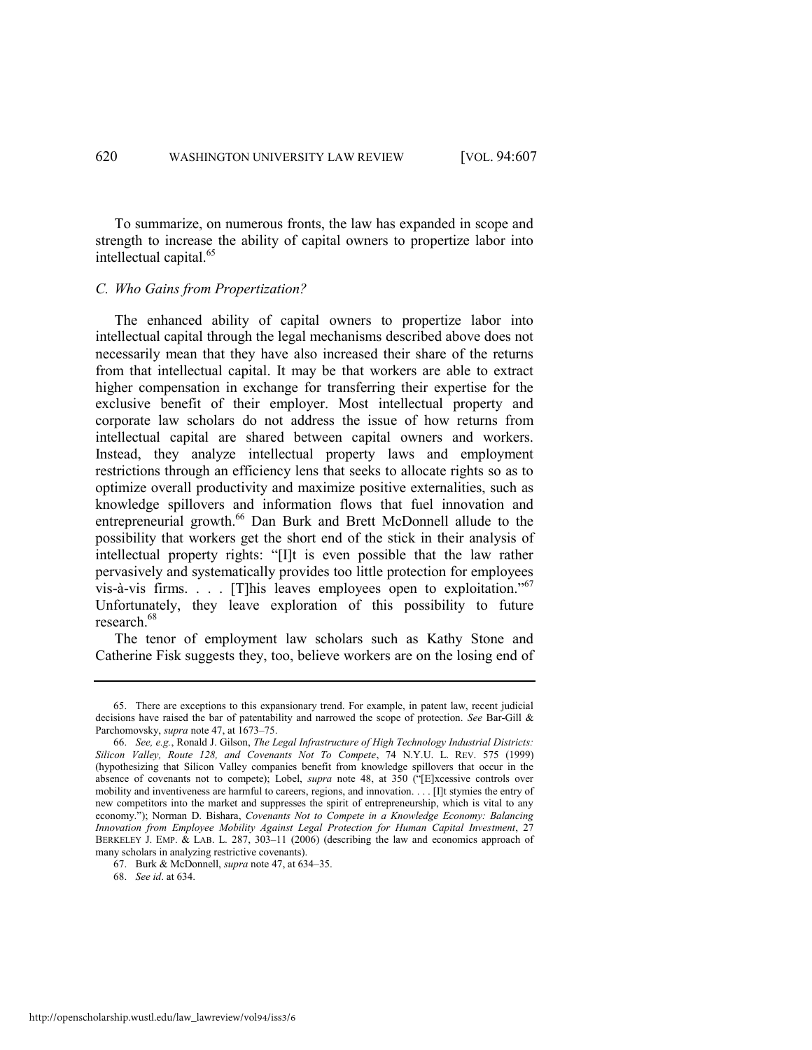To summarize, on numerous fronts, the law has expanded in scope and strength to increase the ability of capital owners to propertize labor into intellectual capital.[65]

### *C. Who Gains from Propertization?*

The enhanced ability of capital owners to propertize labor into intellectual capital through the legal mechanisms described above does not necessarily mean that they have also increased their share of the returns from that intellectual capital. It may be that workers are able to extract higher compensation in exchange for transferring their expertise for the exclusive benefit of their employer. Most intellectual property and corporate law scholars do not address the issue of how returns from intellectual capital are shared between capital owners and workers. Instead, they analyze intellectual property laws and employment restrictions through an efficiency lens that seeks to allocate rights so as to optimize overall productivity and maximize positive externalities, such as knowledge spillovers and information flows that fuel innovation and entrepreneurial growth.[66] Dan Burk and Brett McDonnell allude to the possibility that workers get the short end of the stick in their analysis of intellectual property rights: "[I]t is even possible that the law rather pervasively and systematically provides too little protection for employees vis-à-vis firms. . . . [T]his leaves employees open to exploitation."[67] Unfortunately, they leave exploration of this possibility to future research.[68]

The tenor of employment law scholars such as Kathy Stone and Catherine Fisk suggests they, too, believe workers are on the losing end of

---

65. There are exceptions to this expansionary trend. For example, in patent law, recent judicial decisions have raised the bar of patentability and narrowed the scope of protection. *See* Bar-Gill & Parchomovsky, *supra* note 47, at 1673–75.

66. *See, e.g.*, Ronald J. Gilson, *The Legal Infrastructure of High Technology Industrial Districts: Silicon Valley, Route 128, and Covenants Not To Compete*, 74 N.Y.U. L. REV. 575 (1999) (hypothesizing that Silicon Valley companies benefit from knowledge spillovers that occur in the absence of covenants not to compete); Lobel, *supra* note 48, at 350 ("[E]xcessive controls over mobility and inventiveness are harmful to careers, regions, and innovation. . . . [I]t stymies the entry of new competitors into the market and suppresses the spirit of entrepreneurship, which is vital to any economy."); Norman D. Bishara, *Covenants Not to Compete in a Knowledge Economy: Balancing Innovation from Employee Mobility Against Legal Protection for Human Capital Investment*, 27 BERKELEY J. EMP. & LAB. L. 287, 303–11 (2006) (describing the law and economics approach of many scholars in analyzing restrictive covenants).

67. Burk & McDonnell, *supra* note 47, at 634–35.

68. *See id*. at 634.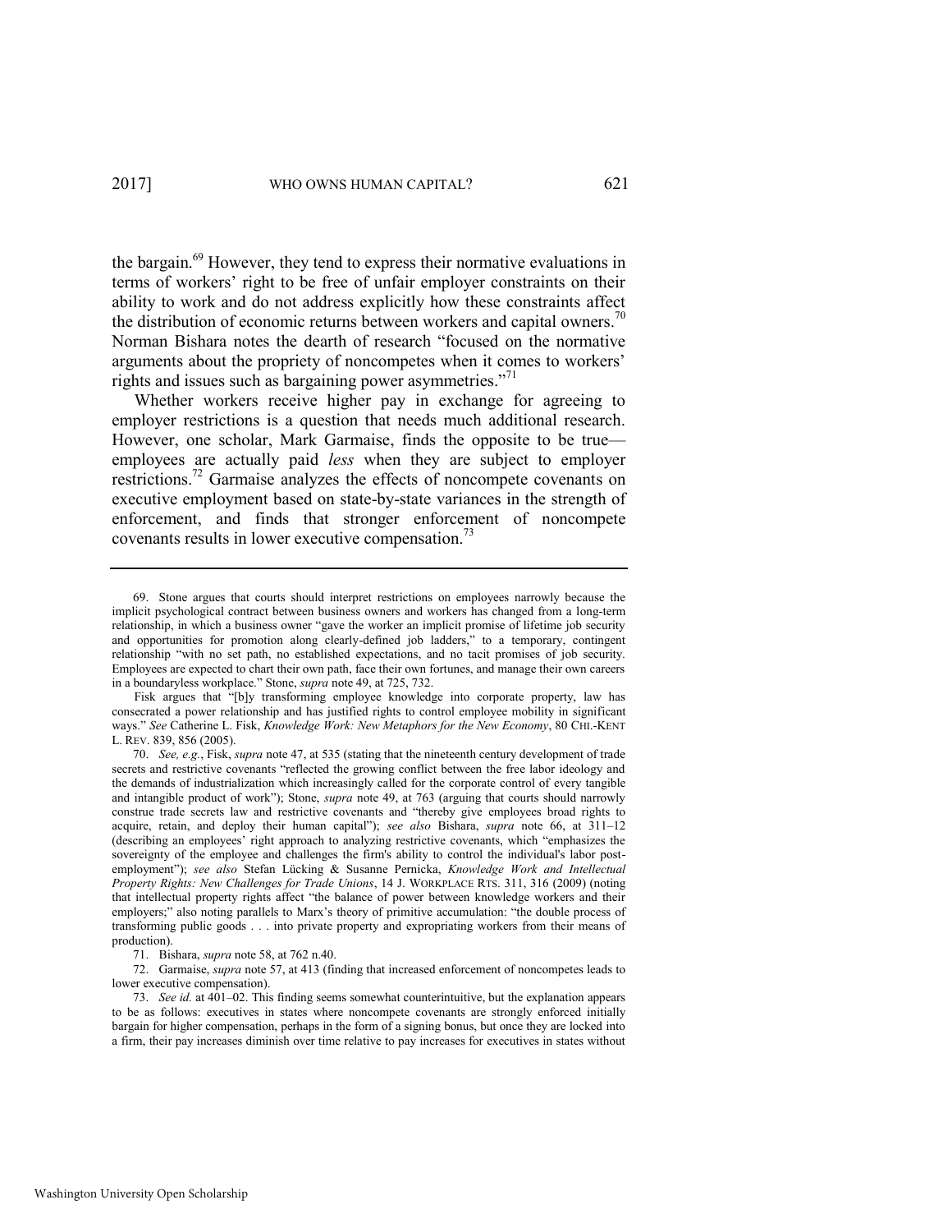the bargain.[69] However, they tend to express their normative evaluations in terms of workers' right to be free of unfair employer constraints on their ability to work and do not address explicitly how these constraints affect the distribution of economic returns between workers and capital owners.[70] Norman Bishara notes the dearth of research "focused on the normative arguments about the propriety of noncompetes when it comes to workers' rights and issues such as bargaining power asymmetries."[71]

Whether workers receive higher pay in exchange for agreeing to employer restrictions is a question that needs much additional research. However, one scholar, Mark Garmaise, finds the opposite to be true—employees are actually paid *less* when they are subject to employer restrictions.[72] Garmaise analyzes the effects of noncompete covenants on executive employment based on state-by-state variances in the strength of enforcement, and finds that stronger enforcement of noncompete covenants results in lower executive compensation.[73]

---

69. Stone argues that courts should interpret restrictions on employees narrowly because the implicit psychological contract between business owners and workers has changed from a long-term relationship, in which a business owner "gave the worker an implicit promise of lifetime job security and opportunities for promotion along clearly-defined job ladders," to a temporary, contingent relationship "with no set path, no established expectations, and no tacit promises of job security. Employees are expected to chart their own path, face their own fortunes, and manage their own careers in a boundaryless workplace." Stone, *supra* note 49, at 725, 732.

Fisk argues that "[b]y transforming employee knowledge into corporate property, law has consecrated a power relationship and has justified rights to control employee mobility in significant ways." *See* Catherine L. Fisk, *Knowledge Work: New Metaphors for the New Economy*, 80 CHI.-KENT L. REV. 839, 856 (2005).

70. *See, e.g.*, Fisk, *supra* note 47, at 535 (stating that the nineteenth century development of trade secrets and restrictive covenants "reflected the growing conflict between the free labor ideology and the demands of industrialization which increasingly called for the corporate control of every tangible and intangible product of work"); Stone, *supra* note 49, at 763 (arguing that courts should narrowly construe trade secrets law and restrictive covenants and "thereby give employees broad rights to acquire, retain, and deploy their human capital"); *see also* Bishara, *supra* note 66, at 311–12 (describing an employees' right approach to analyzing restrictive covenants, which "emphasizes the sovereignty of the employee and challenges the firm's ability to control the individual's labor post-employment"); *see also* Stefan Lücking & Susanne Pernicka, *Knowledge Work and Intellectual Property Rights: New Challenges for Trade Unions*, 14 J. WORKPLACE RTS. 311, 316 (2009) (noting that intellectual property rights affect "the balance of power between knowledge workers and their employers;" also noting parallels to Marx's theory of primitive accumulation: "the double process of transforming public goods . . . into private property and expropriating workers from their means of production).

71. Bishara, *supra* note 58, at 762 n.40.

72. Garmaise, *supra* note 57, at 413 (finding that increased enforcement of noncompetes leads to lower executive compensation).

73. *See id.* at 401–02. This finding seems somewhat counterintuitive, but the explanation appears to be as follows: executives in states where noncompete covenants are strongly enforced initially bargain for higher compensation, perhaps in the form of a signing bonus, but once they are locked into a firm, their pay increases diminish over time relative to pay increases for executives in states without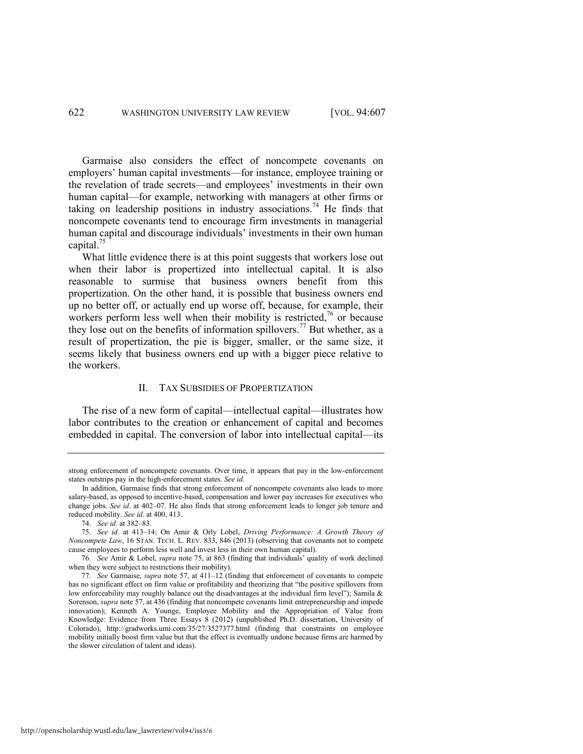Garmaise also considers the effect of noncompete covenants on employers' human capital investments—for instance, employee training or the revelation of trade secrets—and employees' investments in their own human capital—for example, networking with managers at other firms or taking on leadership positions in industry associations.[74] He finds that noncompete covenants tend to encourage firm investments in managerial human capital and discourage individuals' investments in their own human capital.[75]

What little evidence there is at this point suggests that workers lose out when their labor is propertized into intellectual capital. It is also reasonable to surmise that business owners benefit from this propertization. On the other hand, it is possible that business owners end up no better off, or actually end up worse off, because, for example, their workers perform less well when their mobility is restricted,[76] or because they lose out on the benefits of information spillovers.[77] But whether, as a result of propertization, the pie is bigger, smaller, or the same size, it seems likely that business owners end up with a bigger piece relative to the workers.

## II. TAX SUBSIDIES OF PROPERTIZATION

The rise of a new form of capital—intellectual capital—illustrates how labor contributes to the creation or enhancement of capital and becomes embedded in capital. The conversion of labor into intellectual capital—its

---

strong enforcement of noncompete covenants. Over time, it appears that pay in the low-enforcement states outstrips pay in the high-enforcement states. *See id.*

In addition, Garmaise finds that strong enforcement of noncompete covenants also leads to more salary-based, as opposed to incentive-based, compensation and lower pay increases for executives who change jobs. *See id*. at 402–07. He also finds that strong enforcement leads to longer job tenure and reduced mobility. *See id*. at 400, 413.

74. *See id.* at 382–83.

75. *See id*. at 413–14; On Amir & Orly Lobel, *Driving Performance: A Growth Theory of Noncompete Law*, 16 STAN. TECH. L. REV. 833, 846 (2013) (observing that covenants not to compete cause employees to perform less well and invest less in their own human capital).

76. *See* Amir & Lobel, *supra* note 75, at 863 (finding that individuals' quality of work declined when they were subject to restrictions their mobility).

77. *See* Garmaise, *supra* note 57, at 411–12 (finding that enforcement of covenants to compete has no significant effect on firm value or profitability and theorizing that "the positive spillovers from low enforceability may roughly balance out the disadvantages at the individual firm level"); Samila & Sorenson, *supra* note 57, at 436 (finding that noncompete covenants limit entrepreneurship and impede innovation); Kenneth A. Younge, Employee Mobility and the Appropriation of Value from Knowledge: Evidence from Three Essays 8 (2012) (unpublished Ph.D. dissertation, University of Colorado), http://gradworks.umi.com/35/27/3527377.html (finding that constraints on employee mobility initially boost firm value but that the effect is eventually undone because firms are harmed by the slower circulation of talent and ideas).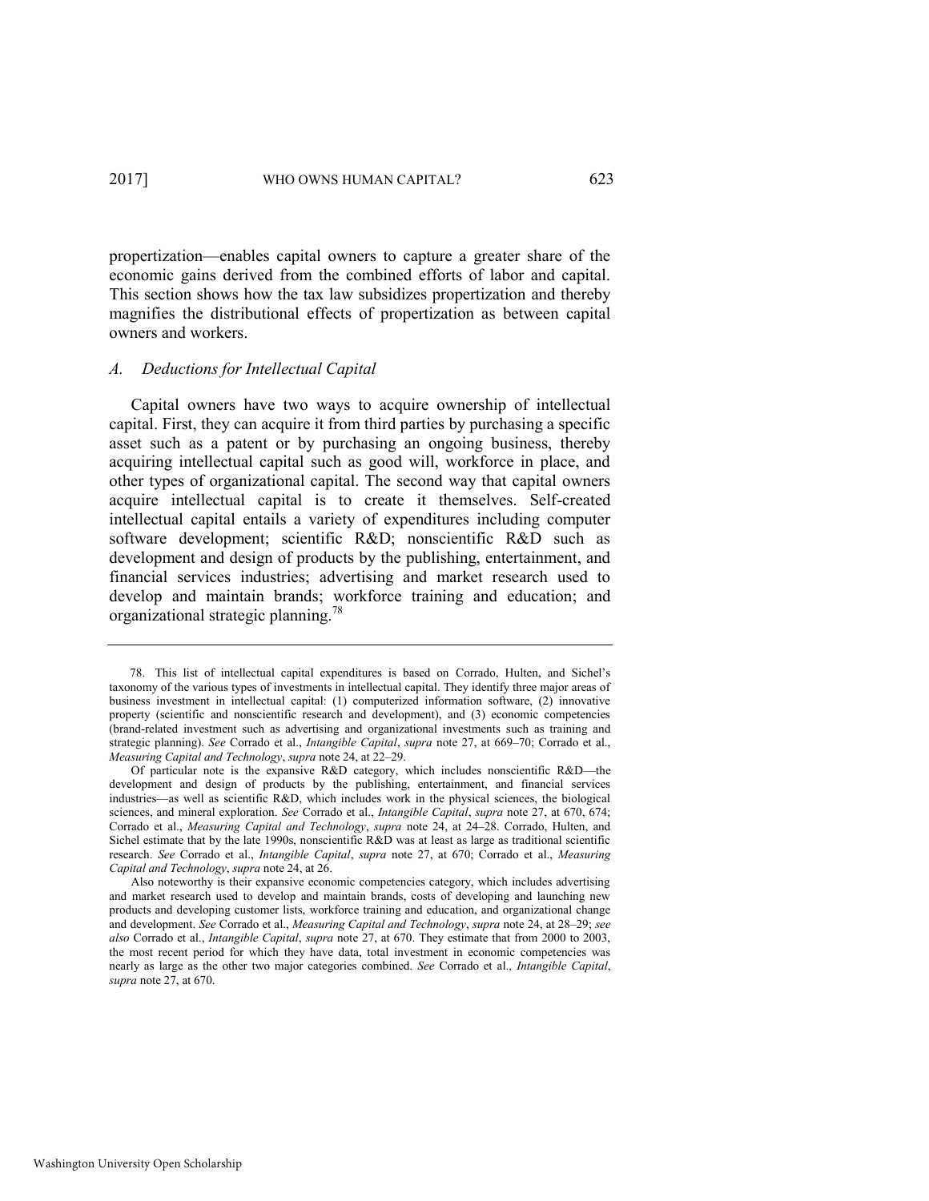propertization—enables capital owners to capture a greater share of the economic gains derived from the combined efforts of labor and capital. This section shows how the tax law subsidizes propertization and thereby magnifies the distributional effects of propertization as between capital owners and workers.

### *A. Deductions for Intellectual Capital*

Capital owners have two ways to acquire ownership of intellectual capital. First, they can acquire it from third parties by purchasing a specific asset such as a patent or by purchasing an ongoing business, thereby acquiring intellectual capital such as good will, workforce in place, and other types of organizational capital. The second way that capital owners acquire intellectual capital is to create it themselves. Self-created intellectual capital entails a variety of expenditures including computer software development; scientific R&D; nonscientific R&D such as development and design of products by the publishing, entertainment, and financial services industries; advertising and market research used to develop and maintain brands; workforce training and education; and organizational strategic planning.[78]

---

78. This list of intellectual capital expenditures is based on Corrado, Hulten, and Sichel's taxonomy of the various types of investments in intellectual capital. They identify three major areas of business investment in intellectual capital: (1) computerized information software, (2) innovative property (scientific and nonscientific research and development), and (3) economic competencies (brand-related investment such as advertising and organizational investments such as training and strategic planning). *See* Corrado et al., *Intangible Capital*, *supra* note 27, at 669–70; Corrado et al., *Measuring Capital and Technology*, *supra* note 24, at 22–29.

Of particular note is the expansive R&D category, which includes nonscientific R&D—the development and design of products by the publishing, entertainment, and financial services industries—as well as scientific R&D, which includes work in the physical sciences, the biological sciences, and mineral exploration. *See* Corrado et al., *Intangible Capital*, *supra* note 27, at 670, 674; Corrado et al., *Measuring Capital and Technology*, *supra* note 24, at 24–28. Corrado, Hulten, and Sichel estimate that by the late 1990s, nonscientific R&D was at least as large as traditional scientific research. *See* Corrado et al., *Intangible Capital*, *supra* note 27, at 670; Corrado et al., *Measuring Capital and Technology*, *supra* note 24, at 26.

Also noteworthy is their expansive economic competencies category, which includes advertising and market research used to develop and maintain brands, costs of developing and launching new products and developing customer lists, workforce training and education, and organizational change and development. *See* Corrado et al., *Measuring Capital and Technology*, *supra* note 24, at 28–29; *see also* Corrado et al., *Intangible Capital*, *supra* note 27, at 670. They estimate that from 2000 to 2003, the most recent period for which they have data, total investment in economic competencies was nearly as large as the other two major categories combined. *See* Corrado et al., *Intangible Capital*, *supra* note 27, at 670.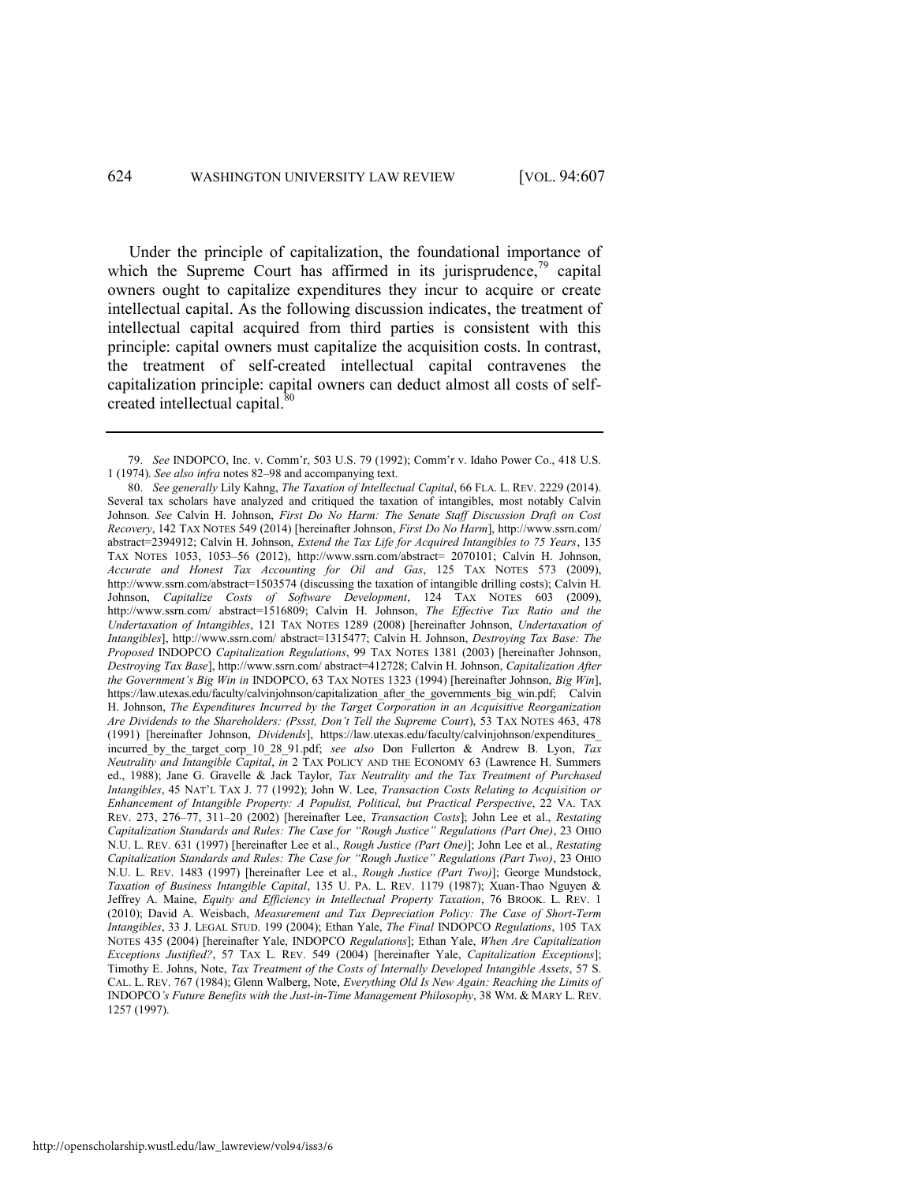Under the principle of capitalization, the foundational importance of which the Supreme Court has affirmed in its jurisprudence,[79] capital owners ought to capitalize expenditures they incur to acquire or create intellectual capital. As the following discussion indicates, the treatment of intellectual capital acquired from third parties is consistent with this principle: capital owners must capitalize the acquisition costs. In contrast, the treatment of self-created intellectual capital contravenes the capitalization principle: capital owners can deduct almost all costs of self-created intellectual capital.[80]

---

79. *See* INDOPCO, Inc. v. Comm'r, 503 U.S. 79 (1992); Comm'r v. Idaho Power Co., 418 U.S. 1 (1974). *See also infra* notes 82–98 and accompanying text.

80. *See generally* Lily Kahng, *The Taxation of Intellectual Capital*, 66 FLA. L. REV. 2229 (2014). Several tax scholars have analyzed and critiqued the taxation of intangibles, most notably Calvin Johnson. *See* Calvin H. Johnson, *First Do No Harm: The Senate Staff Discussion Draft on Cost Recovery*, 142 TAX NOTES 549 (2014) [hereinafter Johnson, *First Do No Harm*], http://www.ssrn.com/abstract=2394912; Calvin H. Johnson, *Extend the Tax Life for Acquired Intangibles to 75 Years*, 135 TAX NOTES 1053, 1053–56 (2012), http://www.ssrn.com/abstract= 2070101; Calvin H. Johnson, *Accurate and Honest Tax Accounting for Oil and Gas*, 125 TAX NOTES 573 (2009), http://www.ssrn.com/abstract=1503574 (discussing the taxation of intangible drilling costs); Calvin H. Johnson, *Capitalize Costs of Software Development*, 124 TAX NOTES 603 (2009), http://www.ssrn.com/ abstract=1516809; Calvin H. Johnson, *The Effective Tax Ratio and the Undertaxation of Intangibles*, 121 TAX NOTES 1289 (2008) [hereinafter Johnson, *Undertaxation of Intangibles*], http://www.ssrn.com/ abstract=1315477; Calvin H. Johnson, *Destroying Tax Base: The Proposed* INDOPCO *Capitalization Regulations*, 99 TAX NOTES 1381 (2003) [hereinafter Johnson, *Destroying Tax Base*], http://www.ssrn.com/ abstract=412728; Calvin H. Johnson, *Capitalization After the Government's Big Win in* INDOPCO, 63 TAX NOTES 1323 (1994) [hereinafter Johnson, *Big Win*], https://law.utexas.edu/faculty/calvinjohnson/capitalization_after_the_governments_big_win.pdf; Calvin H. Johnson, *The Expenditures Incurred by the Target Corporation in an Acquisitive Reorganization Are Dividends to the Shareholders: (Pssst, Don't Tell the Supreme Court)*, 53 TAX NOTES 463, 478 (1991) [hereinafter Johnson, *Dividends*], https://law.utexas.edu/faculty/calvinjohnson/expenditures_ incurred_by_the_target_corp_10_28_91.pdf; *see also* Don Fullerton & Andrew B. Lyon, *Tax Neutrality and Intangible Capital*, *in* 2 TAX POLICY AND THE ECONOMY 63 (Lawrence H. Summers ed., 1988); Jane G. Gravelle & Jack Taylor, *Tax Neutrality and the Tax Treatment of Purchased Intangibles*, 45 NAT'L TAX J. 77 (1992); John W. Lee, *Transaction Costs Relating to Acquisition or Enhancement of Intangible Property: A Populist, Political, but Practical Perspective*, 22 VA. TAX REV. 273, 276–77, 311–20 (2002) [hereinafter Lee, *Transaction Costs*]; John Lee et al., *Restating Capitalization Standards and Rules: The Case for "Rough Justice" Regulations (Part One)*, 23 OHIO N.U. L. REV. 631 (1997) [hereinafter Lee et al., *Rough Justice (Part One)*]; John Lee et al., *Restating Capitalization Standards and Rules: The Case for "Rough Justice" Regulations (Part Two)*, 23 OHIO N.U. L. REV. 1483 (1997) [hereinafter Lee et al., *Rough Justice (Part Two)*]; George Mundstock, *Taxation of Business Intangible Capital*, 135 U. PA. L. REV. 1179 (1987); Xuan-Thao Nguyen & Jeffrey A. Maine, *Equity and Efficiency in Intellectual Property Taxation*, 76 BROOK. L. REV. 1 (2010); David A. Weisbach, *Measurement and Tax Depreciation Policy: The Case of Short-Term Intangibles*, 33 J. LEGAL STUD. 199 (2004); Ethan Yale, *The Final* INDOPCO *Regulations*, 105 TAX NOTES 435 (2004) [hereinafter Yale, INDOPCO *Regulations*]; Ethan Yale, *When Are Capitalization Exceptions Justified?*, 57 TAX L. REV. 549 (2004) [hereinafter Yale, *Capitalization Exceptions*]; Timothy E. Johns, Note, *Tax Treatment of the Costs of Internally Developed Intangible Assets*, 57 S. CAL. L. REV. 767 (1984); Glenn Walberg, Note, *Everything Old Is New Again: Reaching the Limits of* INDOPCO*'s Future Benefits with the Just-in-Time Management Philosophy*, 38 WM. & MARY L. REV. 1257 (1997).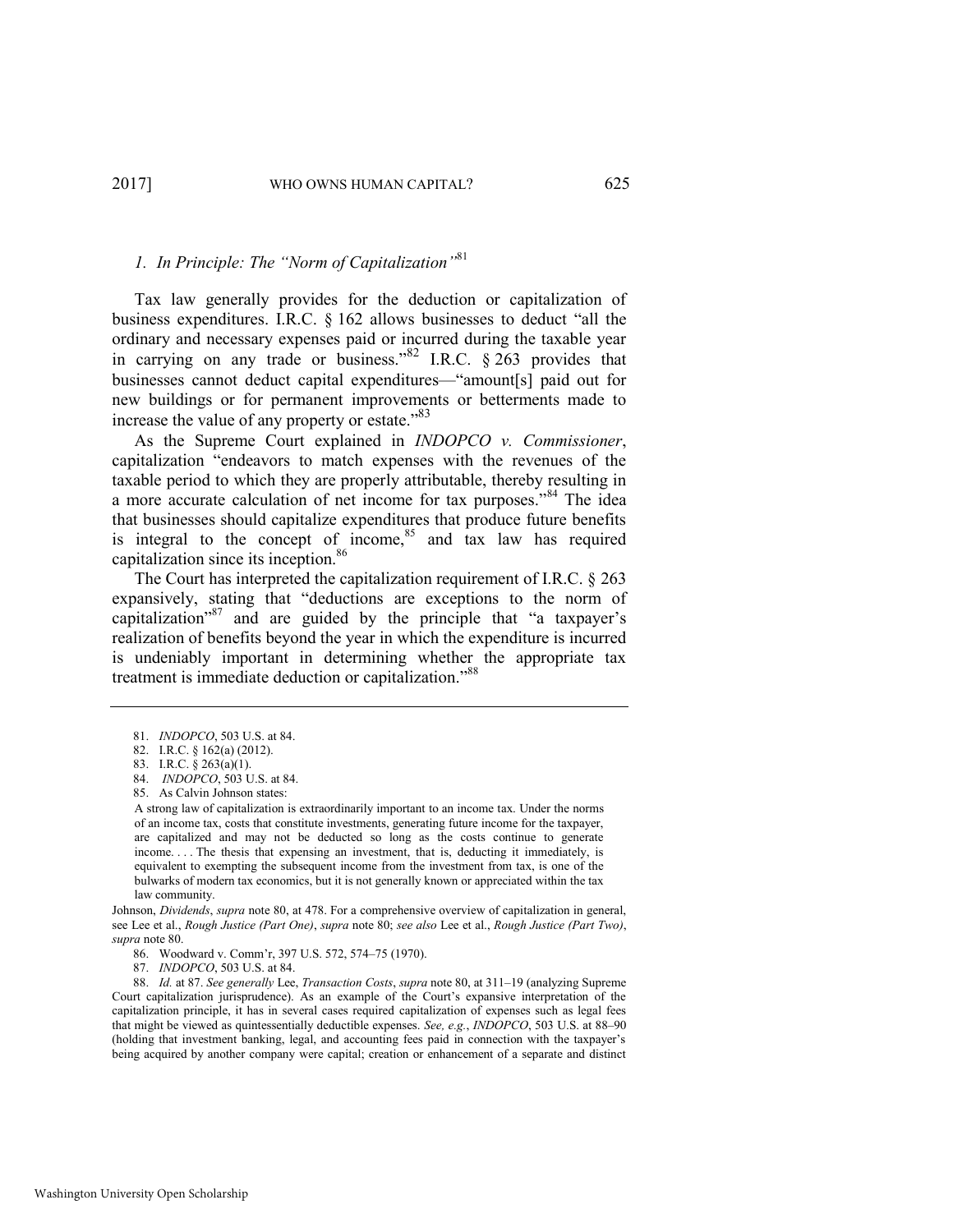### *1. In Principle: The "Norm of Capitalization"*[81]

Tax law generally provides for the deduction or capitalization of business expenditures. I.R.C. § 162 allows businesses to deduct "all the ordinary and necessary expenses paid or incurred during the taxable year in carrying on any trade or business."[82] I.R.C. § 263 provides that businesses cannot deduct capital expenditures—"amount[s] paid out for new buildings or for permanent improvements or betterments made to increase the value of any property or estate."[83]

As the Supreme Court explained in *INDOPCO v. Commissioner*, capitalization "endeavors to match expenses with the revenues of the taxable period to which they are properly attributable, thereby resulting in a more accurate calculation of net income for tax purposes."[84] The idea that businesses should capitalize expenditures that produce future benefits is integral to the concept of income,[85] and tax law has required capitalization since its inception.[86]

The Court has interpreted the capitalization requirement of I.R.C. § 263 expansively, stating that "deductions are exceptions to the norm of capitalization"[87] and are guided by the principle that "a taxpayer's realization of benefits beyond the year in which the expenditure is incurred is undeniably important in determining whether the appropriate tax treatment is immediate deduction or capitalization."[88]

---

81. *INDOPCO*, 503 U.S. at 84.

82. I.R.C. § 162(a) (2012).

83. I.R.C. § 263(a)(1).

84. *INDOPCO*, 503 U.S. at 84.

85. As Calvin Johnson states:

> A strong law of capitalization is extraordinarily important to an income tax. Under the norms of an income tax, costs that constitute investments, generating future income for the taxpayer, are capitalized and may not be deducted so long as the costs continue to generate income. . . . The thesis that expensing an investment, that is, deducting it immediately, is equivalent to exempting the subsequent income from the investment from tax, is one of the bulwarks of modern tax economics, but it is not generally known or appreciated within the tax law community.

Johnson, *Dividends*, *supra* note 80, at 478. For a comprehensive overview of capitalization in general, see Lee et al., *Rough Justice (Part One)*, *supra* note 80; *see also* Lee et al., *Rough Justice (Part Two)*, *supra* note 80.

86. Woodward v. Comm'r, 397 U.S. 572, 574–75 (1970).

87. *INDOPCO*, 503 U.S. at 84.

88. *Id.* at 87. *See generally* Lee, *Transaction Costs*, *supra* note 80, at 311–19 (analyzing Supreme Court capitalization jurisprudence). As an example of the Court's expansive interpretation of the capitalization principle, it has in several cases required capitalization of expenses such as legal fees that might be viewed as quintessentially deductible expenses. *See, e.g.*, *INDOPCO*, 503 U.S. at 88–90 (holding that investment banking, legal, and accounting fees paid in connection with the taxpayer's being acquired by another company were capital; creation or enhancement of a separate and distinct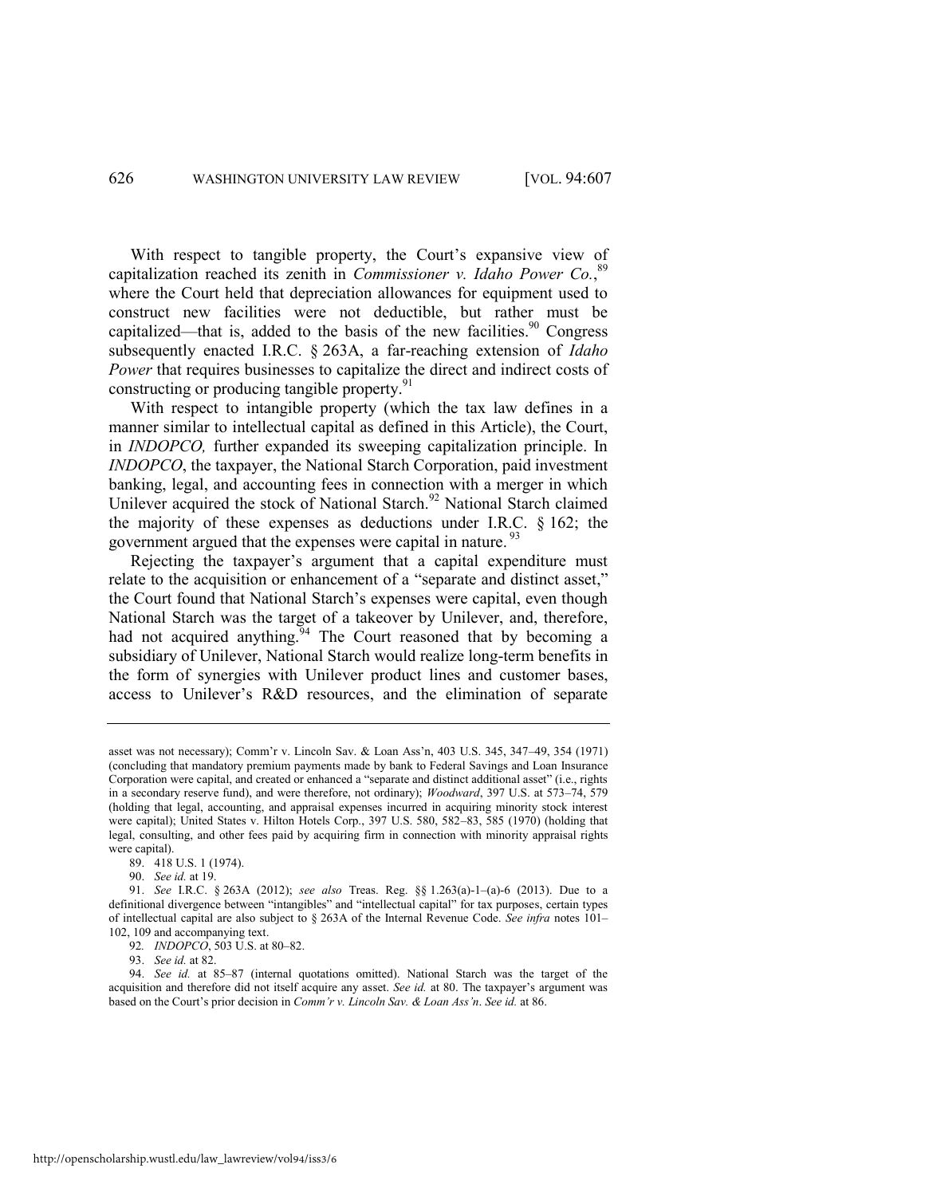With respect to tangible property, the Court's expansive view of capitalization reached its zenith in *Commissioner v. Idaho Power Co.*,[89] where the Court held that depreciation allowances for equipment used to construct new facilities were not deductible, but rather must be capitalized—that is, added to the basis of the new facilities.[90] Congress subsequently enacted I.R.C. § 263A, a far-reaching extension of *Idaho Power* that requires businesses to capitalize the direct and indirect costs of constructing or producing tangible property.[91]

With respect to intangible property (which the tax law defines in a manner similar to intellectual capital as defined in this Article), the Court, in *INDOPCO,* further expanded its sweeping capitalization principle. In *INDOPCO*, the taxpayer, the National Starch Corporation, paid investment banking, legal, and accounting fees in connection with a merger in which Unilever acquired the stock of National Starch.[92] National Starch claimed the majority of these expenses as deductions under I.R.C. § 162; the government argued that the expenses were capital in nature.[93]

Rejecting the taxpayer's argument that a capital expenditure must relate to the acquisition or enhancement of a "separate and distinct asset," the Court found that National Starch's expenses were capital, even though National Starch was the target of a takeover by Unilever, and, therefore, had not acquired anything.[94] The Court reasoned that by becoming a subsidiary of Unilever, National Starch would realize long-term benefits in the form of synergies with Unilever product lines and customer bases, access to Unilever's R&D resources, and the elimination of separate

---

asset was not necessary); Comm'r v. Lincoln Sav. & Loan Ass'n, 403 U.S. 345, 347–49, 354 (1971) (concluding that mandatory premium payments made by bank to Federal Savings and Loan Insurance Corporation were capital, and created or enhanced a "separate and distinct additional asset" (i.e., rights in a secondary reserve fund), and were therefore, not ordinary); *Woodward*, 397 U.S. at 573–74, 579 (holding that legal, accounting, and appraisal expenses incurred in acquiring minority stock interest were capital); United States v. Hilton Hotels Corp., 397 U.S. 580, 582–83, 585 (1970) (holding that legal, consulting, and other fees paid by acquiring firm in connection with minority appraisal rights were capital).

89. 418 U.S. 1 (1974).

90. *See id.* at 19.

91. *See* I.R.C. § 263A (2012); *see also* Treas. Reg. §§ 1.263(a)-1–(a)-6 (2013). Due to a definitional divergence between "intangibles" and "intellectual capital" for tax purposes, certain types of intellectual capital are also subject to § 263A of the Internal Revenue Code. *See infra* notes 101–102, 109 and accompanying text.

92. *INDOPCO*, 503 U.S. at 80–82.

93. *See id.* at 82.

94. *See id.* at 85–87 (internal quotations omitted). National Starch was the target of the acquisition and therefore did not itself acquire any asset. *See id.* at 80. The taxpayer's argument was based on the Court's prior decision in *Comm'r v. Lincoln Sav. & Loan Ass'n*. *See id.* at 86.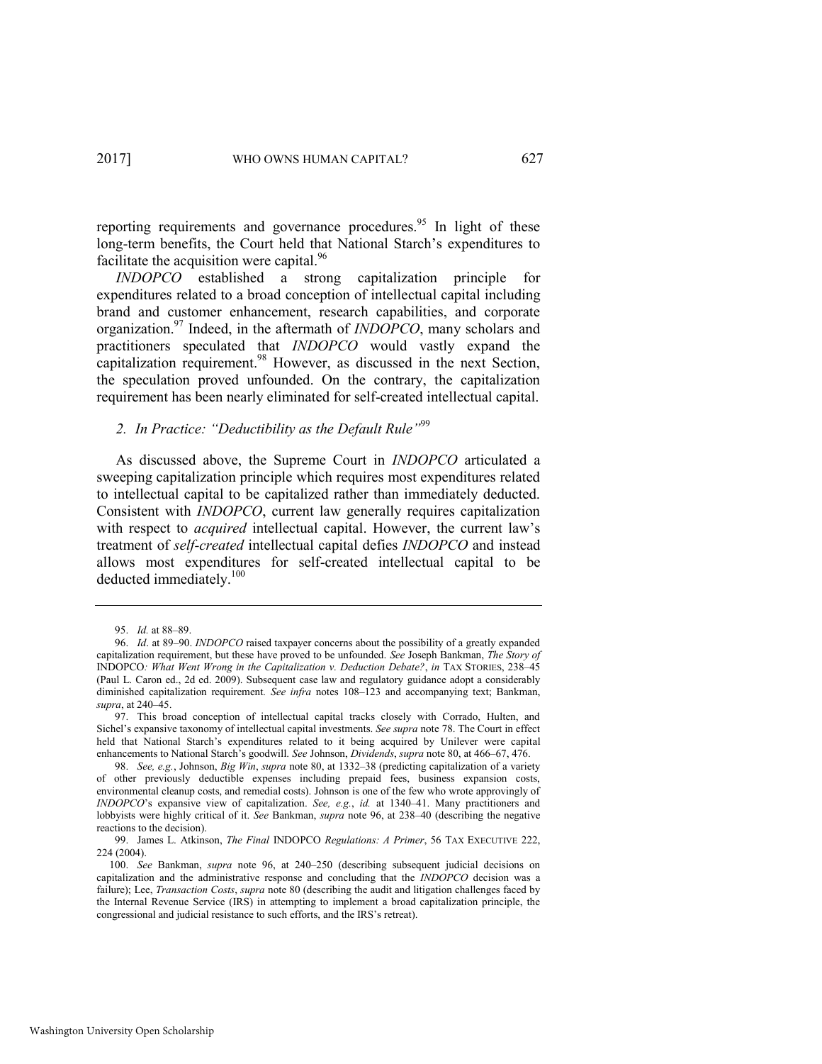reporting requirements and governance procedures.[95] In light of these long-term benefits, the Court held that National Starch's expenditures to facilitate the acquisition were capital.[96]

*INDOPCO* established a strong capitalization principle for expenditures related to a broad conception of intellectual capital including brand and customer enhancement, research capabilities, and corporate organization.[97] Indeed, in the aftermath of *INDOPCO*, many scholars and practitioners speculated that *INDOPCO* would vastly expand the capitalization requirement.[98] However, as discussed in the next Section, the speculation proved unfounded. On the contrary, the capitalization requirement has been nearly eliminated for self-created intellectual capital.

### *2. In Practice: "Deductibility as the Default Rule"*[99]

As discussed above, the Supreme Court in *INDOPCO* articulated a sweeping capitalization principle which requires most expenditures related to intellectual capital to be capitalized rather than immediately deducted. Consistent with *INDOPCO*, current law generally requires capitalization with respect to *acquired* intellectual capital. However, the current law's treatment of *self-created* intellectual capital defies *INDOPCO* and instead allows most expenditures for self-created intellectual capital to be deducted immediately.[100]

---

95. *Id.* at 88–89.

96. *Id*. at 89–90. *INDOPCO* raised taxpayer concerns about the possibility of a greatly expanded capitalization requirement, but these have proved to be unfounded. *See* Joseph Bankman, *The Story of* INDOPCO*: What Went Wrong in the Capitalization v. Deduction Debate?*, *in* TAX STORIES, 238–45 (Paul L. Caron ed., 2d ed. 2009). Subsequent case law and regulatory guidance adopt a considerably diminished capitalization requirement. *See infra* notes 108–123 and accompanying text; Bankman, *supra*, at 240–45.

97. This broad conception of intellectual capital tracks closely with Corrado, Hulten, and Sichel's expansive taxonomy of intellectual capital investments. *See supra* note 78. The Court in effect held that National Starch's expenditures related to it being acquired by Unilever were capital enhancements to National Starch's goodwill. *See* Johnson, *Dividends*, *supra* note 80, at 466–67, 476.

98. *See, e.g.*, Johnson, *Big Win*, *supra* note 80, at 1332–38 (predicting capitalization of a variety of other previously deductible expenses including prepaid fees, business expansion costs, environmental cleanup costs, and remedial costs). Johnson is one of the few who wrote approvingly of *INDOPCO*'s expansive view of capitalization. *See, e.g.*, *id.* at 1340–41. Many practitioners and lobbyists were highly critical of it. *See* Bankman, *supra* note 96, at 238–40 (describing the negative reactions to the decision).

99. James L. Atkinson, *The Final* INDOPCO *Regulations: A Primer*, 56 TAX EXECUTIVE 222, 224 (2004).

100. *See* Bankman, *supra* note 96, at 240–250 (describing subsequent judicial decisions on capitalization and the administrative response and concluding that the *INDOPCO* decision was a failure); Lee, *Transaction Costs*, *supra* note 80 (describing the audit and litigation challenges faced by the Internal Revenue Service (IRS) in attempting to implement a broad capitalization principle, the congressional and judicial resistance to such efforts, and the IRS's retreat).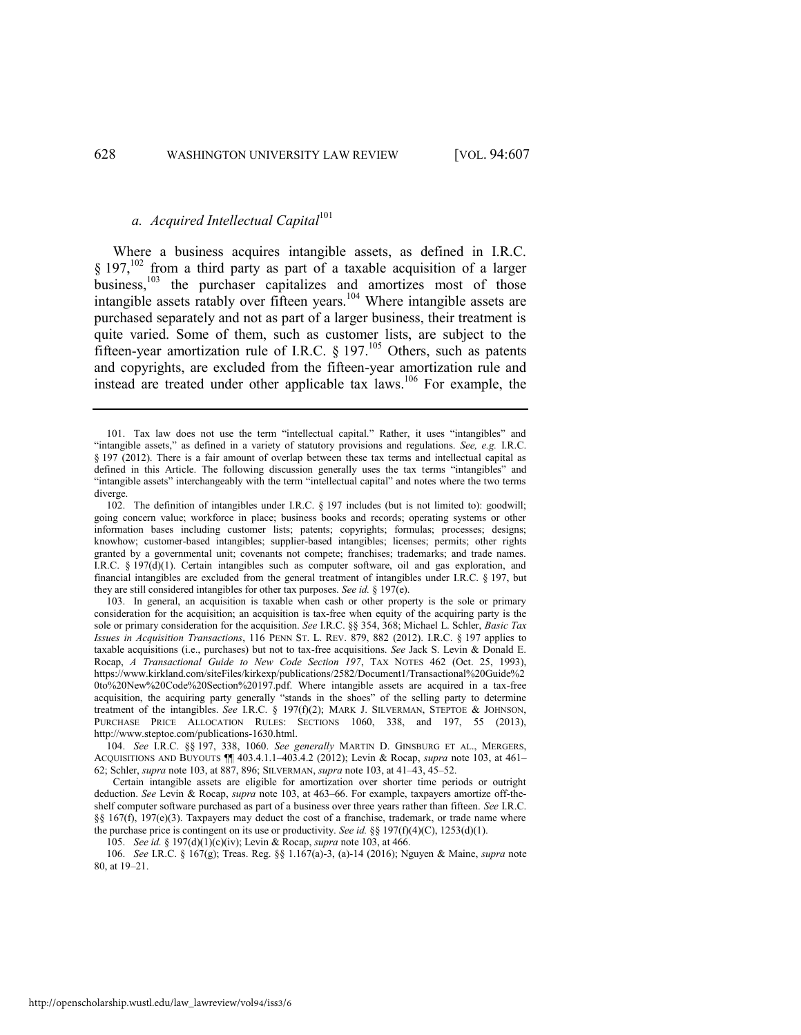### a. *Acquired Intellectual Capital*[101]

Where a business acquires intangible assets, as defined in I.R.C. § 197,[102] from a third party as part of a taxable acquisition of a larger business,[103] the purchaser capitalizes and amortizes most of those intangible assets ratably over fifteen years.[104] Where intangible assets are purchased separately and not as part of a larger business, their treatment is quite varied. Some of them, such as customer lists, are subject to the fifteen-year amortization rule of I.R.C. § 197.[105] Others, such as patents and copyrights, are excluded from the fifteen-year amortization rule and instead are treated under other applicable tax laws.[106] For example, the

---

101. Tax law does not use the term "intellectual capital." Rather, it uses "intangibles" and "intangible assets," as defined in a variety of statutory provisions and regulations. *See, e.g.* I.R.C. § 197 (2012). There is a fair amount of overlap between these tax terms and intellectual capital as defined in this Article. The following discussion generally uses the tax terms "intangibles" and "intangible assets" interchangeably with the term "intellectual capital" and notes where the two terms diverge.

102. The definition of intangibles under I.R.C. § 197 includes (but is not limited to): goodwill; going concern value; workforce in place; business books and records; operating systems or other information bases including customer lists; patents; copyrights; formulas; processes; designs; knowhow; customer-based intangibles; supplier-based intangibles; licenses; permits; other rights granted by a governmental unit; covenants not compete; franchises; trademarks; and trade names. I.R.C. § 197(d)(1). Certain intangibles such as computer software, oil and gas exploration, and financial intangibles are excluded from the general treatment of intangibles under I.R.C. § 197, but they are still considered intangibles for other tax purposes. *See id.* § 197(e).

103. In general, an acquisition is taxable when cash or other property is the sole or primary consideration for the acquisition; an acquisition is tax-free when equity of the acquiring party is the sole or primary consideration for the acquisition. *See* I.R.C. §§ 354, 368; Michael L. Schler, *Basic Tax Issues in Acquisition Transactions*, 116 PENN ST. L. REV. 879, 882 (2012). I.R.C. § 197 applies to taxable acquisitions (i.e., purchases) but not to tax-free acquisitions. *See* Jack S. Levin & Donald E. Rocap, *A Transactional Guide to New Code Section 197*, TAX NOTES 462 (Oct. 25, 1993), https://www.kirkland.com/siteFiles/kirkexp/publications/2582/Document1/Transactional%20Guide%20to%20New%20Code%20Section%20197.pdf. Where intangible assets are acquired in a tax-free acquisition, the acquiring party generally "stands in the shoes" of the selling party to determine treatment of the intangibles. *See* I.R.C. § 197(f)(2); MARK J. SILVERMAN, STEPTOE & JOHNSON, PURCHASE PRICE ALLOCATION RULES: SECTIONS 1060, 338, and 197, 55 (2013), http://www.steptoe.com/publications-1630.html.

104. *See* I.R.C. §§ 197, 338, 1060. *See generally* MARTIN D. GINSBURG ET AL., MERGERS, ACQUISITIONS AND BUYOUTS ¶¶ 403.4.1.1–403.4.2 (2012); Levin & Rocap, *supra* note 103, at 461–62; Schler, *supra* note 103, at 887, 896; SILVERMAN, *supra* note 103, at 41–43, 45–52.

Certain intangible assets are eligible for amortization over shorter time periods or outright deduction. *See* Levin & Rocap, *supra* note 103, at 463–66. For example, taxpayers amortize off-the-shelf computer software purchased as part of a business over three years rather than fifteen. *See* I.R.C. §§ 167(f), 197(e)(3). Taxpayers may deduct the cost of a franchise, trademark, or trade name where the purchase price is contingent on its use or productivity. *See id.* §§ 197(f)(4)(C), 1253(d)(1).

105. *See id.* § 197(d)(1)(c)(iv); Levin & Rocap, *supra* note 103, at 466.

106. *See* I.R.C. § 167(g); Treas. Reg. §§ 1.167(a)-3, (a)-14 (2016); Nguyen & Maine, *supra* note 80, at 19–21.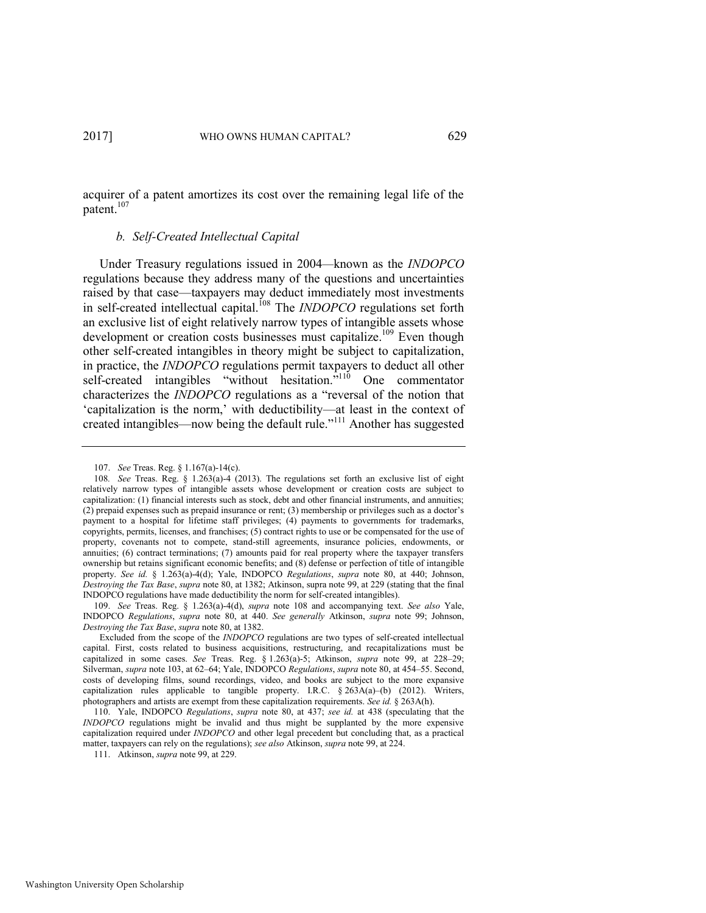acquirer of a patent amortizes its cost over the remaining legal life of the patent.[107]

### *b. Self-Created Intellectual Capital*

Under Treasury regulations issued in 2004—known as the *INDOPCO* regulations because they address many of the questions and uncertainties raised by that case—taxpayers may deduct immediately most investments in self-created intellectual capital.[108] The *INDOPCO* regulations set forth an exclusive list of eight relatively narrow types of intangible assets whose development or creation costs businesses must capitalize.[109] Even though other self-created intangibles in theory might be subject to capitalization, in practice, the *INDOPCO* regulations permit taxpayers to deduct all other self-created intangibles "without hesitation."[110] One commentator characterizes the *INDOPCO* regulations as a "reversal of the notion that 'capitalization is the norm,' with deductibility—at least in the context of created intangibles—now being the default rule."[111] Another has suggested

---

107. *See* Treas. Reg. § 1.167(a)-14(c).

108. *See* Treas. Reg. § 1.263(a)-4 (2013). The regulations set forth an exclusive list of eight relatively narrow types of intangible assets whose development or creation costs are subject to capitalization: (1) financial interests such as stock, debt and other financial instruments, and annuities; (2) prepaid expenses such as prepaid insurance or rent; (3) membership or privileges such as a doctor's payment to a hospital for lifetime staff privileges; (4) payments to governments for trademarks, copyrights, permits, licenses, and franchises; (5) contract rights to use or be compensated for the use of property, covenants not to compete, stand-still agreements, insurance policies, endowments, or annuities; (6) contract terminations; (7) amounts paid for real property where the taxpayer transfers ownership but retains significant economic benefits; and (8) defense or perfection of title of intangible property. *See id.* § 1.263(a)-4(d); Yale, INDOPCO *Regulations*, *supra* note 80, at 440; Johnson, *Destroying the Tax Base*, *supra* note 80, at 1382; Atkinson, supra note 99, at 229 (stating that the final INDOPCO regulations have made deductibility the norm for self-created intangibles).

109. *See* Treas. Reg. § 1.263(a)-4(d), *supra* note 108 and accompanying text. *See also* Yale, INDOPCO *Regulations*, *supra* note 80, at 440. *See generally* Atkinson, *supra* note 99; Johnson, *Destroying the Tax Base*, *supra* note 80, at 1382.

Excluded from the scope of the *INDOPCO* regulations are two types of self-created intellectual capital. First, costs related to business acquisitions, restructuring, and recapitalizations must be capitalized in some cases. *See* Treas. Reg. § 1.263(a)-5; Atkinson, *supra* note 99, at 228–29; Silverman, *supra* note 103, at 62–64; Yale, INDOPCO *Regulations*, *supra* note 80, at 454–55. Second, costs of developing films, sound recordings, video, and books are subject to the more expansive capitalization rules applicable to tangible property. I.R.C. § 263A(a)–(b) (2012). Writers, photographers and artists are exempt from these capitalization requirements. *See id.* § 263A(h).

110. Yale, INDOPCO *Regulations*, *supra* note 80, at 437; *see id.* at 438 (speculating that the *INDOPCO* regulations might be invalid and thus might be supplanted by the more expensive capitalization required under *INDOPCO* and other legal precedent but concluding that, as a practical matter, taxpayers can rely on the regulations); *see also* Atkinson, *supra* note 99, at 224.

111. Atkinson, *supra* note 99, at 229.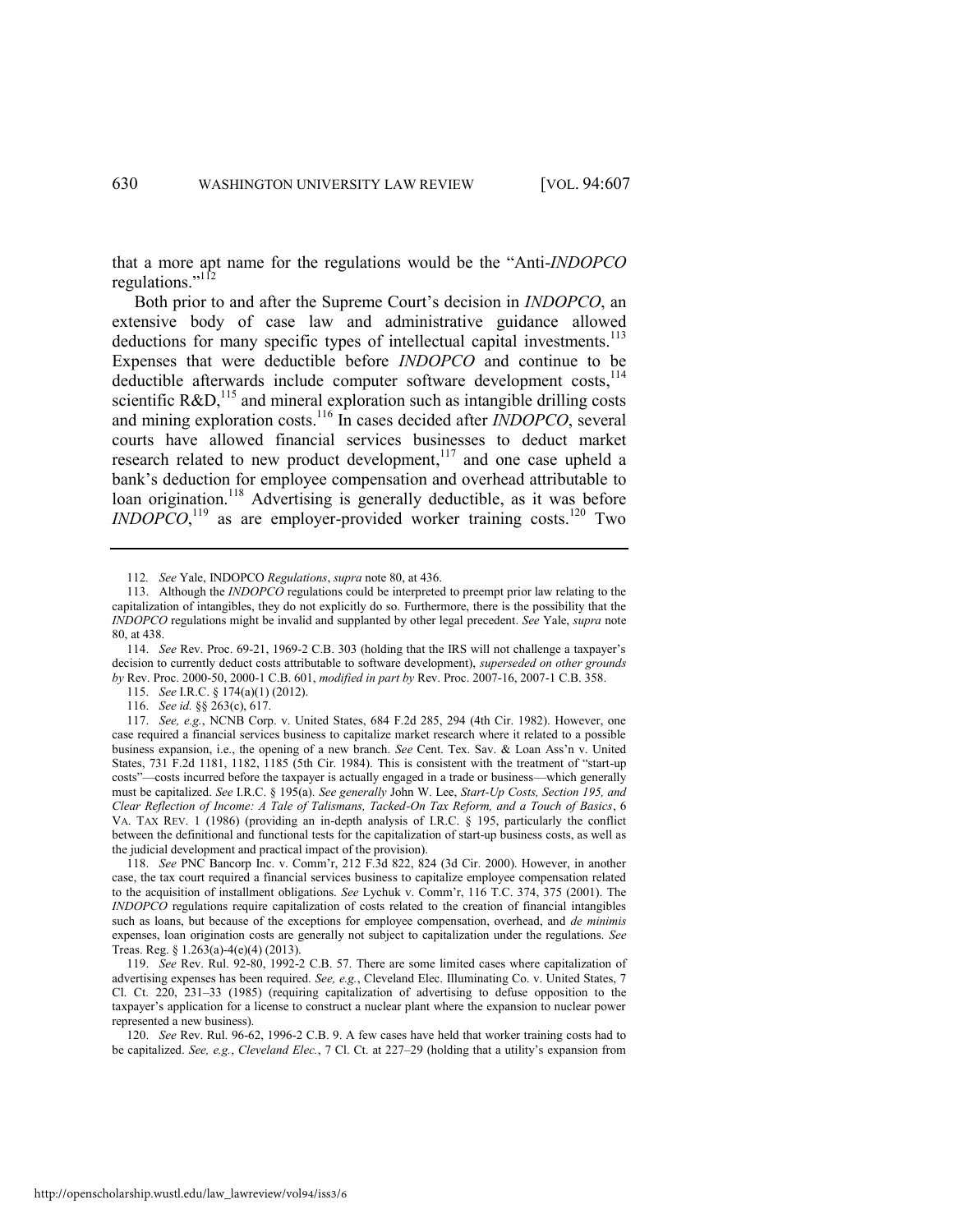that a more apt name for the regulations would be the "Anti-*INDOPCO* regulations."[112]

Both prior to and after the Supreme Court's decision in *INDOPCO*, an extensive body of case law and administrative guidance allowed deductions for many specific types of intellectual capital investments.[113] Expenses that were deductible before *INDOPCO* and continue to be deductible afterwards include computer software development costs,[114] scientific R&D,[115] and mineral exploration such as intangible drilling costs and mining exploration costs.[116] In cases decided after *INDOPCO*, several courts have allowed financial services businesses to deduct market research related to new product development,[117] and one case upheld a bank's deduction for employee compensation and overhead attributable to loan origination.[118] Advertising is generally deductible, as it was before *INDOPCO*,[119] as are employer-provided worker training costs.[120] Two

---

112. *See* Yale, INDOPCO *Regulations*, *supra* note 80, at 436.

113. Although the *INDOPCO* regulations could be interpreted to preempt prior law relating to the capitalization of intangibles, they do not explicitly do so. Furthermore, there is the possibility that the *INDOPCO* regulations might be invalid and supplanted by other legal precedent. *See* Yale, *supra* note 80, at 438.

114. *See* Rev. Proc. 69-21, 1969-2 C.B. 303 (holding that the IRS will not challenge a taxpayer's decision to currently deduct costs attributable to software development), *superseded on other grounds by* Rev. Proc. 2000-50, 2000-1 C.B. 601, *modified in part by* Rev. Proc. 2007-16, 2007-1 C.B. 358.

115. *See* I.R.C. § 174(a)(1) (2012).

116. *See id.* §§ 263(c), 617.

117. *See, e.g.*, NCNB Corp. v. United States, 684 F.2d 285, 294 (4th Cir. 1982). However, one case required a financial services business to capitalize market research where it related to a possible business expansion, i.e., the opening of a new branch. *See* Cent. Tex. Sav. & Loan Ass'n v. United States, 731 F.2d 1181, 1182, 1185 (5th Cir. 1984). This is consistent with the treatment of "start-up costs"—costs incurred before the taxpayer is actually engaged in a trade or business—which generally must be capitalized. *See* I.R.C. § 195(a). *See generally* John W. Lee, *Start-Up Costs, Section 195, and Clear Reflection of Income: A Tale of Talismans, Tacked-On Tax Reform, and a Touch of Basics*, 6 VA. TAX REV. 1 (1986) (providing an in-depth analysis of I.R.C. § 195, particularly the conflict between the definitional and functional tests for the capitalization of start-up business costs, as well as the judicial development and practical impact of the provision).

118. *See* PNC Bancorp Inc. v. Comm'r, 212 F.3d 822, 824 (3d Cir. 2000). However, in another case, the tax court required a financial services business to capitalize employee compensation related to the acquisition of installment obligations. *See* Lychuk v. Comm'r, 116 T.C. 374, 375 (2001). The *INDOPCO* regulations require capitalization of costs related to the creation of financial intangibles such as loans, but because of the exceptions for employee compensation, overhead, and *de minimis* expenses, loan origination costs are generally not subject to capitalization under the regulations. *See* Treas. Reg. § 1.263(a)-4(e)(4) (2013).

119. *See* Rev. Rul. 92-80, 1992-2 C.B. 57. There are some limited cases where capitalization of advertising expenses has been required. *See, e.g.*, Cleveland Elec. Illuminating Co. v. United States, 7 Cl. Ct. 220, 231–33 (1985) (requiring capitalization of advertising to defuse opposition to the taxpayer's application for a license to construct a nuclear plant where the expansion to nuclear power represented a new business).

120. *See* Rev. Rul. 96-62, 1996-2 C.B. 9. A few cases have held that worker training costs had to be capitalized. *See, e.g.*, *Cleveland Elec.*, 7 Cl. Ct. at 227–29 (holding that a utility's expansion from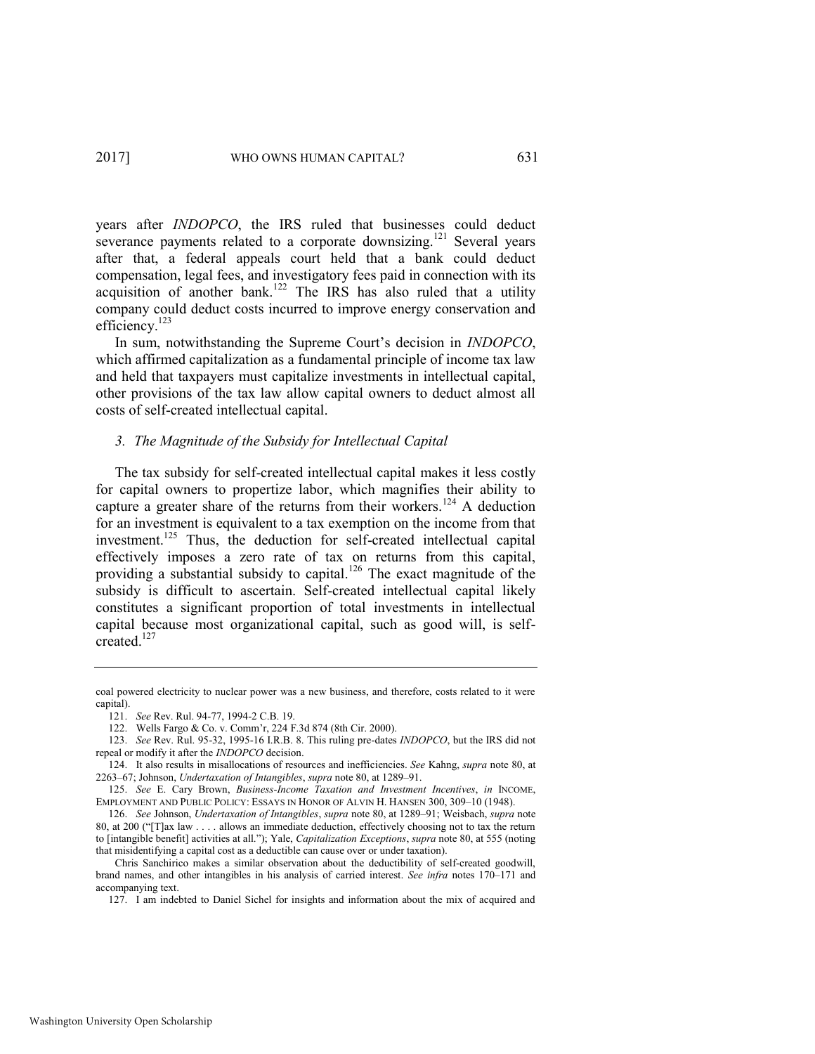years after *INDOPCO*, the IRS ruled that businesses could deduct severance payments related to a corporate downsizing.[121] Several years after that, a federal appeals court held that a bank could deduct compensation, legal fees, and investigatory fees paid in connection with its acquisition of another bank.[122] The IRS has also ruled that a utility company could deduct costs incurred to improve energy conservation and efficiency.[123]

In sum, notwithstanding the Supreme Court's decision in *INDOPCO*, which affirmed capitalization as a fundamental principle of income tax law and held that taxpayers must capitalize investments in intellectual capital, other provisions of the tax law allow capital owners to deduct almost all costs of self-created intellectual capital.

### *3. The Magnitude of the Subsidy for Intellectual Capital*

The tax subsidy for self-created intellectual capital makes it less costly for capital owners to propertize labor, which magnifies their ability to capture a greater share of the returns from their workers.[124] A deduction for an investment is equivalent to a tax exemption on the income from that investment.[125] Thus, the deduction for self-created intellectual capital effectively imposes a zero rate of tax on returns from this capital, providing a substantial subsidy to capital.[126] The exact magnitude of the subsidy is difficult to ascertain. Self-created intellectual capital likely constitutes a significant proportion of total investments in intellectual capital because most organizational capital, such as good will, is self-created.[127]

---

coal powered electricity to nuclear power was a new business, and therefore, costs related to it were capital).

121. *See* Rev. Rul. 94-77, 1994-2 C.B. 19.

122. Wells Fargo & Co. v. Comm'r, 224 F.3d 874 (8th Cir. 2000).

123. *See* Rev. Rul. 95-32, 1995-16 I.R.B. 8. This ruling pre-dates *INDOPCO*, but the IRS did not repeal or modify it after the *INDOPCO* decision.

124. It also results in misallocations of resources and inefficiencies. *See* Kahng, *supra* note 80, at 2263–67; Johnson, *Undertaxation of Intangibles*, *supra* note 80, at 1289–91.

125. *See* E. Cary Brown, *Business-Income Taxation and Investment Incentives*, *in* INCOME, EMPLOYMENT AND PUBLIC POLICY: ESSAYS IN HONOR OF ALVIN H. HANSEN 300, 309–10 (1948).

126. *See* Johnson, *Undertaxation of Intangibles*, *supra* note 80, at 1289–91; Weisbach, *supra* note 80, at 200 ("[T]ax law . . . . allows an immediate deduction, effectively choosing not to tax the return to [intangible benefit] activities at all."); Yale, *Capitalization Exceptions*, *supra* note 80, at 555 (noting that misidentifying a capital cost as a deductible can cause over or under taxation).

Chris Sanchirico makes a similar observation about the deductibility of self-created goodwill, brand names, and other intangibles in his analysis of carried interest. *See infra* notes 170–171 and accompanying text.

127. I am indebted to Daniel Sichel for insights and information about the mix of acquired and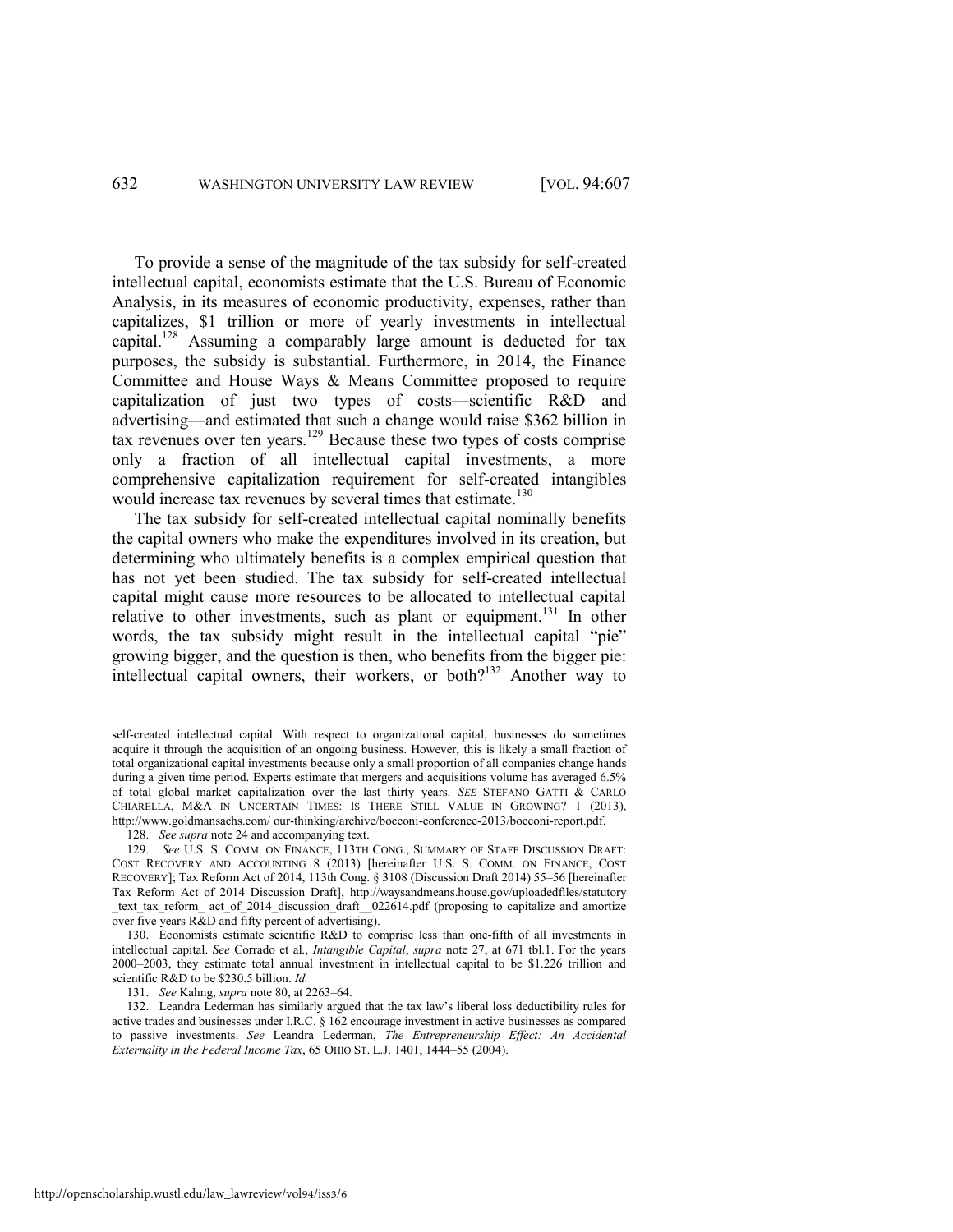To provide a sense of the magnitude of the tax subsidy for self-created intellectual capital, economists estimate that the U.S. Bureau of Economic Analysis, in its measures of economic productivity, expenses, rather than capitalizes, $1 trillion or more of yearly investments in intellectual capital.[128] Assuming a comparably large amount is deducted for tax purposes, the subsidy is substantial. Furthermore, in 2014, the Finance Committee and House Ways & Means Committee proposed to require capitalization of just two types of costs—scientific R&D and advertising—and estimated that such a change would raise $362 billion in tax revenues over ten years.[129] Because these two types of costs comprise only a fraction of all intellectual capital investments, a more comprehensive capitalization requirement for self-created intangibles would increase tax revenues by several times that estimate.[130]

The tax subsidy for self-created intellectual capital nominally benefits the capital owners who make the expenditures involved in its creation, but determining who ultimately benefits is a complex empirical question that has not yet been studied. The tax subsidy for self-created intellectual capital might cause more resources to be allocated to intellectual capital relative to other investments, such as plant or equipment.[131] In other words, the tax subsidy might result in the intellectual capital "pie" growing bigger, and the question is then, who benefits from the bigger pie: intellectual capital owners, their workers, or both?[132] Another way to

---

self-created intellectual capital. With respect to organizational capital, businesses do sometimes acquire it through the acquisition of an ongoing business. However, this is likely a small fraction of total organizational capital investments because only a small proportion of all companies change hands during a given time period. Experts estimate that mergers and acquisitions volume has averaged 6.5% of total global market capitalization over the last thirty years. *See* STEFANO GATTI & CARLO CHIARELLA, M&A IN UNCERTAIN TIMES: IS THERE STILL VALUE IN GROWING? 1 (2013), http://www.goldmansachs.com/ our-thinking/archive/bocconi-conference-2013/bocconi-report.pdf.

128. *See supra* note 24 and accompanying text.

129. *See* U.S. S. COMM. ON FINANCE, 113TH CONG., SUMMARY OF STAFF DISCUSSION DRAFT: COST RECOVERY AND ACCOUNTING 8 (2013) [hereinafter U.S. S. COMM. ON FINANCE, COST RECOVERY]; Tax Reform Act of 2014, 113th Cong. § 3108 (Discussion Draft 2014) 55–56 [hereinafter Tax Reform Act of 2014 Discussion Draft], http://waysandmeans.house.gov/uploadedfiles/statutory _text_tax_reform_ act_of_2014_discussion_draft__022614.pdf (proposing to capitalize and amortize over five years R&D and fifty percent of advertising).

130. Economists estimate scientific R&D to comprise less than one-fifth of all investments in intellectual capital. *See* Corrado et al., *Intangible Capital*, *supra* note 27, at 671 tbl.1. For the years 2000–2003, they estimate total annual investment in intellectual capital to be $1.226 trillion and scientific R&D to be $230.5 billion. *Id.*

131. *See* Kahng, *supra* note 80, at 2263–64.

132. Leandra Lederman has similarly argued that the tax law's liberal loss deductibility rules for active trades and businesses under I.R.C. § 162 encourage investment in active businesses as compared to passive investments. *See* Leandra Lederman, *The Entrepreneurship Effect: An Accidental Externality in the Federal Income Tax*, 65 OHIO ST. L.J. 1401, 1444–55 (2004).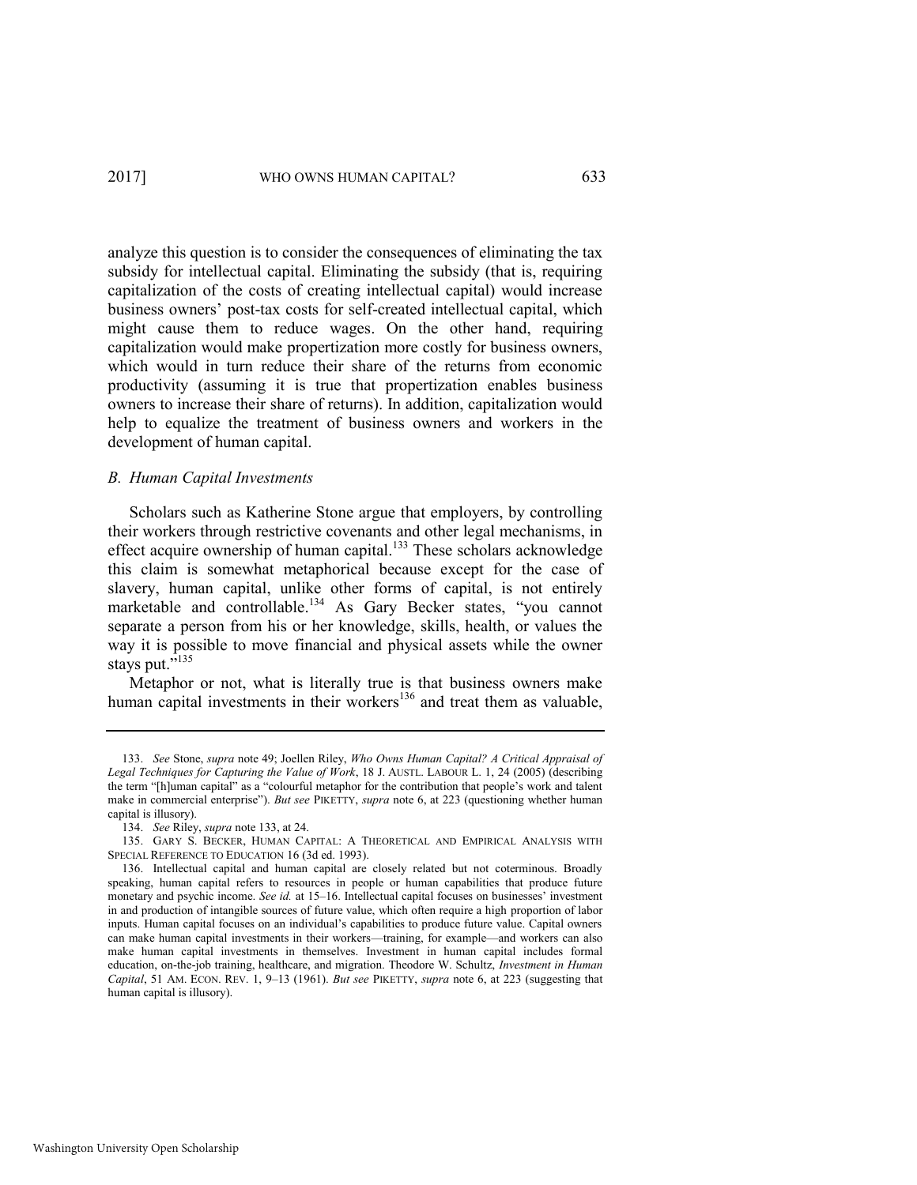analyze this question is to consider the consequences of eliminating the tax subsidy for intellectual capital. Eliminating the subsidy (that is, requiring capitalization of the costs of creating intellectual capital) would increase business owners' post-tax costs for self-created intellectual capital, which might cause them to reduce wages. On the other hand, requiring capitalization would make propertization more costly for business owners, which would in turn reduce their share of the returns from economic productivity (assuming it is true that propertization enables business owners to increase their share of returns). In addition, capitalization would help to equalize the treatment of business owners and workers in the development of human capital.

### *B. Human Capital Investments*

Scholars such as Katherine Stone argue that employers, by controlling their workers through restrictive covenants and other legal mechanisms, in effect acquire ownership of human capital.[133] These scholars acknowledge this claim is somewhat metaphorical because except for the case of slavery, human capital, unlike other forms of capital, is not entirely marketable and controllable.[134] As Gary Becker states, "you cannot separate a person from his or her knowledge, skills, health, or values the way it is possible to move financial and physical assets while the owner stays put."[135]

Metaphor or not, what is literally true is that business owners make human capital investments in their workers[136] and treat them as valuable,

---

133. *See* Stone, *supra* note 49; Joellen Riley, *Who Owns Human Capital? A Critical Appraisal of Legal Techniques for Capturing the Value of Work*, 18 J. AUSTL. LABOUR L. 1, 24 (2005) (describing the term "[h]uman capital" as a "colourful metaphor for the contribution that people's work and talent make in commercial enterprise"). *But see* PIKETTY, *supra* note 6, at 223 (questioning whether human capital is illusory).

134. *See* Riley, *supra* note 133, at 24.

135. GARY S. BECKER, HUMAN CAPITAL: A THEORETICAL AND EMPIRICAL ANALYSIS WITH SPECIAL REFERENCE TO EDUCATION 16 (3d ed. 1993).

136. Intellectual capital and human capital are closely related but not coterminous. Broadly speaking, human capital refers to resources in people or human capabilities that produce future monetary and psychic income. *See id.* at 15–16. Intellectual capital focuses on businesses' investment in and production of intangible sources of future value, which often require a high proportion of labor inputs. Human capital focuses on an individual's capabilities to produce future value. Capital owners can make human capital investments in their workers—training, for example—and workers can also make human capital investments in themselves. Investment in human capital includes formal education, on-the-job training, healthcare, and migration. Theodore W. Schultz, *Investment in Human Capital*, 51 AM. ECON. REV. 1, 9–13 (1961). *But see* PIKETTY, *supra* note 6, at 223 (suggesting that human capital is illusory).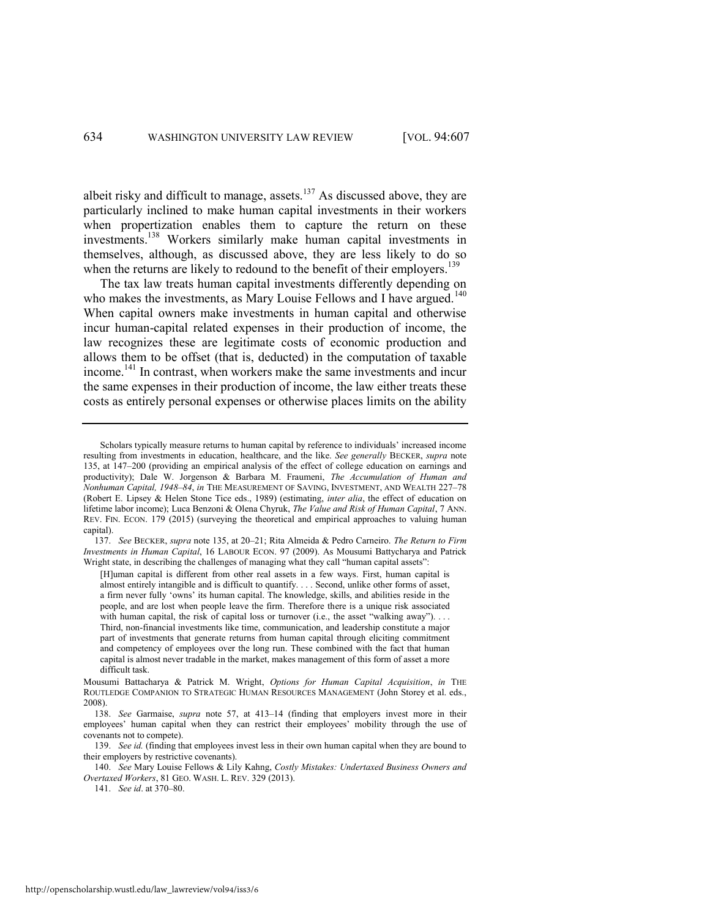albeit risky and difficult to manage, assets.[137] As discussed above, they are particularly inclined to make human capital investments in their workers when propertization enables them to capture the return on these investments.[138] Workers similarly make human capital investments in themselves, although, as discussed above, they are less likely to do so when the returns are likely to redound to the benefit of their employers.[139]

The tax law treats human capital investments differently depending on who makes the investments, as Mary Louise Fellows and I have argued.[140] When capital owners make investments in human capital and otherwise incur human-capital related expenses in their production of income, the law recognizes these are legitimate costs of economic production and allows them to be offset (that is, deducted) in the computation of taxable income.[141] In contrast, when workers make the same investments and incur the same expenses in their production of income, the law either treats these costs as entirely personal expenses or otherwise places limits on the ability

---

Scholars typically measure returns to human capital by reference to individuals' increased income resulting from investments in education, healthcare, and the like. *See generally* BECKER, *supra* note 135, at 147–200 (providing an empirical analysis of the effect of college education on earnings and productivity); Dale W. Jorgenson & Barbara M. Fraumeni, *The Accumulation of Human and Nonhuman Capital, 1948–84*, *in* THE MEASUREMENT OF SAVING, INVESTMENT, AND WEALTH 227–78 (Robert E. Lipsey & Helen Stone Tice eds., 1989) (estimating, *inter alia*, the effect of education on lifetime labor income); Luca Benzoni & Olena Chyruk, *The Value and Risk of Human Capital*, 7 ANN. REV. FIN. ECON. 179 (2015) (surveying the theoretical and empirical approaches to valuing human capital).

137. *See* BECKER, *supra* note 135, at 20–21; Rita Almeida & Pedro Carneiro. *The Return to Firm Investments in Human Capital*, 16 LABOUR ECON. 97 (2009). As Mousumi Battycharya and Patrick Wright state, in describing the challenges of managing what they call "human capital assets":

> [H]uman capital is different from other real assets in a few ways. First, human capital is almost entirely intangible and is difficult to quantify. . . . Second, unlike other forms of asset, a firm never fully 'owns' its human capital. The knowledge, skills, and abilities reside in the people, and are lost when people leave the firm. Therefore there is a unique risk associated with human capital, the risk of capital loss or turnover (i.e., the asset "walking away"). . . . Third, non-financial investments like time, communication, and leadership constitute a major part of investments that generate returns from human capital through eliciting commitment and competency of employees over the long run. These combined with the fact that human capital is almost never tradable in the market, makes management of this form of asset a more difficult task.

Mousumi Battacharya & Patrick M. Wright, *Options for Human Capital Acquisition*, *in* THE ROUTLEDGE COMPANION TO STRATEGIC HUMAN RESOURCES MANAGEMENT (John Storey et al. eds., 2008).

138. *See* Garmaise, *supra* note 57, at 413–14 (finding that employers invest more in their employees' human capital when they can restrict their employees' mobility through the use of covenants not to compete).

139. *See id.* (finding that employees invest less in their own human capital when they are bound to their employers by restrictive covenants).

140. *See* Mary Louise Fellows & Lily Kahng, *Costly Mistakes: Undertaxed Business Owners and Overtaxed Workers*, 81 GEO. WASH. L. REV. 329 (2013).

141. *See id*. at 370–80.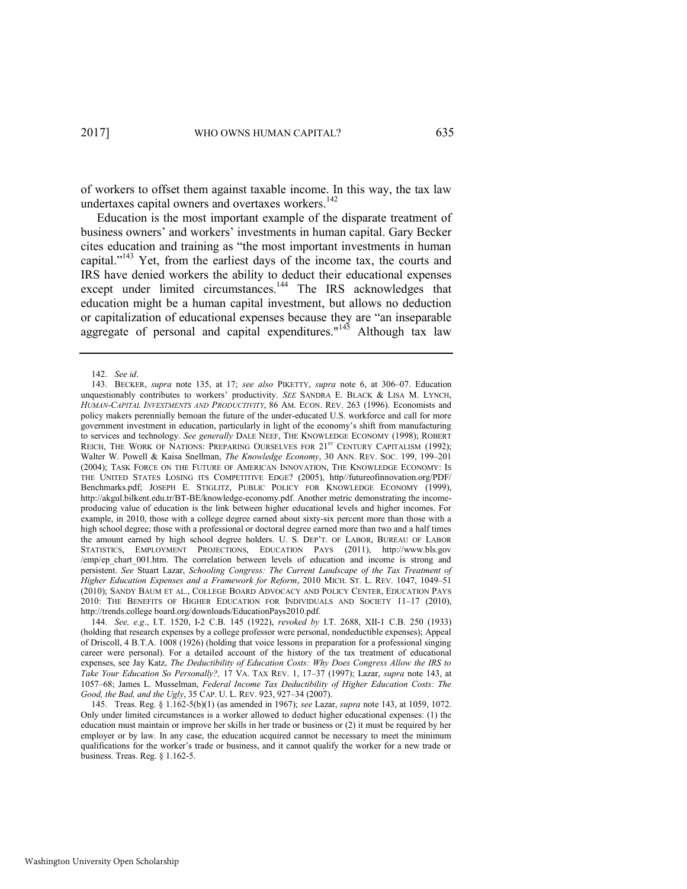of workers to offset them against taxable income. In this way, the tax law undertaxes capital owners and overtaxes workers.[142]

Education is the most important example of the disparate treatment of business owners' and workers' investments in human capital. Gary Becker cites education and training as "the most important investments in human capital."[143] Yet, from the earliest days of the income tax, the courts and IRS have denied workers the ability to deduct their educational expenses except under limited circumstances.[144] The IRS acknowledges that education might be a human capital investment, but allows no deduction or capitalization of educational expenses because they are "an inseparable aggregate of personal and capital expenditures."[145] Although tax law

---

142. *See id*.

143. BECKER, *supra* note 135, at 17; *see also* PIKETTY, *supra* note 6, at 306–07. Education unquestionably contributes to workers' productivity. *SEE* SANDRA E. BLACK & LISA M. LYNCH, *HUMAN-CAPITAL INVESTMENTS AND PRODUCTIVITY*, 86 AM. ECON. REV. 263 (1996). Economists and policy makers perennially bemoan the future of the under-educated U.S. workforce and call for more government investment in education, particularly in light of the economy's shift from manufacturing to services and technology. *See generally* DALE NEEF, THE KNOWLEDGE ECONOMY (1998); ROBERT REICH, THE WORK OF NATIONS: PREPARING OURSELVES FOR 21ST CENTURY CAPITALISM (1992); Walter W. Powell & Kaisa Snellman, *The Knowledge Economy*, 30 ANN. REV. SOC. 199, 199–201 (2004); TASK FORCE ON THE FUTURE OF AMERICAN INNOVATION, THE KNOWLEDGE ECONOMY: IS THE UNITED STATES LOSING ITS COMPETITIVE EDGE? (2005), http//futureofinnovation.org/PDF/Benchmarks.pdf; JOSEPH E. STIGLITZ, PUBLIC POLICY FOR KNOWLEDGE ECONOMY (1999), http://akgul.bilkent.edu.tr/BT-BE/knowledge-economy.pdf. Another metric demonstrating the income-producing value of education is the link between higher educational levels and higher incomes. For example, in 2010, those with a college degree earned about sixty-six percent more than those with a high school degree; those with a professional or doctoral degree earned more than two and a half times the amount earned by high school degree holders. U. S. DEP'T. OF LABOR, BUREAU OF LABOR STATISTICS, EMPLOYMENT PROJECTIONS, EDUCATION PAYS (2011), http://www.bls.gov/emp/ep_chart_001.htm. The correlation between levels of education and income is strong and persistent. *See* Stuart Lazar, *Schooling Congress: The Current Landscape of the Tax Treatment of Higher Education Expenses and a Framework for Reform*, 2010 MICH. ST. L. REV. 1047, 1049–51 (2010); SANDY BAUM ET AL., COLLEGE BOARD ADVOCACY AND POLICY CENTER, EDUCATION PAYS 2010: THE BENEFITS OF HIGHER EDUCATION FOR INDIVIDUALS AND SOCIETY 11–17 (2010), http://trends.college board.org/downloads/EducationPays2010.pdf.

144. *See, e.g.*, I.T. 1520, I-2 C.B. 145 (1922), *revoked by* I.T. 2688, XII-1 C.B. 250 (1933) (holding that research expenses by a college professor were personal, nondeductible expenses); Appeal of Driscoll, 4 B.T.A. 1008 (1926) (holding that voice lessons in preparation for a professional singing career were personal). For a detailed account of the history of the tax treatment of educational expenses, see Jay Katz, *The Deductibility of Education Costs: Why Does Congress Allow the IRS to Take Your Education So Personally?,* 17 VA. TAX REV. 1, 17–37 (1997); Lazar, *supra* note 143, at 1057–68; James L. Musselman, *Federal Income Tax Deductibility of Higher Education Costs: The Good, the Bad, and the Ugly*, 35 CAP. U. L. REV. 923, 927–34 (2007).

145. Treas. Reg. § 1.162-5(b)(1) (as amended in 1967); *see* Lazar, *supra* note 143, at 1059, 1072. Only under limited circumstances is a worker allowed to deduct higher educational expenses: (1) the education must maintain or improve her skills in her trade or business or (2) it must be required by her employer or by law. In any case, the education acquired cannot be necessary to meet the minimum qualifications for the worker's trade or business, and it cannot qualify the worker for a new trade or business. Treas. Reg. § 1.162-5.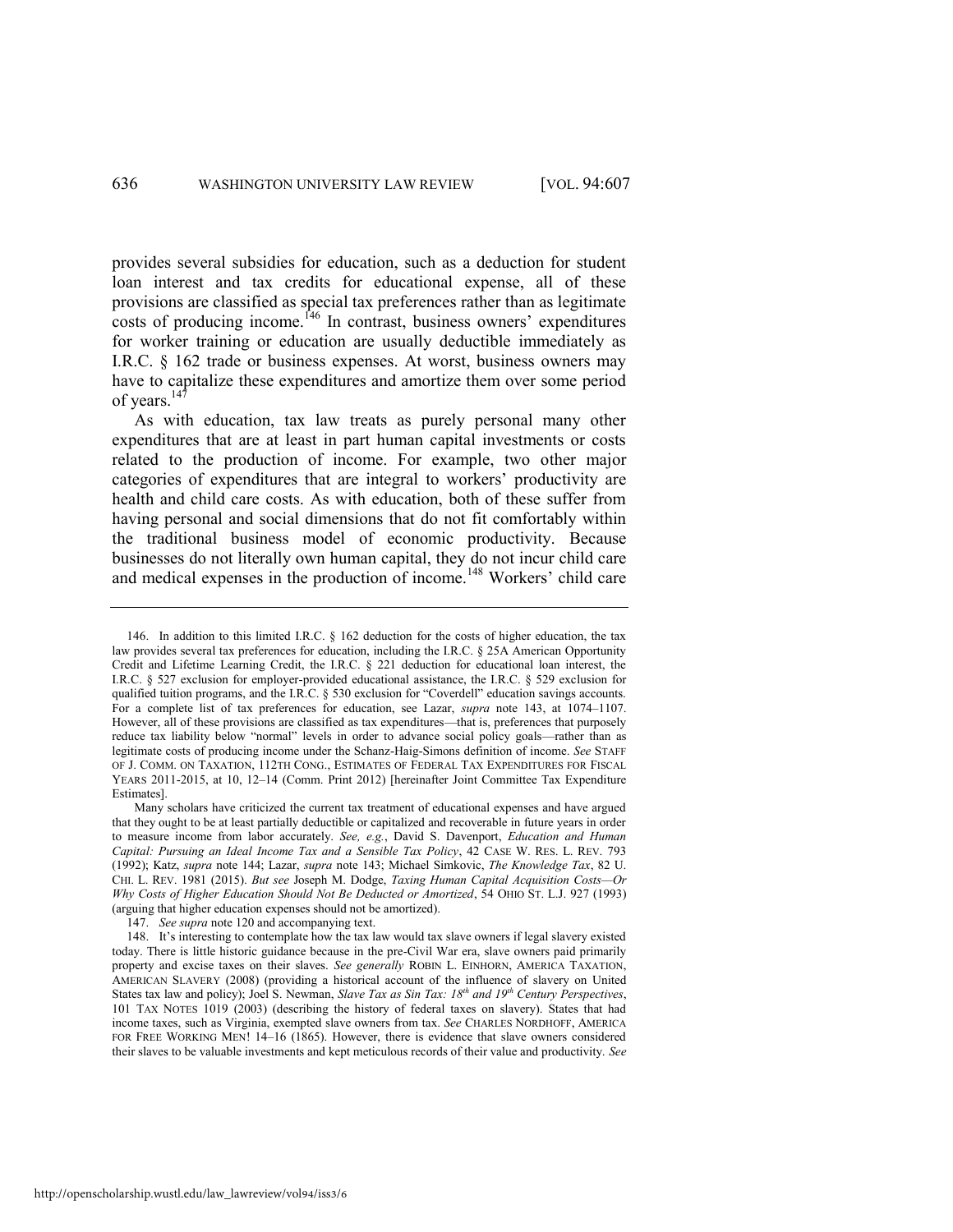provides several subsidies for education, such as a deduction for student loan interest and tax credits for educational expense, all of these provisions are classified as special tax preferences rather than as legitimate costs of producing income.[146] In contrast, business owners' expenditures for worker training or education are usually deductible immediately as I.R.C. § 162 trade or business expenses. At worst, business owners may have to capitalize these expenditures and amortize them over some period of years.[147]

As with education, tax law treats as purely personal many other expenditures that are at least in part human capital investments or costs related to the production of income. For example, two other major categories of expenditures that are integral to workers' productivity are health and child care costs. As with education, both of these suffer from having personal and social dimensions that do not fit comfortably within the traditional business model of economic productivity. Because businesses do not literally own human capital, they do not incur child care and medical expenses in the production of income.[148] Workers' child care

---

146. In addition to this limited I.R.C. § 162 deduction for the costs of higher education, the tax law provides several tax preferences for education, including the I.R.C. § 25A American Opportunity Credit and Lifetime Learning Credit, the I.R.C. § 221 deduction for educational loan interest, the I.R.C. § 527 exclusion for employer-provided educational assistance, the I.R.C. § 529 exclusion for qualified tuition programs, and the I.R.C. § 530 exclusion for "Coverdell" education savings accounts. For a complete list of tax preferences for education, see Lazar, *supra* note 143, at 1074–1107. However, all of these provisions are classified as tax expenditures—that is, preferences that purposely reduce tax liability below "normal" levels in order to advance social policy goals—rather than as legitimate costs of producing income under the Schanz-Haig-Simons definition of income. *See* STAFF OF J. COMM. ON TAXATION, 112TH CONG., ESTIMATES OF FEDERAL TAX EXPENDITURES FOR FISCAL YEARS 2011-2015, at 10, 12–14 (Comm. Print 2012) [hereinafter Joint Committee Tax Expenditure Estimates].

Many scholars have criticized the current tax treatment of educational expenses and have argued that they ought to be at least partially deductible or capitalized and recoverable in future years in order to measure income from labor accurately. *See, e.g.*, David S. Davenport, *Education and Human Capital: Pursuing an Ideal Income Tax and a Sensible Tax Policy*, 42 CASE W. RES. L. REV. 793 (1992); Katz, *supra* note 144; Lazar, *supra* note 143; Michael Simkovic, *The Knowledge Tax*, 82 U. CHI. L. REV. 1981 (2015). *But see* Joseph M. Dodge, *Taxing Human Capital Acquisition Costs—Or Why Costs of Higher Education Should Not Be Deducted or Amortized*, 54 OHIO ST. L.J. 927 (1993) (arguing that higher education expenses should not be amortized).

147. *See supra* note 120 and accompanying text.

148. It's interesting to contemplate how the tax law would tax slave owners if legal slavery existed today. There is little historic guidance because in the pre-Civil War era, slave owners paid primarily property and excise taxes on their slaves. *See generally* ROBIN L. EINHORN, AMERICA TAXATION, AMERICAN SLAVERY (2008) (providing a historical account of the influence of slavery on United States tax law and policy); Joel S. Newman, *Slave Tax as Sin Tax: 18th and 19th Century Perspectives*, 101 TAX NOTES 1019 (2003) (describing the history of federal taxes on slavery). States that had income taxes, such as Virginia, exempted slave owners from tax. *See* CHARLES NORDHOFF, AMERICA FOR FREE WORKING MEN! 14–16 (1865). However, there is evidence that slave owners considered their slaves to be valuable investments and kept meticulous records of their value and productivity. *See*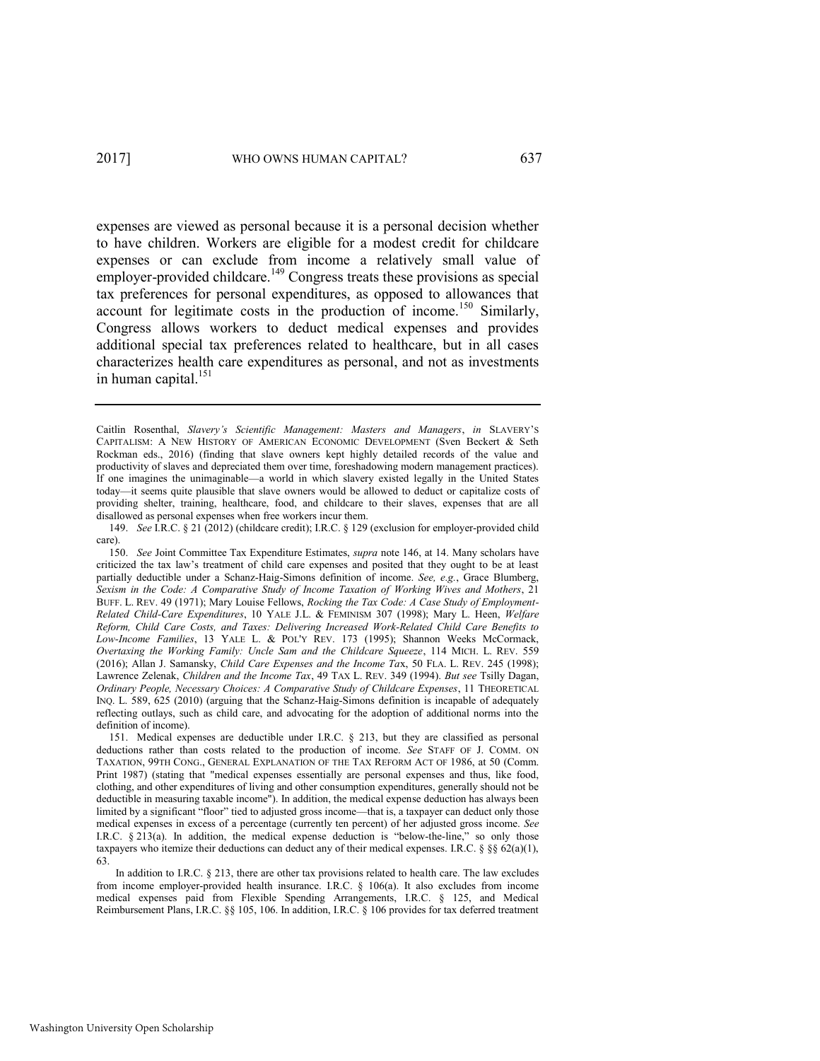expenses are viewed as personal because it is a personal decision whether to have children. Workers are eligible for a modest credit for childcare expenses or can exclude from income a relatively small value of employer-provided childcare.[149] Congress treats these provisions as special tax preferences for personal expenditures, as opposed to allowances that account for legitimate costs in the production of income.[150] Similarly, Congress allows workers to deduct medical expenses and provides additional special tax preferences related to healthcare, but in all cases characterizes health care expenditures as personal, and not as investments in human capital.[151]

---

Caitlin Rosenthal, *Slavery's Scientific Management: Masters and Managers*, *in* SLAVERY'S CAPITALISM: A NEW HISTORY OF AMERICAN ECONOMIC DEVELOPMENT (Sven Beckert & Seth Rockman eds., 2016) (finding that slave owners kept highly detailed records of the value and productivity of slaves and depreciated them over time, foreshadowing modern management practices). If one imagines the unimaginable—a world in which slavery existed legally in the United States today—it seems quite plausible that slave owners would be allowed to deduct or capitalize costs of providing shelter, training, healthcare, food, and childcare to their slaves, expenses that are all disallowed as personal expenses when free workers incur them.

149. *See* I.R.C. § 21 (2012) (childcare credit); I.R.C. § 129 (exclusion for employer-provided child care).

150. *See* Joint Committee Tax Expenditure Estimates, *supra* note 146, at 14. Many scholars have criticized the tax law's treatment of child care expenses and posited that they ought to be at least partially deductible under a Schanz-Haig-Simons definition of income. *See, e.g.*, Grace Blumberg, *Sexism in the Code: A Comparative Study of Income Taxation of Working Wives and Mothers*, 21 BUFF. L. REV. 49 (1971); Mary Louise Fellows, *Rocking the Tax Code: A Case Study of Employment-Related Child-Care Expenditures*, 10 YALE J.L. & FEMINISM 307 (1998); Mary L. Heen, *Welfare Reform, Child Care Costs, and Taxes: Delivering Increased Work-Related Child Care Benefits to Low-Income Families*, 13 YALE L. & POL'Y REV. 173 (1995); Shannon Weeks McCormack, *Overtaxing the Working Family: Uncle Sam and the Childcare Squeeze*, 114 MICH. L. REV. 559 (2016); Allan J. Samansky, *Child Care Expenses and the Income Tax*, 50 FLA. L. REV. 245 (1998); Lawrence Zelenak, *Children and the Income Tax*, 49 TAX L. REV. 349 (1994). *But see* Tsilly Dagan, *Ordinary People, Necessary Choices: A Comparative Study of Childcare Expenses*, 11 THEORETICAL INQ. L. 589, 625 (2010) (arguing that the Schanz-Haig-Simons definition is incapable of adequately reflecting outlays, such as child care, and advocating for the adoption of additional norms into the definition of income).

151. Medical expenses are deductible under I.R.C. § 213, but they are classified as personal deductions rather than costs related to the production of income. *See* STAFF OF J. COMM. ON TAXATION, 99TH CONG., GENERAL EXPLANATION OF THE TAX REFORM ACT OF 1986, at 50 (Comm. Print 1987) (stating that "medical expenses essentially are personal expenses and thus, like food, clothing, and other expenditures of living and other consumption expenditures, generally should not be deductible in measuring taxable income"). In addition, the medical expense deduction has always been limited by a significant "floor" tied to adjusted gross income—that is, a taxpayer can deduct only those medical expenses in excess of a percentage (currently ten percent) of her adjusted gross income. *See* I.R.C. § 213(a). In addition, the medical expense deduction is "below-the-line," so only those taxpayers who itemize their deductions can deduct any of their medical expenses. I.R.C. § §§ 62(a)(1), 63.

In addition to I.R.C. § 213, there are other tax provisions related to health care. The law excludes from income employer-provided health insurance. I.R.C. § 106(a). It also excludes from income medical expenses paid from Flexible Spending Arrangements, I.R.C. § 125, and Medical Reimbursement Plans, I.R.C. §§ 105, 106. In addition, I.R.C. § 106 provides for tax deferred treatment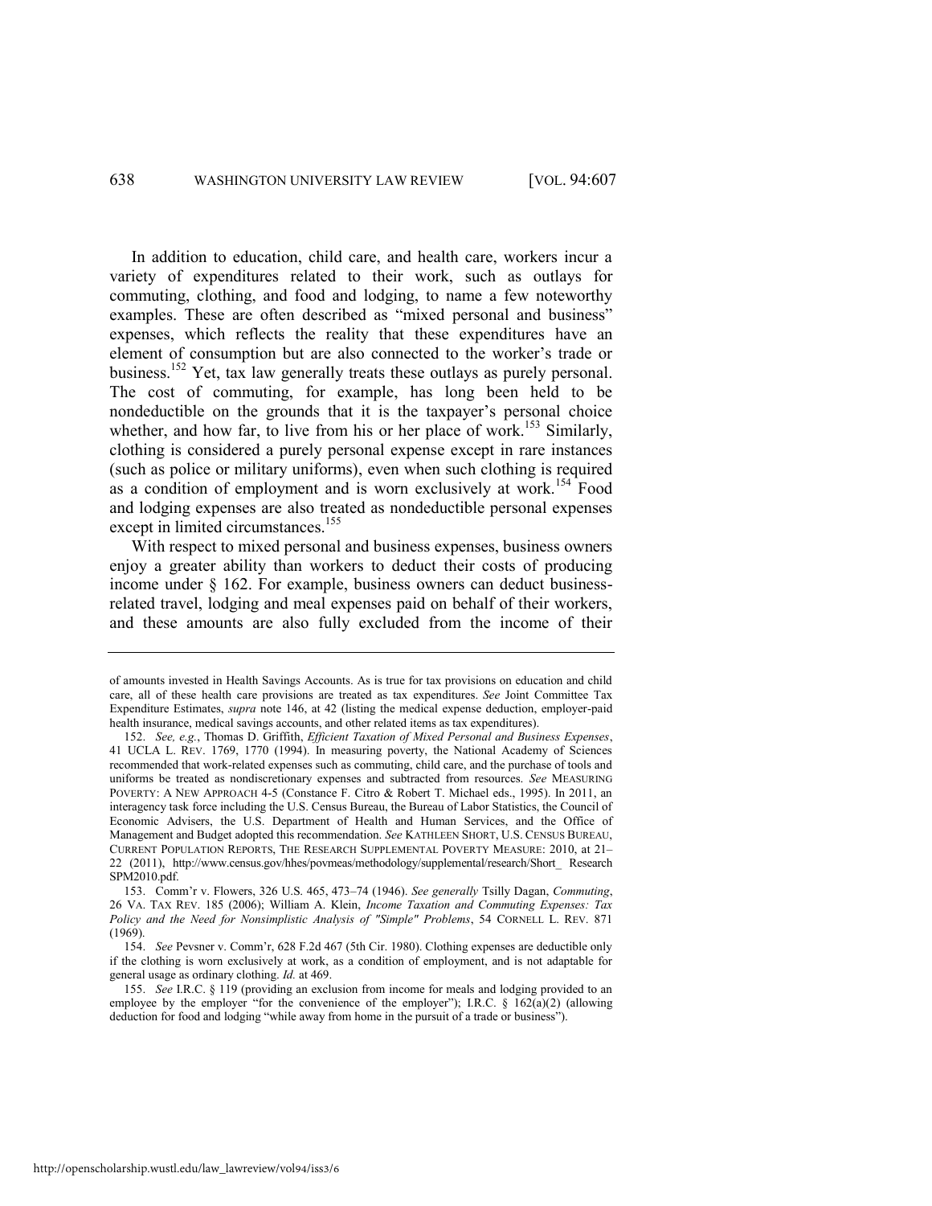In addition to education, child care, and health care, workers incur a variety of expenditures related to their work, such as outlays for commuting, clothing, and food and lodging, to name a few noteworthy examples. These are often described as "mixed personal and business" expenses, which reflects the reality that these expenditures have an element of consumption but are also connected to the worker's trade or business.[152] Yet, tax law generally treats these outlays as purely personal. The cost of commuting, for example, has long been held to be nondeductible on the grounds that it is the taxpayer's personal choice whether, and how far, to live from his or her place of work.[153] Similarly, clothing is considered a purely personal expense except in rare instances (such as police or military uniforms), even when such clothing is required as a condition of employment and is worn exclusively at work.[154] Food and lodging expenses are also treated as nondeductible personal expenses except in limited circumstances.[155]

With respect to mixed personal and business expenses, business owners enjoy a greater ability than workers to deduct their costs of producing income under § 162. For example, business owners can deduct business-related travel, lodging and meal expenses paid on behalf of their workers, and these amounts are also fully excluded from the income of their

---

of amounts invested in Health Savings Accounts. As is true for tax provisions on education and child care, all of these health care provisions are treated as tax expenditures. *See* Joint Committee Tax Expenditure Estimates, *supra* note 146, at 42 (listing the medical expense deduction, employer-paid health insurance, medical savings accounts, and other related items as tax expenditures).

152. *See, e.g.*, Thomas D. Griffith, *Efficient Taxation of Mixed Personal and Business Expenses*, 41 UCLA L. REV. 1769, 1770 (1994). In measuring poverty, the National Academy of Sciences recommended that work-related expenses such as commuting, child care, and the purchase of tools and uniforms be treated as nondiscretionary expenses and subtracted from resources. *See* MEASURING POVERTY: A NEW APPROACH 4-5 (Constance F. Citro & Robert T. Michael eds., 1995). In 2011, an interagency task force including the U.S. Census Bureau, the Bureau of Labor Statistics, the Council of Economic Advisers, the U.S. Department of Health and Human Services, and the Office of Management and Budget adopted this recommendation. *See* KATHLEEN SHORT, U.S. CENSUS BUREAU, CURRENT POPULATION REPORTS, THE RESEARCH SUPPLEMENTAL POVERTY MEASURE: 2010, at 21–22 (2011), http://www.census.gov/hhes/povmeas/methodology/supplemental/research/Short_ Research SPM2010.pdf.

153. Comm'r v. Flowers, 326 U.S. 465, 473–74 (1946). *See generally* Tsilly Dagan, *Commuting*, 26 VA. TAX REV. 185 (2006); William A. Klein, *Income Taxation and Commuting Expenses: Tax Policy and the Need for Nonsimplistic Analysis of "Simple" Problems*, 54 CORNELL L. REV. 871 (1969).

154. *See* Pevsner v. Comm'r, 628 F.2d 467 (5th Cir. 1980). Clothing expenses are deductible only if the clothing is worn exclusively at work, as a condition of employment, and is not adaptable for general usage as ordinary clothing. *Id.* at 469.

155. *See* I.R.C. § 119 (providing an exclusion from income for meals and lodging provided to an employee by the employer "for the convenience of the employer"); I.R.C. § 162(a)(2) (allowing deduction for food and lodging "while away from home in the pursuit of a trade or business").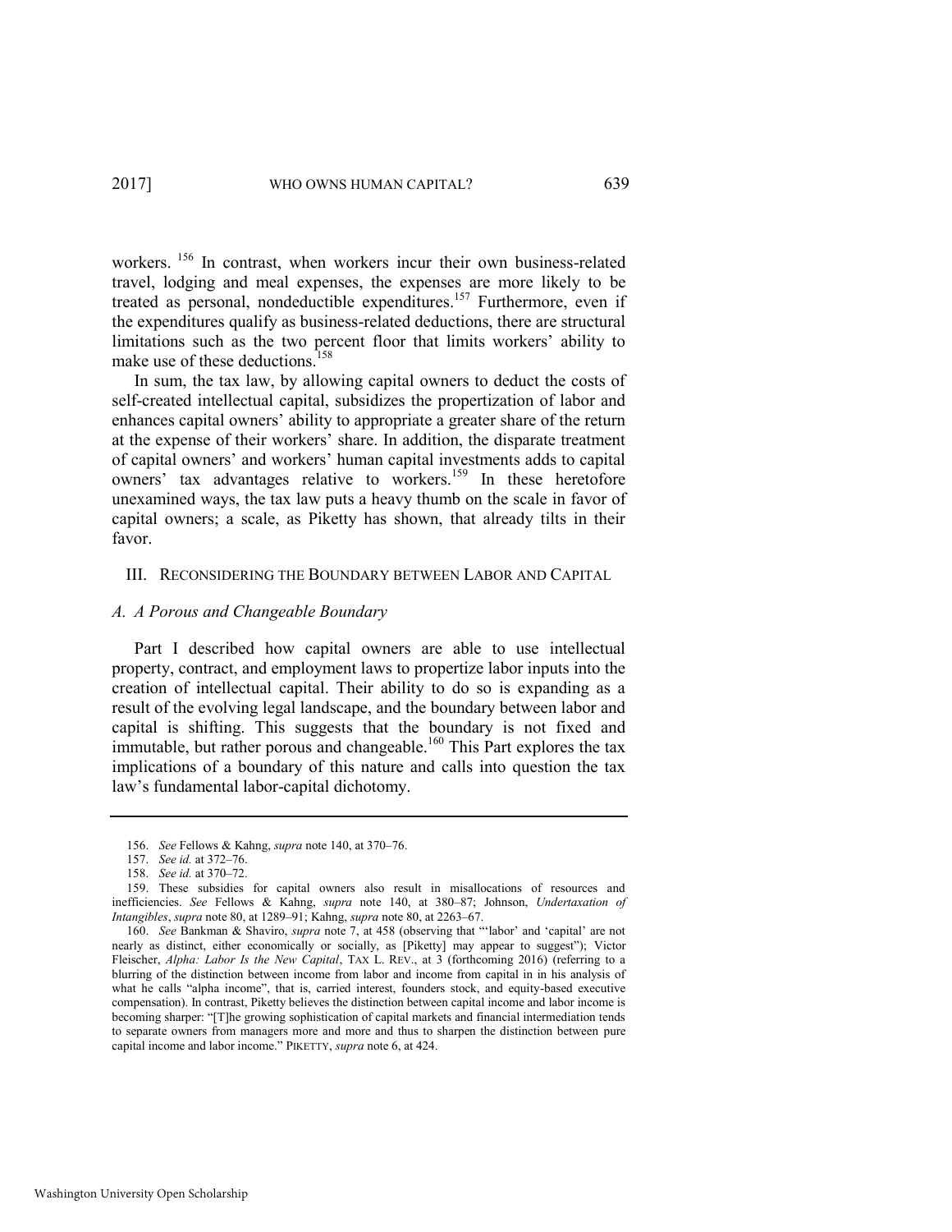workers.[156] In contrast, when workers incur their own business-related travel, lodging and meal expenses, the expenses are more likely to be treated as personal, nondeductible expenditures.[157] Furthermore, even if the expenditures qualify as business-related deductions, there are structural limitations such as the two percent floor that limits workers' ability to make use of these deductions.[158]

In sum, the tax law, by allowing capital owners to deduct the costs of self-created intellectual capital, subsidizes the propertization of labor and enhances capital owners' ability to appropriate a greater share of the return at the expense of their workers' share. In addition, the disparate treatment of capital owners' and workers' human capital investments adds to capital owners' tax advantages relative to workers.[159] In these heretofore unexamined ways, the tax law puts a heavy thumb on the scale in favor of capital owners; a scale, as Piketty has shown, that already tilts in their favor.

## III. Reconsidering the Boundary between Labor and Capital

### *A. A Porous and Changeable Boundary*

Part I described how capital owners are able to use intellectual property, contract, and employment laws to propertize labor inputs into the creation of intellectual capital. Their ability to do so is expanding as a result of the evolving legal landscape, and the boundary between labor and capital is shifting. This suggests that the boundary is not fixed and immutable, but rather porous and changeable.[160] This Part explores the tax implications of a boundary of this nature and calls into question the tax law's fundamental labor-capital dichotomy.

---

156. *See* Fellows & Kahng, *supra* note 140, at 370–76.

157. *See id.* at 372–76.

158. *See id.* at 370–72.

159. These subsidies for capital owners also result in misallocations of resources and inefficiencies. *See* Fellows & Kahng, *supra* note 140, at 380–87; Johnson, *Undertaxation of Intangibles*, *supra* note 80, at 1289–91; Kahng, *supra* note 80, at 2263–67.

160. *See* Bankman & Shaviro, *supra* note 7, at 458 (observing that "'labor' and 'capital' are not nearly as distinct, either economically or socially, as [Piketty] may appear to suggest"); Victor Fleischer, *Alpha: Labor Is the New Capital*, TAX L. REV., at 3 (forthcoming 2016) (referring to a blurring of the distinction between income from labor and income from capital in in his analysis of what he calls "alpha income", that is, carried interest, founders stock, and equity-based executive compensation). In contrast, Piketty believes the distinction between capital income and labor income is becoming sharper: "[T]he growing sophistication of capital markets and financial intermediation tends to separate owners from managers more and more and thus to sharpen the distinction between pure capital income and labor income." PIKETTY, *supra* note 6, at 424.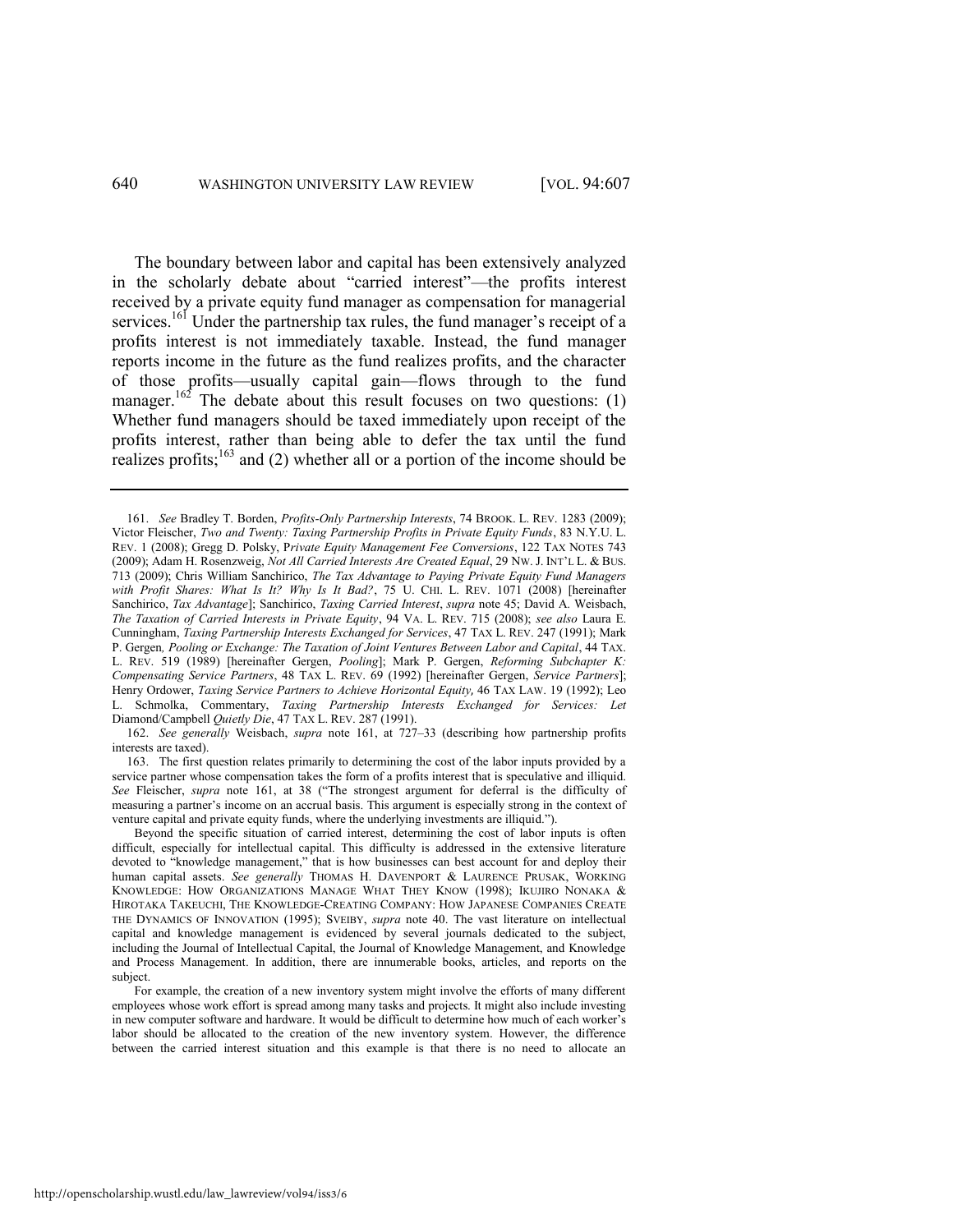The boundary between labor and capital has been extensively analyzed in the scholarly debate about "carried interest"—the profits interest received by a private equity fund manager as compensation for managerial services.[161] Under the partnership tax rules, the fund manager's receipt of a profits interest is not immediately taxable. Instead, the fund manager reports income in the future as the fund realizes profits, and the character of those profits—usually capital gain—flows through to the fund manager.[162] The debate about this result focuses on two questions: (1) Whether fund managers should be taxed immediately upon receipt of the profits interest, rather than being able to defer the tax until the fund realizes profits;[163] and (2) whether all or a portion of the income should be

---

161. *See* Bradley T. Borden, *Profits-Only Partnership Interests*, 74 BROOK. L. REV. 1283 (2009); Victor Fleischer, *Two and Twenty: Taxing Partnership Profits in Private Equity Funds*, 83 N.Y.U. L. REV. 1 (2008); Gregg D. Polsky, *Private Equity Management Fee Conversions*, 122 TAX NOTES 743 (2009); Adam H. Rosenzweig, *Not All Carried Interests Are Created Equal*, 29 NW. J. INT'L L. & BUS. 713 (2009); Chris William Sanchirico, *The Tax Advantage to Paying Private Equity Fund Managers with Profit Shares: What Is It? Why Is It Bad?*, 75 U. CHI. L. REV. 1071 (2008) [hereinafter Sanchirico, *Tax Advantage*]; Sanchirico, *Taxing Carried Interest*, *supra* note 45; David A. Weisbach, *The Taxation of Carried Interests in Private Equity*, 94 VA. L. REV. 715 (2008); *see also* Laura E. Cunningham, *Taxing Partnership Interests Exchanged for Services*, 47 TAX L. REV. 247 (1991); Mark P. Gergen*, Pooling or Exchange: The Taxation of Joint Ventures Between Labor and Capital*, 44 TAX. L. REV. 519 (1989) [hereinafter Gergen, *Pooling*]; Mark P. Gergen, *Reforming Subchapter K: Compensating Service Partners*, 48 TAX L. REV. 69 (1992) [hereinafter Gergen, *Service Partners*]; Henry Ordower, *Taxing Service Partners to Achieve Horizontal Equity,* 46 TAX LAW. 19 (1992); Leo L. Schmolka, Commentary, *Taxing Partnership Interests Exchanged for Services: Let* Diamond/Campbell *Quietly Die*, 47 TAX L. REV. 287 (1991).

162. *See generally* Weisbach, *supra* note 161, at 727–33 (describing how partnership profits interests are taxed).

163. The first question relates primarily to determining the cost of the labor inputs provided by a service partner whose compensation takes the form of a profits interest that is speculative and illiquid. *See* Fleischer, *supra* note 161, at 38 ("The strongest argument for deferral is the difficulty of measuring a partner's income on an accrual basis. This argument is especially strong in the context of venture capital and private equity funds, where the underlying investments are illiquid.").

Beyond the specific situation of carried interest, determining the cost of labor inputs is often difficult, especially for intellectual capital. This difficulty is addressed in the extensive literature devoted to "knowledge management," that is how businesses can best account for and deploy their human capital assets. *See generally* THOMAS H. DAVENPORT & LAURENCE PRUSAK, WORKING KNOWLEDGE: HOW ORGANIZATIONS MANAGE WHAT THEY KNOW (1998); IKUJIRO NONAKA & HIROTAKA TAKEUCHI, THE KNOWLEDGE-CREATING COMPANY: HOW JAPANESE COMPANIES CREATE THE DYNAMICS OF INNOVATION (1995); SVEIBY, *supra* note 40. The vast literature on intellectual capital and knowledge management is evidenced by several journals dedicated to the subject, including the Journal of Intellectual Capital, the Journal of Knowledge Management, and Knowledge and Process Management. In addition, there are innumerable books, articles, and reports on the subject.

For example, the creation of a new inventory system might involve the efforts of many different employees whose work effort is spread among many tasks and projects. It might also include investing in new computer software and hardware. It would be difficult to determine how much of each worker's labor should be allocated to the creation of the new inventory system. However, the difference between the carried interest situation and this example is that there is no need to allocate an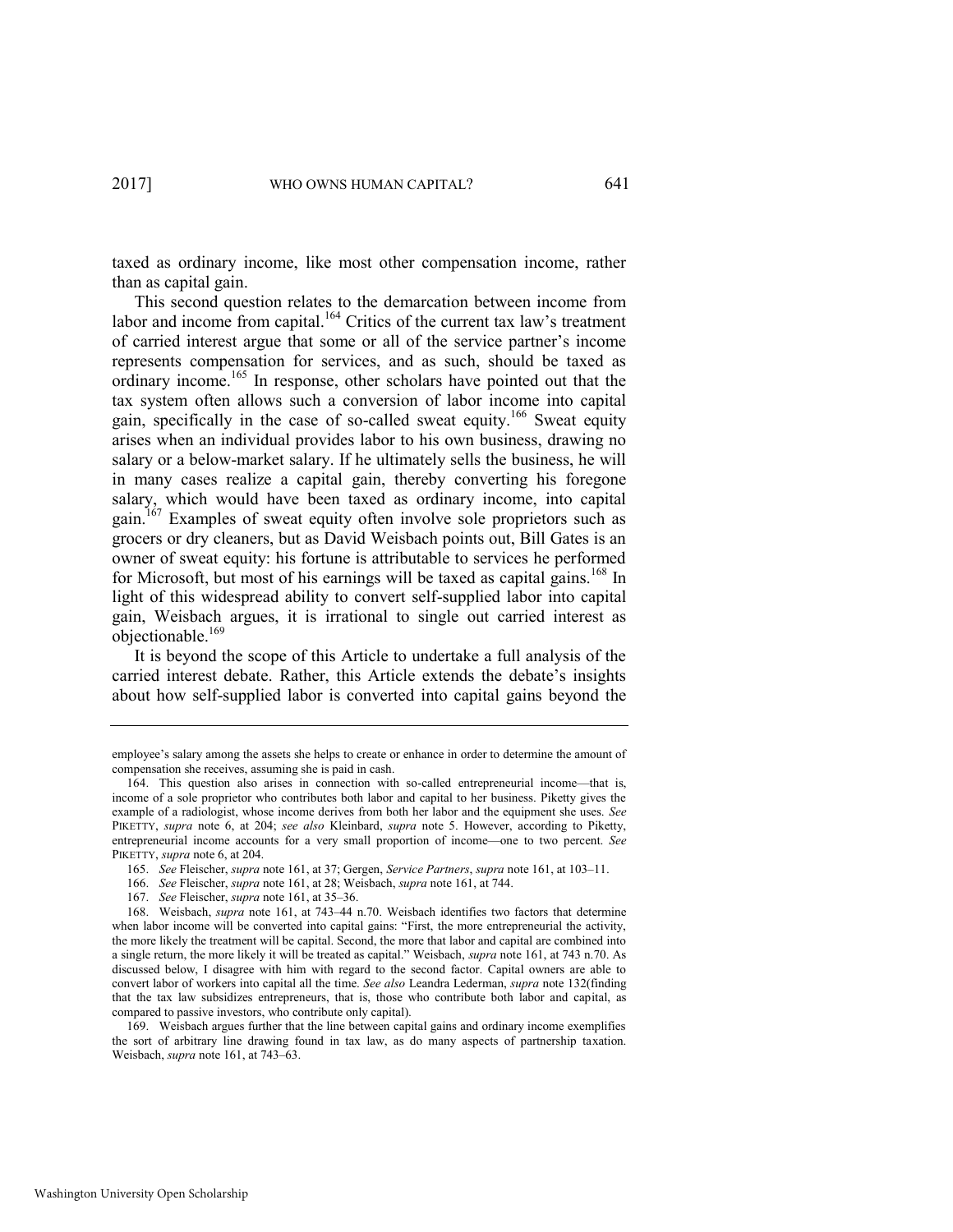taxed as ordinary income, like most other compensation income, rather than as capital gain.

This second question relates to the demarcation between income from labor and income from capital.[164] Critics of the current tax law's treatment of carried interest argue that some or all of the service partner's income represents compensation for services, and as such, should be taxed as ordinary income.[165] In response, other scholars have pointed out that the tax system often allows such a conversion of labor income into capital gain, specifically in the case of so-called sweat equity.[166] Sweat equity arises when an individual provides labor to his own business, drawing no salary or a below-market salary. If he ultimately sells the business, he will in many cases realize a capital gain, thereby converting his foregone salary, which would have been taxed as ordinary income, into capital gain.[167] Examples of sweat equity often involve sole proprietors such as grocers or dry cleaners, but as David Weisbach points out, Bill Gates is an owner of sweat equity: his fortune is attributable to services he performed for Microsoft, but most of his earnings will be taxed as capital gains.[168] In light of this widespread ability to convert self-supplied labor into capital gain, Weisbach argues, it is irrational to single out carried interest as objectionable.[169]

It is beyond the scope of this Article to undertake a full analysis of the carried interest debate. Rather, this Article extends the debate's insights about how self-supplied labor is converted into capital gains beyond the

---

employee's salary among the assets she helps to create or enhance in order to determine the amount of compensation she receives, assuming she is paid in cash.

164. This question also arises in connection with so-called entrepreneurial income—that is, income of a sole proprietor who contributes both labor and capital to her business. Piketty gives the example of a radiologist, whose income derives from both her labor and the equipment she uses. *See* PIKETTY, *supra* note 6, at 204; *see also* Kleinbard, *supra* note 5. However, according to Piketty, entrepreneurial income accounts for a very small proportion of income—one to two percent. *See* PIKETTY, *supra* note 6, at 204.

165. *See* Fleischer, *supra* note 161, at 37; Gergen, *Service Partners*, *supra* note 161, at 103–11.

166. *See* Fleischer, *supra* note 161, at 28; Weisbach, *supra* note 161, at 744.

167. *See* Fleischer, *supra* note 161, at 35–36.

168. Weisbach, *supra* note 161, at 743–44 n.70. Weisbach identifies two factors that determine when labor income will be converted into capital gains: "First, the more entrepreneurial the activity, the more likely the treatment will be capital. Second, the more that labor and capital are combined into a single return, the more likely it will be treated as capital." Weisbach, *supra* note 161, at 743 n.70. As discussed below, I disagree with him with regard to the second factor. Capital owners are able to convert labor of workers into capital all the time. *See also* Leandra Lederman, *supra* note 132(finding that the tax law subsidizes entrepreneurs, that is, those who contribute both labor and capital, as compared to passive investors, who contribute only capital).

169. Weisbach argues further that the line between capital gains and ordinary income exemplifies the sort of arbitrary line drawing found in tax law, as do many aspects of partnership taxation. Weisbach, *supra* note 161, at 743–63.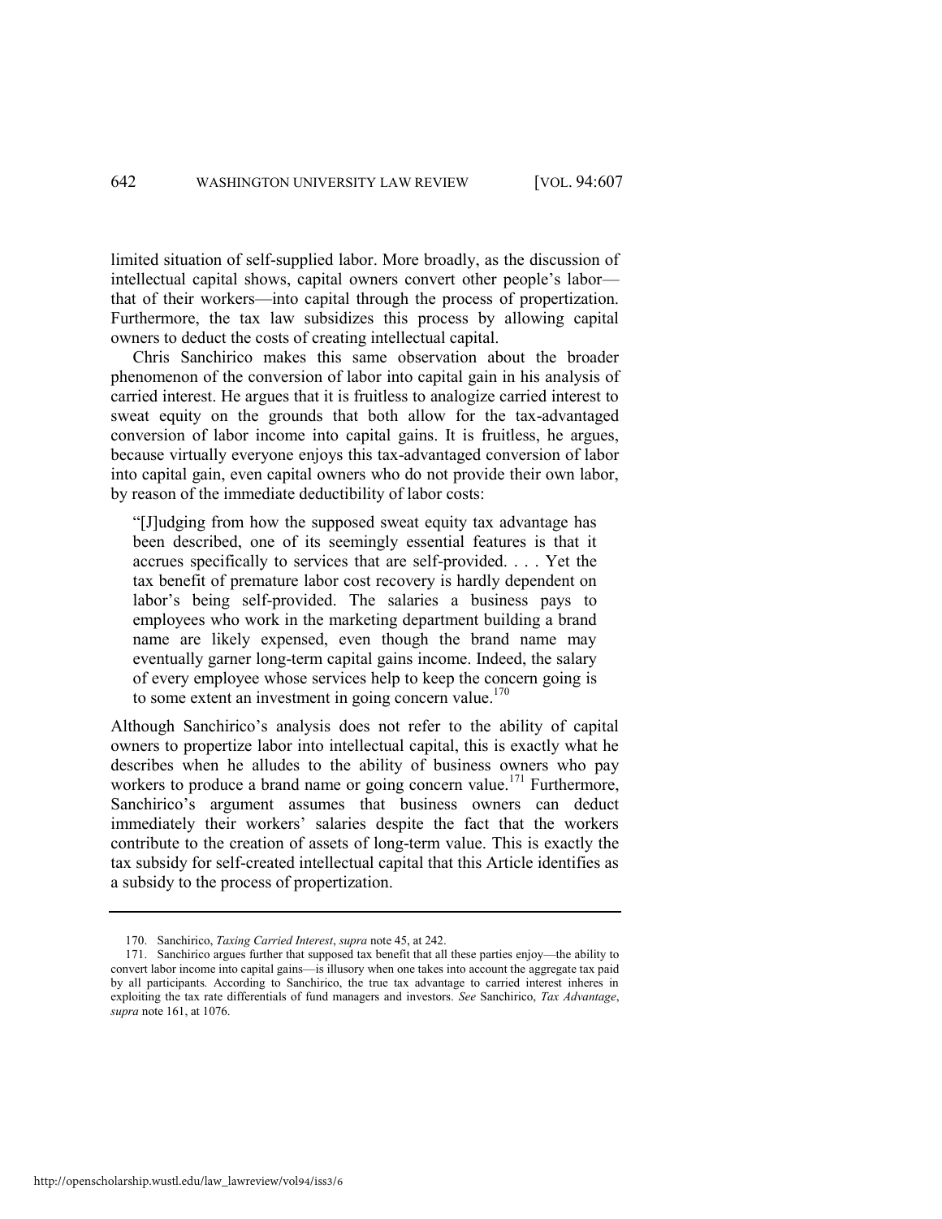limited situation of self-supplied labor. More broadly, as the discussion of intellectual capital shows, capital owners convert other people's labor—that of their workers—into capital through the process of propertization. Furthermore, the tax law subsidizes this process by allowing capital owners to deduct the costs of creating intellectual capital.

Chris Sanchirico makes this same observation about the broader phenomenon of the conversion of labor into capital gain in his analysis of carried interest. He argues that it is fruitless to analogize carried interest to sweat equity on the grounds that both allow for the tax-advantaged conversion of labor income into capital gains. It is fruitless, he argues, because virtually everyone enjoys this tax-advantaged conversion of labor into capital gain, even capital owners who do not provide their own labor, by reason of the immediate deductibility of labor costs:

> "[J]udging from how the supposed sweat equity tax advantage has been described, one of its seemingly essential features is that it accrues specifically to services that are self-provided. . . . Yet the tax benefit of premature labor cost recovery is hardly dependent on labor's being self-provided. The salaries a business pays to employees who work in the marketing department building a brand name are likely expensed, even though the brand name may eventually garner long-term capital gains income. Indeed, the salary of every employee whose services help to keep the concern going is to some extent an investment in going concern value.[170]

Although Sanchirico's analysis does not refer to the ability of capital owners to propertize labor into intellectual capital, this is exactly what he describes when he alludes to the ability of business owners who pay workers to produce a brand name or going concern value.[171] Furthermore, Sanchirico's argument assumes that business owners can deduct immediately their workers' salaries despite the fact that the workers contribute to the creation of assets of long-term value. This is exactly the tax subsidy for self-created intellectual capital that this Article identifies as a subsidy to the process of propertization.

---

170. Sanchirico, *Taxing Carried Interest*, *supra* note 45, at 242.

171. Sanchirico argues further that supposed tax benefit that all these parties enjoy—the ability to convert labor income into capital gains—is illusory when one takes into account the aggregate tax paid by all participants. According to Sanchirico, the true tax advantage to carried interest inheres in exploiting the tax rate differentials of fund managers and investors. *See* Sanchirico, *Tax Advantage*, *supra* note 161, at 1076.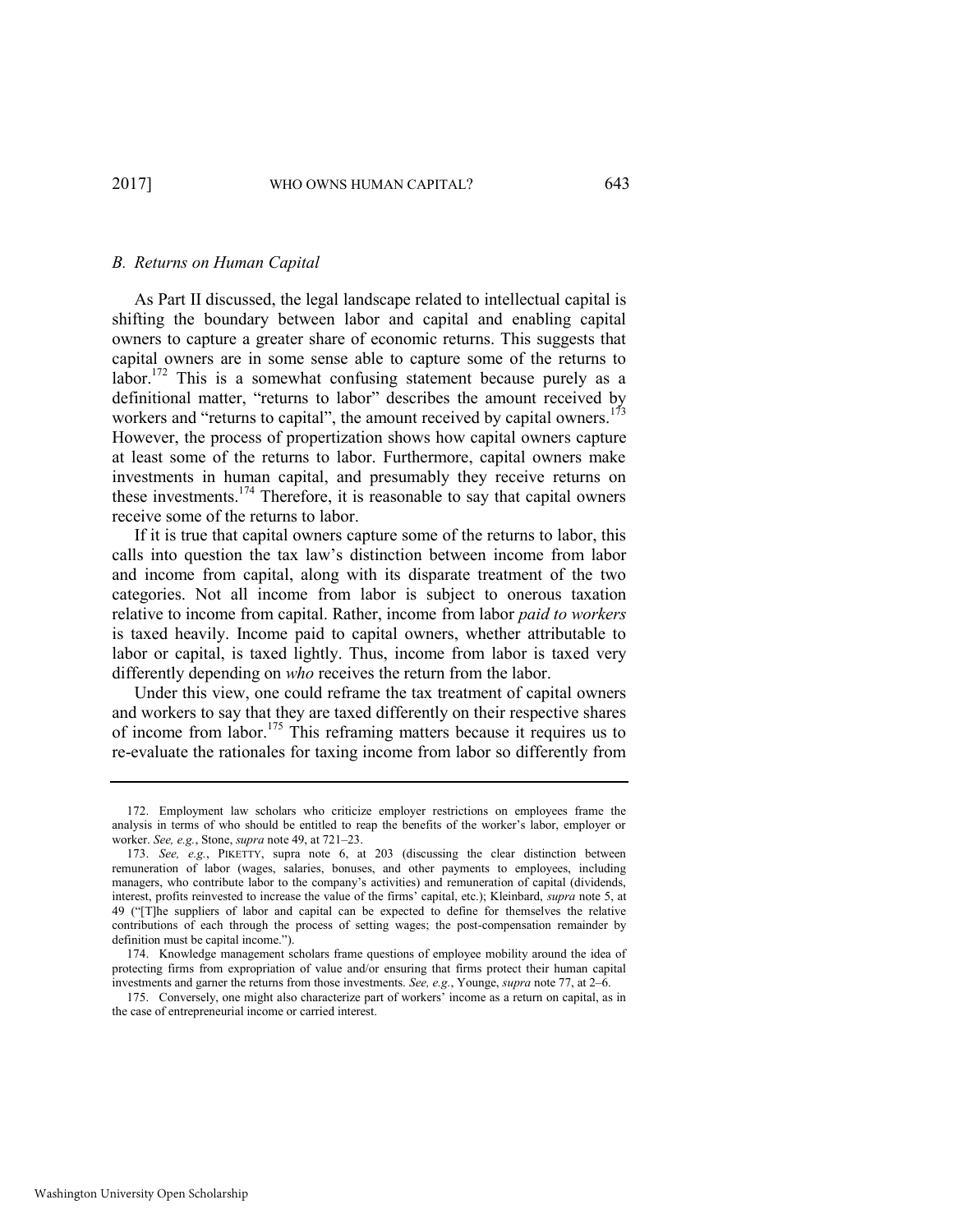### *B. Returns on Human Capital*

As Part II discussed, the legal landscape related to intellectual capital is shifting the boundary between labor and capital and enabling capital owners to capture a greater share of economic returns. This suggests that capital owners are in some sense able to capture some of the returns to labor.[172] This is a somewhat confusing statement because purely as a definitional matter, "returns to labor" describes the amount received by workers and "returns to capital", the amount received by capital owners.[173] However, the process of propertization shows how capital owners capture at least some of the returns to labor. Furthermore, capital owners make investments in human capital, and presumably they receive returns on these investments.[174] Therefore, it is reasonable to say that capital owners receive some of the returns to labor.

If it is true that capital owners capture some of the returns to labor, this calls into question the tax law's distinction between income from labor and income from capital, along with its disparate treatment of the two categories. Not all income from labor is subject to onerous taxation relative to income from capital. Rather, income from labor *paid to workers* is taxed heavily. Income paid to capital owners, whether attributable to labor or capital, is taxed lightly. Thus, income from labor is taxed very differently depending on *who* receives the return from the labor.

Under this view, one could reframe the tax treatment of capital owners and workers to say that they are taxed differently on their respective shares of income from labor.[175] This reframing matters because it requires us to re-evaluate the rationales for taxing income from labor so differently from

---

172. Employment law scholars who criticize employer restrictions on employees frame the analysis in terms of who should be entitled to reap the benefits of the worker's labor, employer or worker. *See, e.g.*, Stone, *supra* note 49, at 721–23.

173. *See, e.g.*, PIKETTY, supra note 6, at 203 (discussing the clear distinction between remuneration of labor (wages, salaries, bonuses, and other payments to employees, including managers, who contribute labor to the company's activities) and remuneration of capital (dividends, interest, profits reinvested to increase the value of the firms' capital, etc.); Kleinbard, *supra* note 5, at 49 ("[T]he suppliers of labor and capital can be expected to define for themselves the relative contributions of each through the process of setting wages; the post-compensation remainder by definition must be capital income.").

174. Knowledge management scholars frame questions of employee mobility around the idea of protecting firms from expropriation of value and/or ensuring that firms protect their human capital investments and garner the returns from those investments. *See, e.g.*, Younge, *supra* note 77, at 2–6.

175. Conversely, one might also characterize part of workers' income as a return on capital, as in the case of entrepreneurial income or carried interest.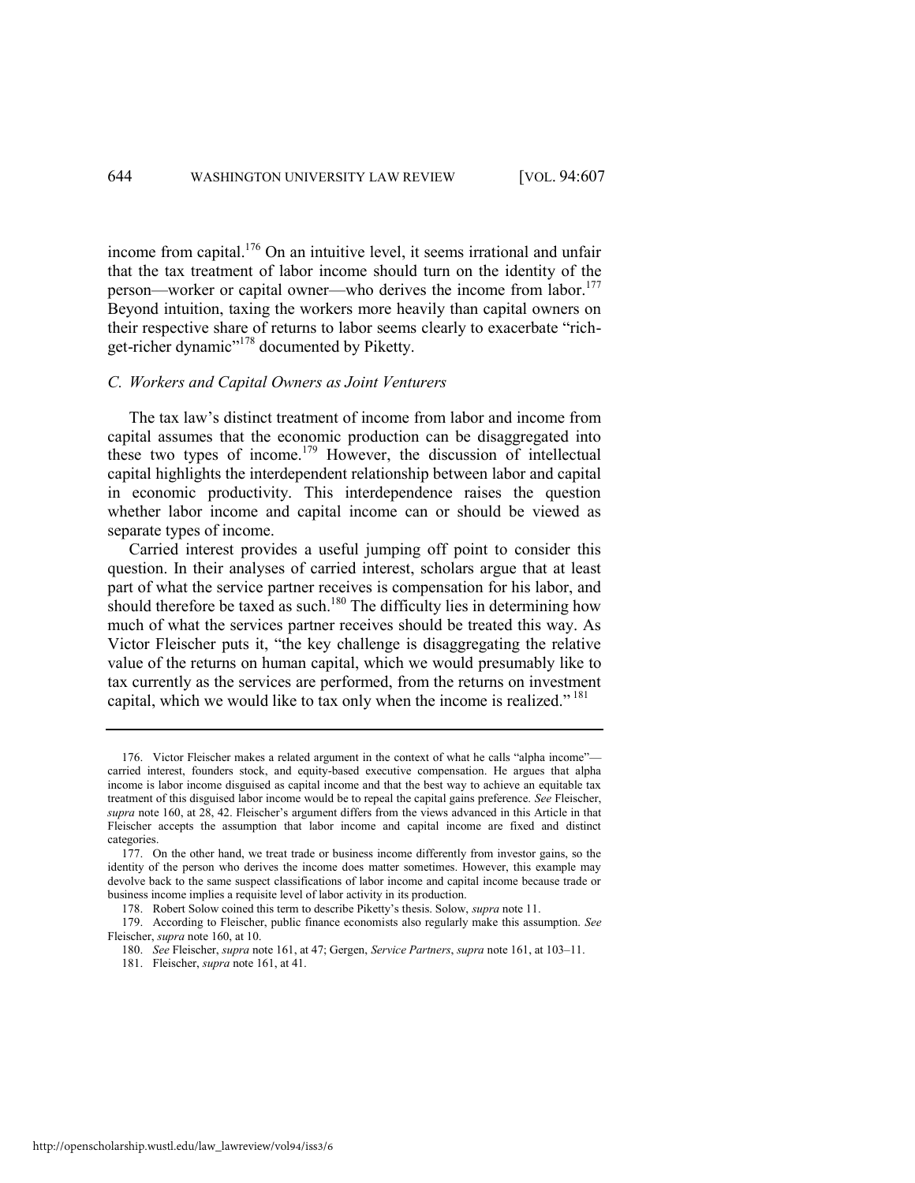income from capital.[176] On an intuitive level, it seems irrational and unfair that the tax treatment of labor income should turn on the identity of the person—worker or capital owner—who derives the income from labor.[177] Beyond intuition, taxing the workers more heavily than capital owners on their respective share of returns to labor seems clearly to exacerbate "rich-get-richer dynamic"[178] documented by Piketty.

### *C. Workers and Capital Owners as Joint Venturers*

The tax law's distinct treatment of income from labor and income from capital assumes that the economic production can be disaggregated into these two types of income.[179] However, the discussion of intellectual capital highlights the interdependent relationship between labor and capital in economic productivity. This interdependence raises the question whether labor income and capital income can or should be viewed as separate types of income.

Carried interest provides a useful jumping off point to consider this question. In their analyses of carried interest, scholars argue that at least part of what the service partner receives is compensation for his labor, and should therefore be taxed as such.[180] The difficulty lies in determining how much of what the services partner receives should be treated this way. As Victor Fleischer puts it, "the key challenge is disaggregating the relative value of the returns on human capital, which we would presumably like to tax currently as the services are performed, from the returns on investment capital, which we would like to tax only when the income is realized."[181]

---

176. Victor Fleischer makes a related argument in the context of what he calls "alpha income"—carried interest, founders stock, and equity-based executive compensation. He argues that alpha income is labor income disguised as capital income and that the best way to achieve an equitable tax treatment of this disguised labor income would be to repeal the capital gains preference. *See* Fleischer, *supra* note 160, at 28, 42. Fleischer's argument differs from the views advanced in this Article in that Fleischer accepts the assumption that labor income and capital income are fixed and distinct categories.

177. On the other hand, we treat trade or business income differently from investor gains, so the identity of the person who derives the income does matter sometimes. However, this example may devolve back to the same suspect classifications of labor income and capital income because trade or business income implies a requisite level of labor activity in its production.

178. Robert Solow coined this term to describe Piketty's thesis. Solow, *supra* note 11.

179. According to Fleischer, public finance economists also regularly make this assumption. *See* Fleischer, *supra* note 160, at 10.

180. *See* Fleischer, *supra* note 161, at 47; Gergen, *Service Partners*, *supra* note 161, at 103–11.

181. Fleischer, *supra* note 161, at 41.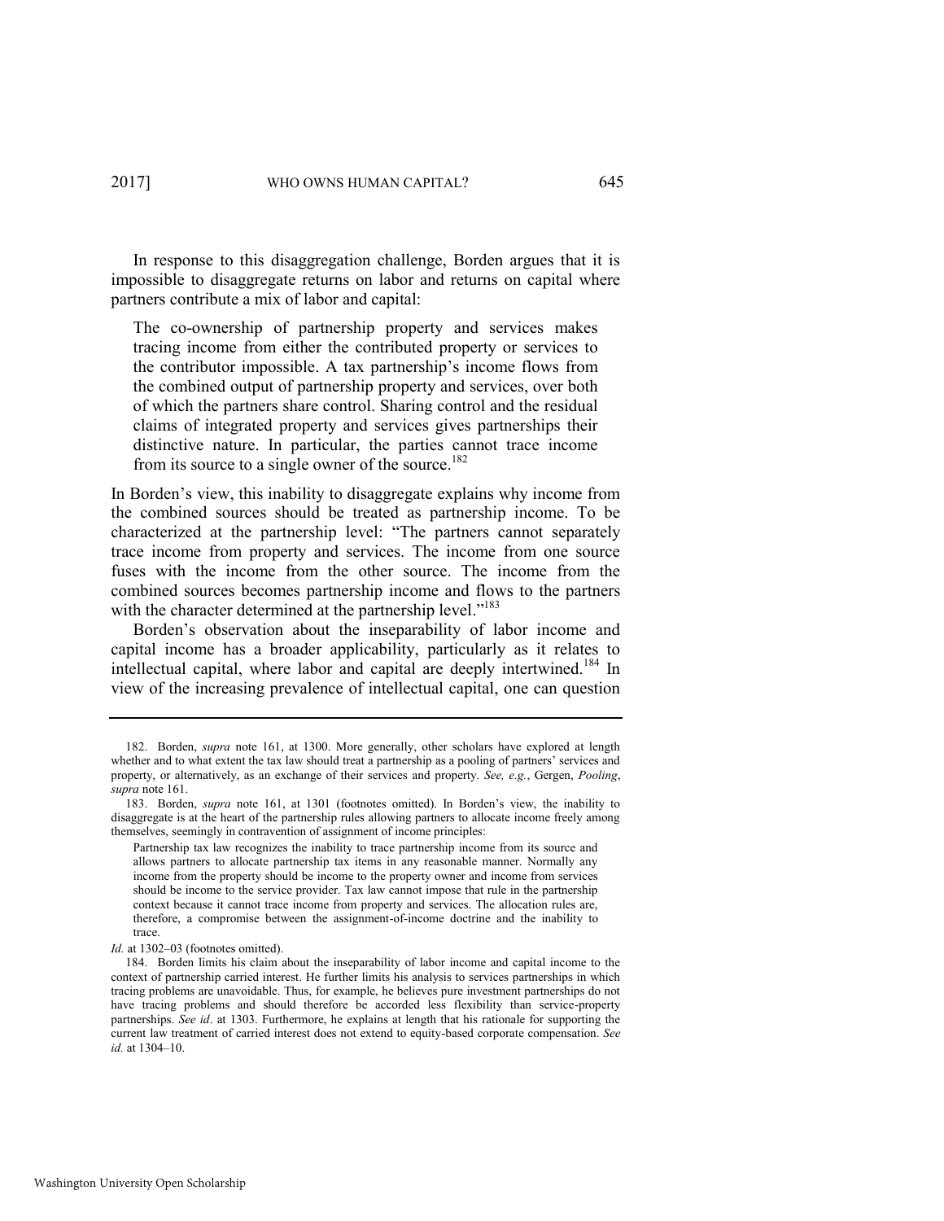In response to this disaggregation challenge, Borden argues that it is impossible to disaggregate returns on labor and returns on capital where partners contribute a mix of labor and capital:

> The co-ownership of partnership property and services makes tracing income from either the contributed property or services to the contributor impossible. A tax partnership's income flows from the combined output of partnership property and services, over both of which the partners share control. Sharing control and the residual claims of integrated property and services gives partnerships their distinctive nature. In particular, the parties cannot trace income from its source to a single owner of the source.[182]

In Borden's view, this inability to disaggregate explains why income from the combined sources should be treated as partnership income. To be characterized at the partnership level: "The partners cannot separately trace income from property and services. The income from one source fuses with the income from the other source. The income from the combined sources becomes partnership income and flows to the partners with the character determined at the partnership level."[183]

Borden's observation about the inseparability of labor income and capital income has a broader applicability, particularly as it relates to intellectual capital, where labor and capital are deeply intertwined.[184] In view of the increasing prevalence of intellectual capital, one can question

---

182. Borden, *supra* note 161, at 1300. More generally, other scholars have explored at length whether and to what extent the tax law should treat a partnership as a pooling of partners' services and property, or alternatively, as an exchange of their services and property. *See, e.g.*, Gergen, *Pooling*, *supra* note 161.

183. Borden, *supra* note 161, at 1301 (footnotes omitted). In Borden's view, the inability to disaggregate is at the heart of the partnership rules allowing partners to allocate income freely among themselves, seemingly in contravention of assignment of income principles:

> Partnership tax law recognizes the inability to trace partnership income from its source and allows partners to allocate partnership tax items in any reasonable manner. Normally any income from the property should be income to the property owner and income from services should be income to the service provider. Tax law cannot impose that rule in the partnership context because it cannot trace income from property and services. The allocation rules are, therefore, a compromise between the assignment-of-income doctrine and the inability to trace.

*Id.* at 1302–03 (footnotes omitted).

184. Borden limits his claim about the inseparability of labor income and capital income to the context of partnership carried interest. He further limits his analysis to services partnerships in which tracing problems are unavoidable. Thus, for example, he believes pure investment partnerships do not have tracing problems and should therefore be accorded less flexibility than service-property partnerships. *See id*. at 1303. Furthermore, he explains at length that his rationale for supporting the current law treatment of carried interest does not extend to equity-based corporate compensation. *See id.* at 1304–10.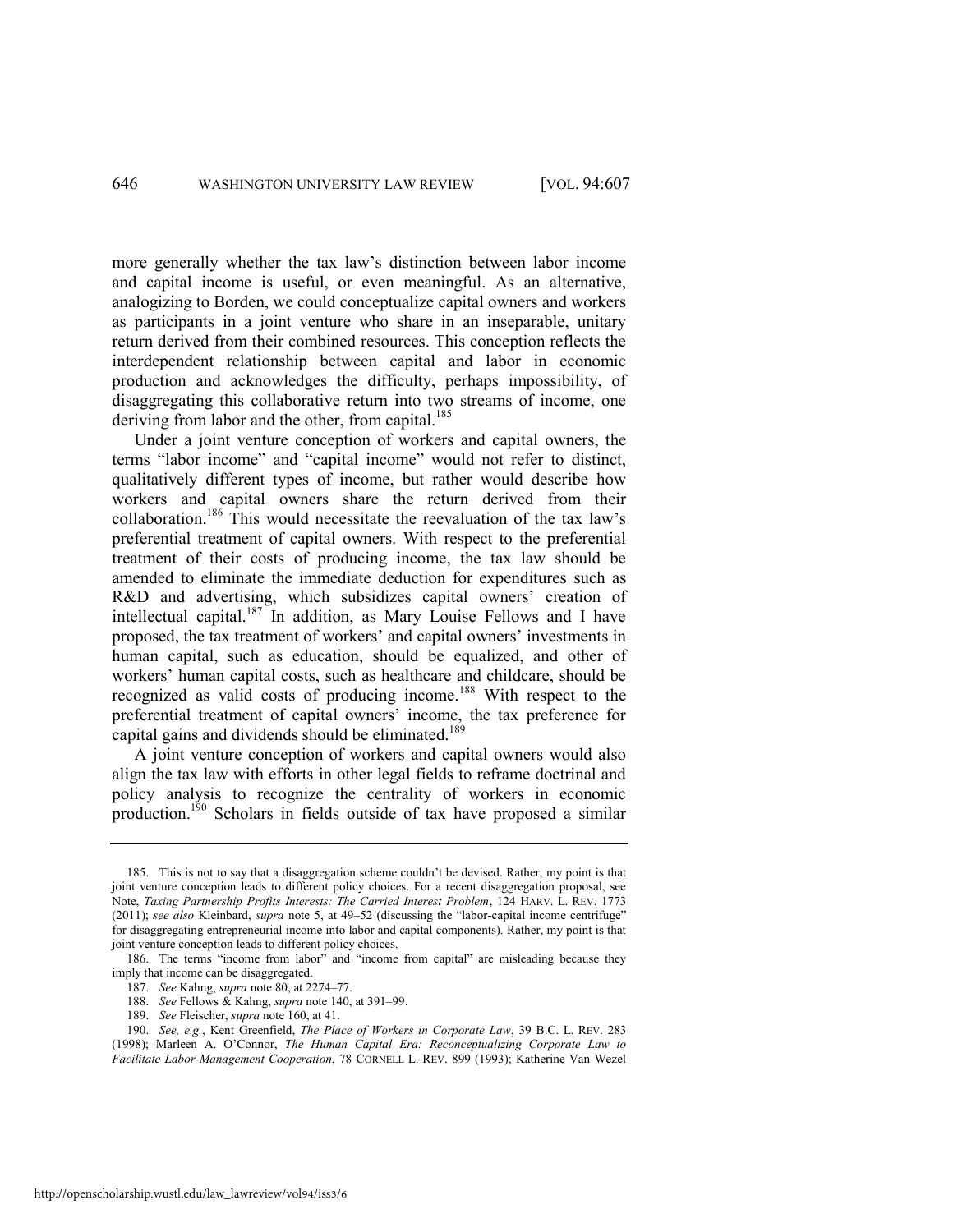more generally whether the tax law's distinction between labor income and capital income is useful, or even meaningful. As an alternative, analogizing to Borden, we could conceptualize capital owners and workers as participants in a joint venture who share in an inseparable, unitary return derived from their combined resources. This conception reflects the interdependent relationship between capital and labor in economic production and acknowledges the difficulty, perhaps impossibility, of disaggregating this collaborative return into two streams of income, one deriving from labor and the other, from capital.[185]

Under a joint venture conception of workers and capital owners, the terms "labor income" and "capital income" would not refer to distinct, qualitatively different types of income, but rather would describe how workers and capital owners share the return derived from their collaboration.[186] This would necessitate the reevaluation of the tax law's preferential treatment of capital owners. With respect to the preferential treatment of their costs of producing income, the tax law should be amended to eliminate the immediate deduction for expenditures such as R&D and advertising, which subsidizes capital owners' creation of intellectual capital.[187] In addition, as Mary Louise Fellows and I have proposed, the tax treatment of workers' and capital owners' investments in human capital, such as education, should be equalized, and other of workers' human capital costs, such as healthcare and childcare, should be recognized as valid costs of producing income.[188] With respect to the preferential treatment of capital owners' income, the tax preference for capital gains and dividends should be eliminated.[189]

A joint venture conception of workers and capital owners would also align the tax law with efforts in other legal fields to reframe doctrinal and policy analysis to recognize the centrality of workers in economic production.[190] Scholars in fields outside of tax have proposed a similar

---

185. This is not to say that a disaggregation scheme couldn't be devised. Rather, my point is that joint venture conception leads to different policy choices. For a recent disaggregation proposal, see Note, *Taxing Partnership Profits Interests: The Carried Interest Problem*, 124 HARV. L. REV. 1773 (2011); *see also* Kleinbard, *supra* note 5, at 49–52 (discussing the "labor-capital income centrifuge" for disaggregating entrepreneurial income into labor and capital components). Rather, my point is that joint venture conception leads to different policy choices.

186. The terms "income from labor" and "income from capital" are misleading because they imply that income can be disaggregated.

187. *See* Kahng, *supra* note 80, at 2274–77.

188. *See* Fellows & Kahng, *supra* note 140, at 391–99.

189. *See* Fleischer, *supra* note 160, at 41.

190. *See, e.g.*, Kent Greenfield, *The Place of Workers in Corporate Law*, 39 B.C. L. REV. 283 (1998); Marleen A. O'Connor, *The Human Capital Era: Reconceptualizing Corporate Law to Facilitate Labor-Management Cooperation*, 78 CORNELL L. REV. 899 (1993); Katherine Van Wezel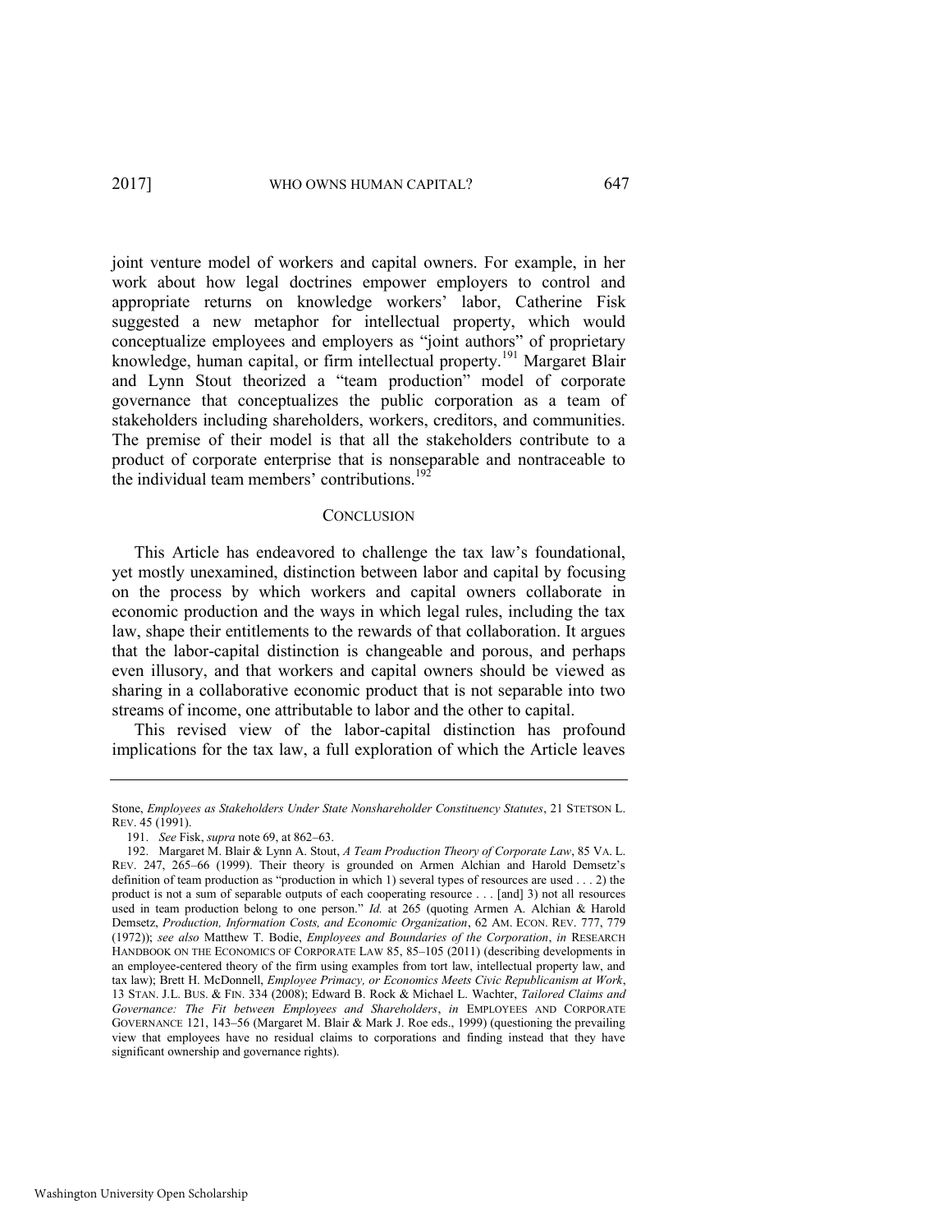joint venture model of workers and capital owners. For example, in her work about how legal doctrines empower employers to control and appropriate returns on knowledge workers' labor, Catherine Fisk suggested a new metaphor for intellectual property, which would conceptualize employees and employers as "joint authors" of proprietary knowledge, human capital, or firm intellectual property.[191] Margaret Blair and Lynn Stout theorized a "team production" model of corporate governance that conceptualizes the public corporation as a team of stakeholders including shareholders, workers, creditors, and communities. The premise of their model is that all the stakeholders contribute to a product of corporate enterprise that is nonseparable and nontraceable to the individual team members' contributions.[192]

## CONCLUSION

This Article has endeavored to challenge the tax law's foundational, yet mostly unexamined, distinction between labor and capital by focusing on the process by which workers and capital owners collaborate in economic production and the ways in which legal rules, including the tax law, shape their entitlements to the rewards of that collaboration. It argues that the labor-capital distinction is changeable and porous, and perhaps even illusory, and that workers and capital owners should be viewed as sharing in a collaborative economic product that is not separable into two streams of income, one attributable to labor and the other to capital.

This revised view of the labor-capital distinction has profound implications for the tax law, a full exploration of which the Article leaves

---

Stone, *Employees as Stakeholders Under State Nonshareholder Constituency Statutes*, 21 STETSON L. REV. 45 (1991).

191. *See* Fisk, *supra* note 69, at 862–63.

192. Margaret M. Blair & Lynn A. Stout, *A Team Production Theory of Corporate Law*, 85 VA. L. REV. 247, 265–66 (1999). Their theory is grounded on Armen Alchian and Harold Demsetz's definition of team production as "production in which 1) several types of resources are used . . . 2) the product is not a sum of separable outputs of each cooperating resource . . . [and] 3) not all resources used in team production belong to one person." *Id.* at 265 (quoting Armen A. Alchian & Harold Demsetz, *Production, Information Costs, and Economic Organization*, 62 AM. ECON. REV. 777, 779 (1972)); *see also* Matthew T. Bodie, *Employees and Boundaries of the Corporation*, *in* RESEARCH HANDBOOK ON THE ECONOMICS OF CORPORATE LAW 85, 85–105 (2011) (describing developments in an employee-centered theory of the firm using examples from tort law, intellectual property law, and tax law); Brett H. McDonnell, *Employee Primacy, or Economics Meets Civic Republicanism at Work*, 13 STAN. J.L. BUS. & FIN. 334 (2008); Edward B. Rock & Michael L. Wachter, *Tailored Claims and Governance: The Fit between Employees and Shareholders*, *in* EMPLOYEES AND CORPORATE GOVERNANCE 121, 143–56 (Margaret M. Blair & Mark J. Roe eds., 1999) (questioning the prevailing view that employees have no residual claims to corporations and finding instead that they have significant ownership and governance rights).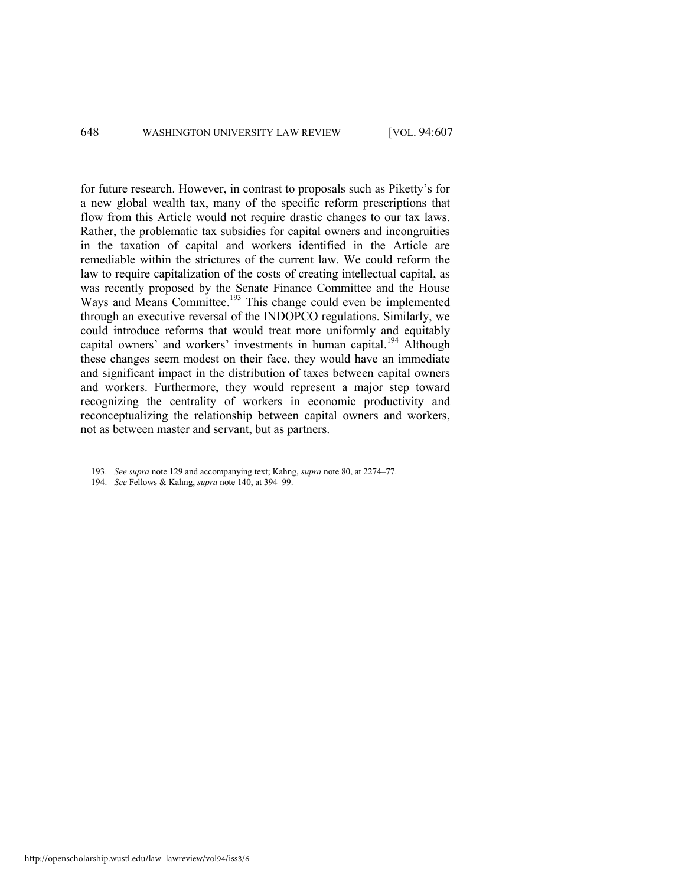for future research. However, in contrast to proposals such as Piketty's for a new global wealth tax, many of the specific reform prescriptions that flow from this Article would not require drastic changes to our tax laws. Rather, the problematic tax subsidies for capital owners and incongruities in the taxation of capital and workers identified in the Article are remediable within the strictures of the current law. We could reform the law to require capitalization of the costs of creating intellectual capital, as was recently proposed by the Senate Finance Committee and the House Ways and Means Committee.[193] This change could even be implemented through an executive reversal of the INDOPCO regulations. Similarly, we could introduce reforms that would treat more uniformly and equitably capital owners' and workers' investments in human capital.[194] Although these changes seem modest on their face, they would have an immediate and significant impact in the distribution of taxes between capital owners and workers. Furthermore, they would represent a major step toward recognizing the centrality of workers in economic productivity and reconceptualizing the relationship between capital owners and workers, not as between master and servant, but as partners.

---

193. *See supra* note 129 and accompanying text; Kahng, *supra* note 80, at 2274–77.

194. *See* Fellows & Kahng, *supra* note 140, at 394–99.